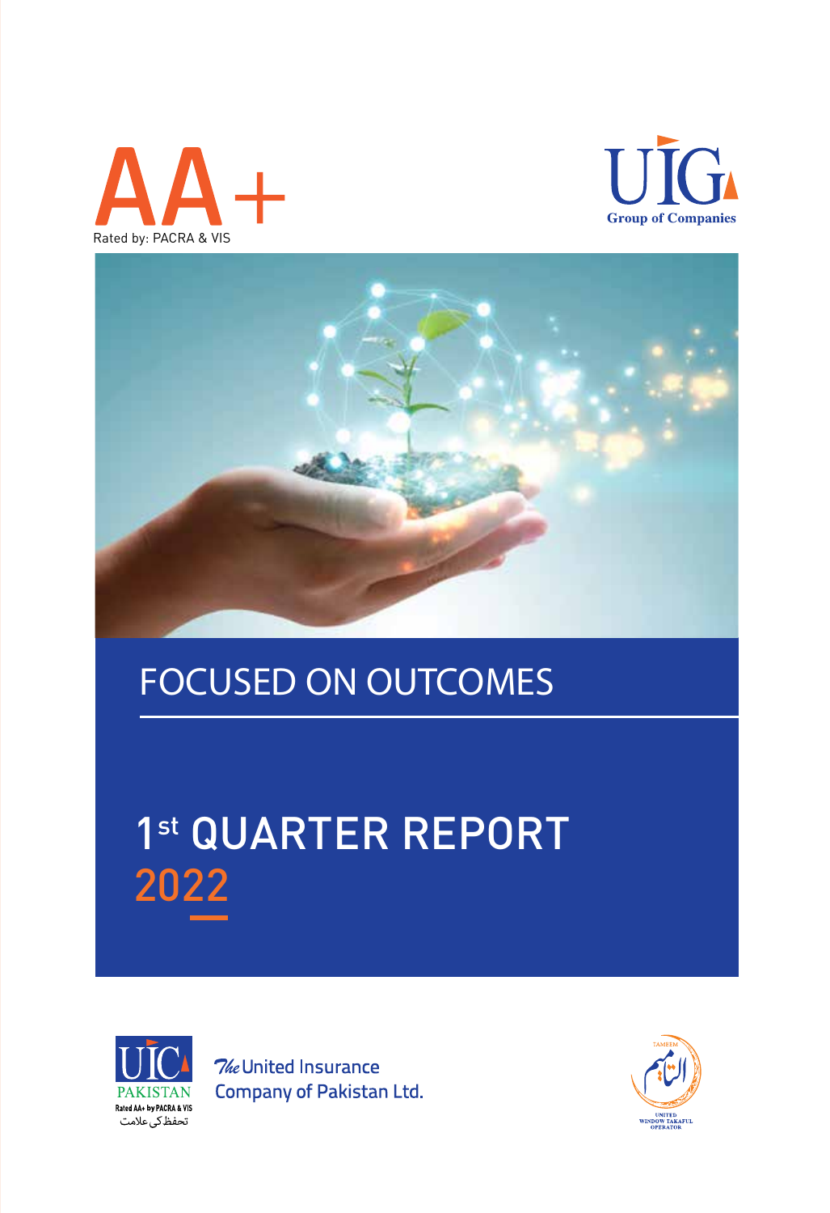AA+

Rated by: PACRA & VIS

UIG

Group of Companies

# FOCUSED ON OUTCOMES

# 1st QUARTER REPORT 2022

UIC PAKISTAN

Rated AA+ by PACRA & VIS

تحفظ کی علامت

The United Insurance Company of Pakistan Ltd.

TAMEEM

التامیم

UNITED WINDOW TAKAFUL OPERATOR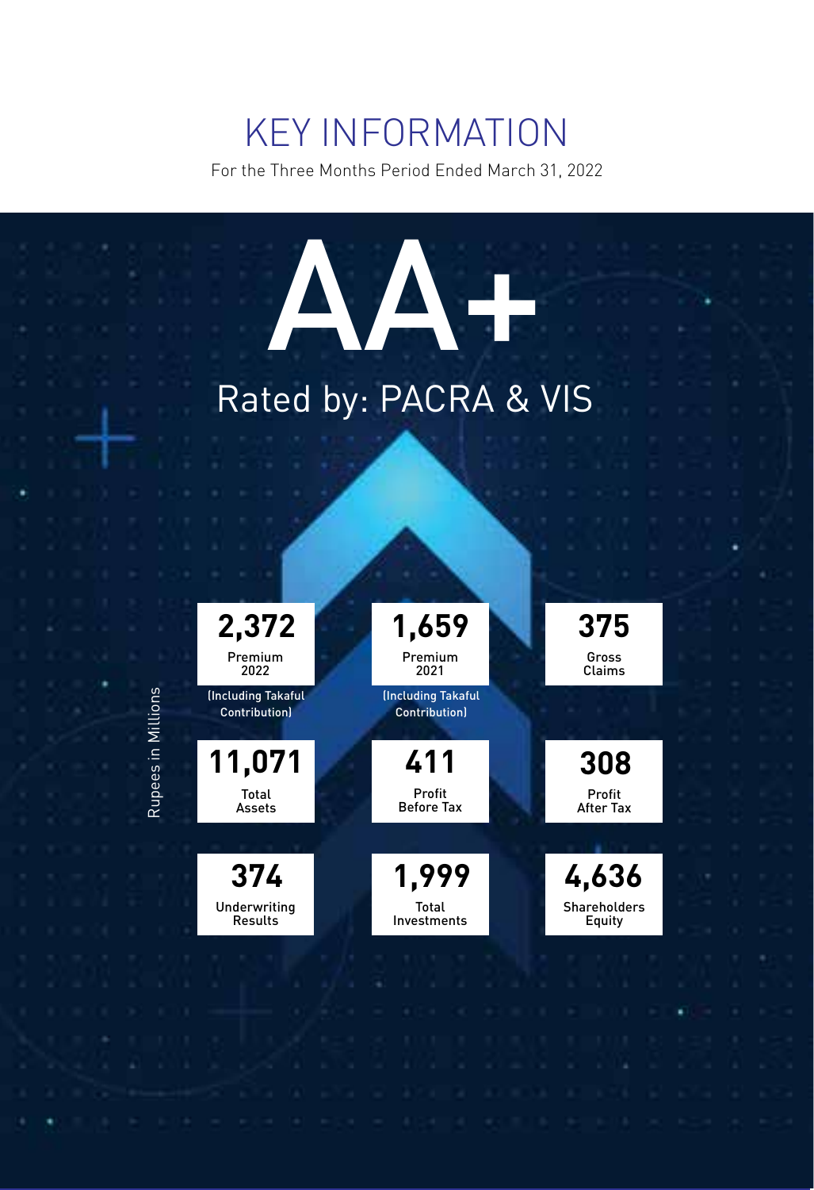# KEY INFORMATION

For the Three Months Period Ended March 31, 2022

# AA+

## Rated by: PACRA & VIS

Rupees in Millions

| | | |
|---|---|---|
| **2,372**<br>Premium 2022<br>(Including Takaful Contribution) | **1,659**<br>Premium 2021<br>(Including Takaful Contribution) | **375**<br>Gross Claims |
| **11,071**<br>Total Assets | **411**<br>Profit Before Tax | **308**<br>Profit After Tax |
| **374**<br>Underwriting Results | **1,999**<br>Total Investments | **4,636**<br>Shareholders Equity |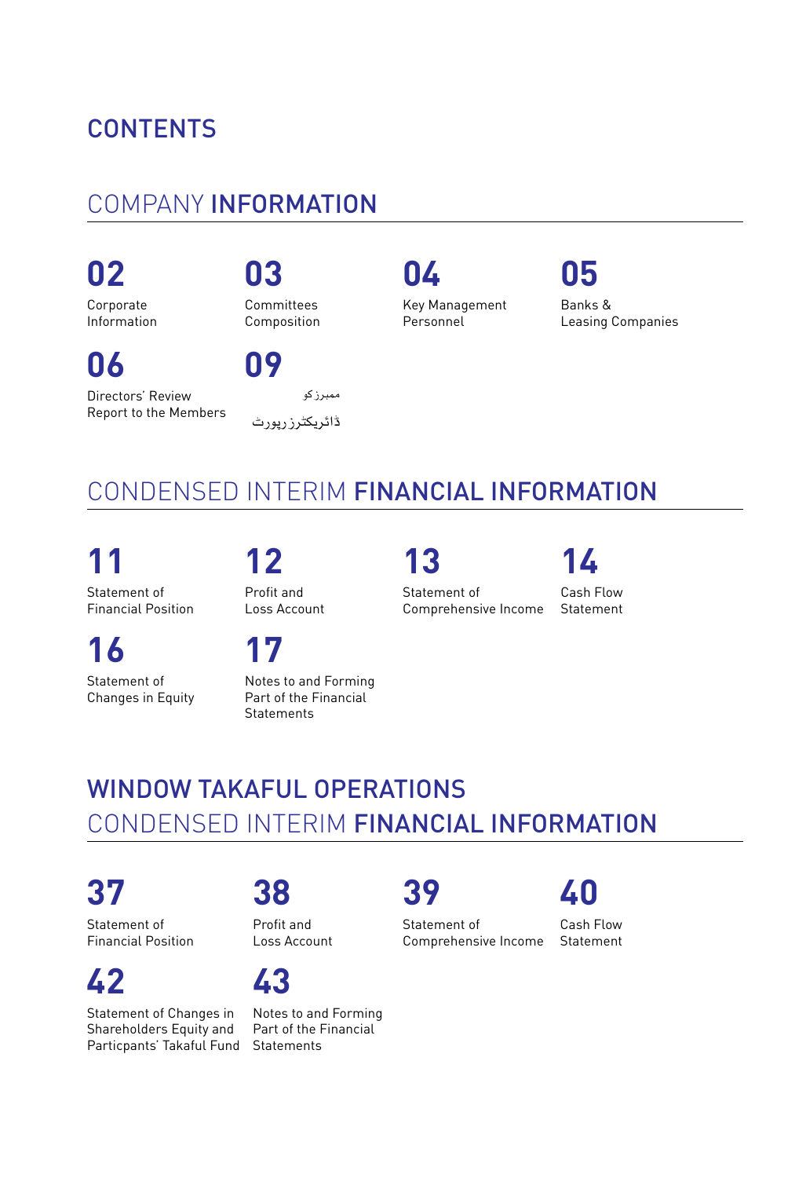# CONTENTS

## COMPANY INFORMATION

**02** Corporate Information

**03** Committees Composition

**04** Key Management Personnel

**05** Banks & Leasing Companies

**06** Directors' Review Report to the Members

**09** ممبرز کو ڈائریکٹرز رپورٹ

## CONDENSED INTERIM FINANCIAL INFORMATION

**11** Statement of Financial Position

**12** Profit and Loss Account

**13** Statement of Comprehensive Income

**14** Cash Flow Statement

**16** Statement of Changes in Equity

**17** Notes to and Forming Part of the Financial Statements

## WINDOW TAKAFUL OPERATIONS CONDENSED INTERIM FINANCIAL INFORMATION

**37** Statement of Financial Position

**38** Profit and Loss Account

**39** Statement of Comprehensive Income

**40** Cash Flow Statement

**42** Statement of Changes in Shareholders Equity and Particpants' Takaful Fund

**43** Notes to and Forming Part of the Financial Statements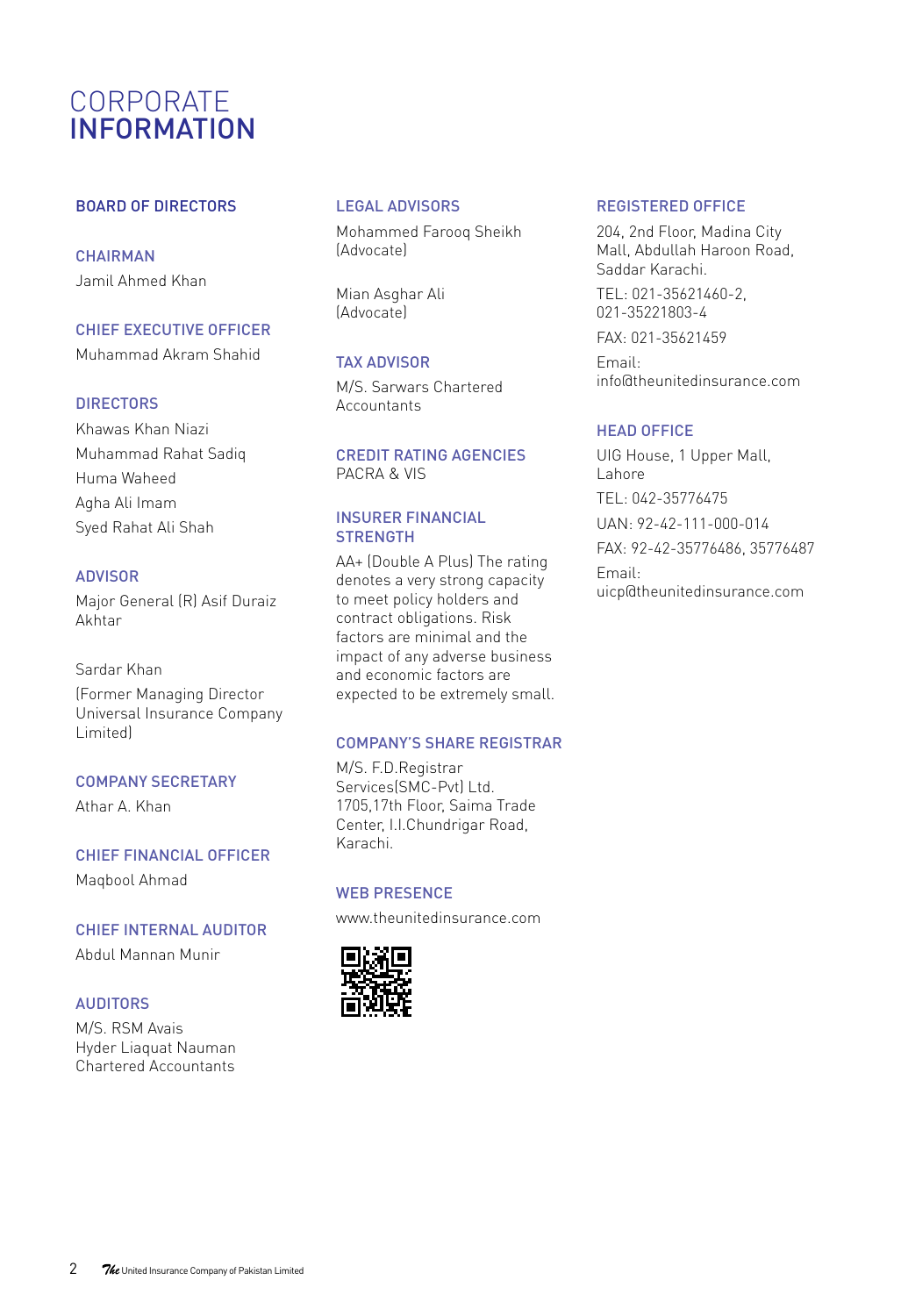# CORPORATE INFORMATION

## BOARD OF DIRECTORS

### CHAIRMAN
Jamil Ahmed Khan

### CHIEF EXECUTIVE OFFICER
Muhammad Akram Shahid

### DIRECTORS
Khawas Khan Niazi
Muhammad Rahat Sadiq
Huma Waheed
Agha Ali Imam
Syed Rahat Ali Shah

### ADVISOR
Major General (R) Asif Duraiz Akhtar

Sardar Khan
(Former Managing Director Universal Insurance Company Limited)

### COMPANY SECRETARY
Athar A. Khan

### CHIEF FINANCIAL OFFICER
Maqbool Ahmad

### CHIEF INTERNAL AUDITOR
Abdul Mannan Munir

### AUDITORS
M/S. RSM Avais Hyder Liaquat Nauman Chartered Accountants

### LEGAL ADVISORS
Mohammed Farooq Sheikh (Advocate)

Mian Asghar Ali (Advocate)

### TAX ADVISOR
M/S. Sarwars Chartered Accountants

### CREDIT RATING AGENCIES
PACRA & VIS

### INSURER FINANCIAL STRENGTH
AA+ (Double A Plus) The rating denotes a very strong capacity to meet policy holders and contract obligations. Risk factors are minimal and the impact of any adverse business and economic factors are expected to be extremely small.

### COMPANY'S SHARE REGISTRAR
M/S. F.D.Registrar Services(SMC-Pvt) Ltd.
1705,17th Floor, Saima Trade Center, I.I.Chundrigar Road, Karachi.

### WEB PRESENCE
www.theunitedinsurance.com

### REGISTERED OFFICE
204, 2nd Floor, Madina City Mall, Abdullah Haroon Road, Saddar Karachi.

TEL: 021-35621460-2, 021-35221803-4

FAX: 021-35621459

Email: info@theunitedinsurance.com

### HEAD OFFICE
UIG House, 1 Upper Mall, Lahore

TEL: 042-35776475

UAN: 92-42-111-000-014

FAX: 92-42-35776486, 35776487

Email: uicp@theunitedinsurance.com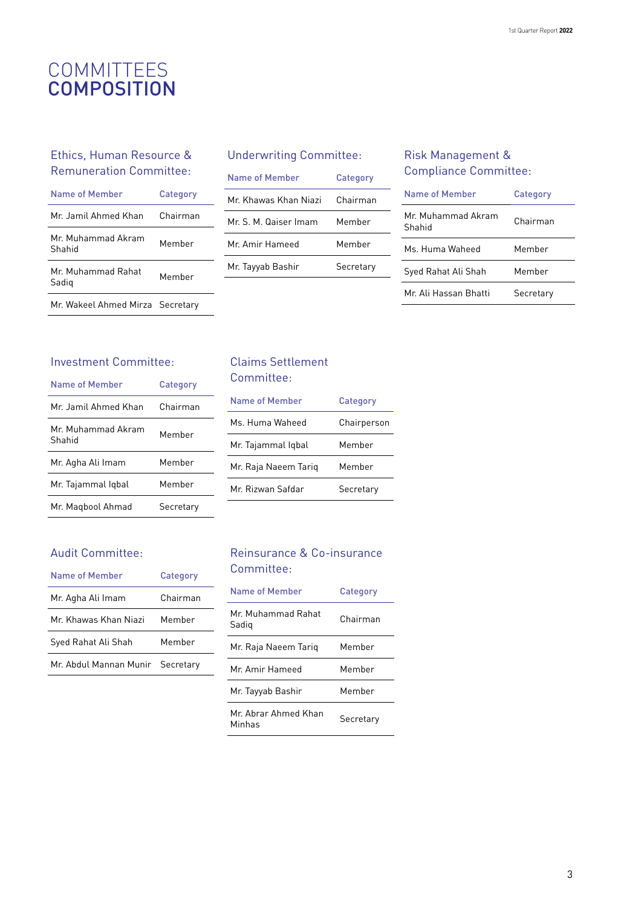# COMMITTEES COMPOSITION

## Ethics, Human Resource & Remuneration Committee:

| Name of Member | Category |
|---|---|
| Mr. Jamil Ahmed Khan | Chairman |
| Mr. Muhammad Akram Shahid | Member |
| Mr. Muhammad Rahat Sadiq | Member |
| Mr. Wakeel Ahmed Mirza | Secretary |

## Underwriting Committee:

| Name of Member | Category |
|---|---|
| Mr. Khawas Khan Niazi | Chairman |
| Mr. S. M. Qaiser Imam | Member |
| Mr. Amir Hameed | Member |
| Mr. Tayyab Bashir | Secretary |

## Risk Management & Compliance Committee:

| Name of Member | Category |
|---|---|
| Mr. Muhammad Akram Shahid | Chairman |
| Ms. Huma Waheed | Member |
| Syed Rahat Ali Shah | Member |
| Mr. Ali Hassan Bhatti | Secretary |

## Investment Committee:

| Name of Member | Category |
|---|---|
| Mr. Jamil Ahmed Khan | Chairman |
| Mr. Muhammad Akram Shahid | Member |
| Mr. Agha Ali Imam | Member |
| Mr. Tajammal Iqbal | Member |
| Mr. Maqbool Ahmad | Secretary |

## Claims Settlement Committee:

| Name of Member | Category |
|---|---|
| Ms. Huma Waheed | Chairperson |
| Mr. Tajammal Iqbal | Member |
| Mr. Raja Naeem Tariq | Member |
| Mr. Rizwan Safdar | Secretary |

## Audit Committee:

| Name of Member | Category |
|---|---|
| Mr. Agha Ali Imam | Chairman |
| Mr. Khawas Khan Niazi | Member |
| Syed Rahat Ali Shah | Member |
| Mr. Abdul Mannan Munir | Secretary |

## Reinsurance & Co-insurance Committee:

| Name of Member | Category |
|---|---|
| Mr. Muhammad Rahat Sadiq | Chairman |
| Mr. Raja Naeem Tariq | Member |
| Mr. Amir Hameed | Member |
| Mr. Tayyab Bashir | Member |
| Mr. Abrar Ahmed Khan Minhas | Secretary |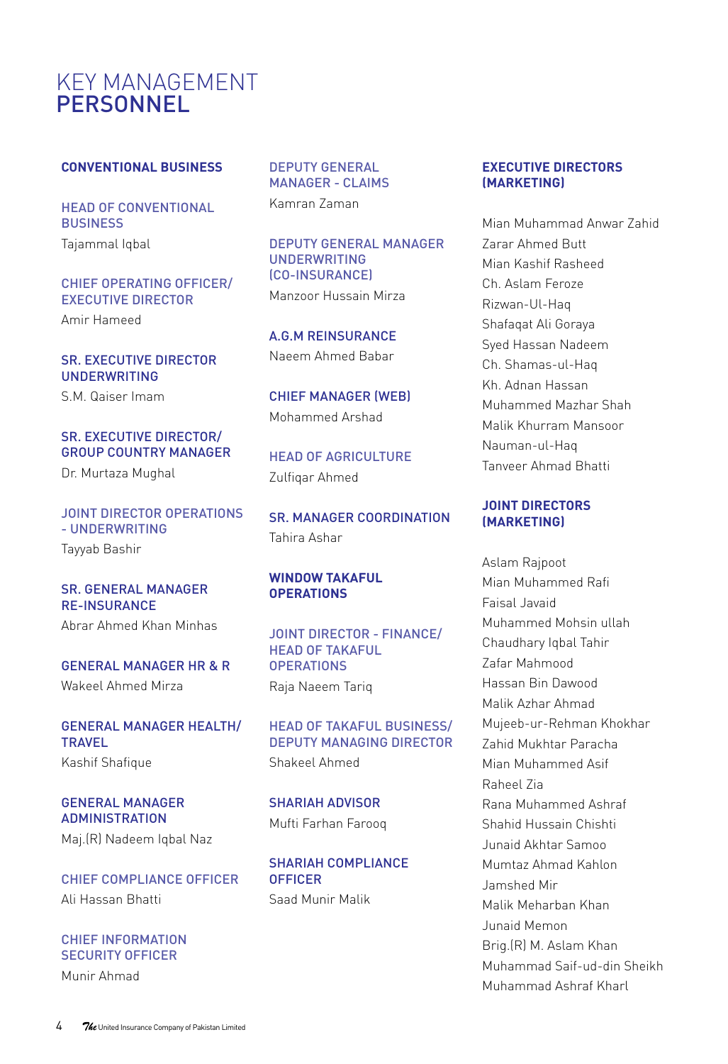# KEY MANAGEMENT PERSONNEL

## CONVENTIONAL BUSINESS

**HEAD OF CONVENTIONAL BUSINESS**
Tajammal Iqbal

**CHIEF OPERATING OFFICER/ EXECUTIVE DIRECTOR**
Amir Hameed

**SR. EXECUTIVE DIRECTOR UNDERWRITING**
S.M. Qaiser Imam

**SR. EXECUTIVE DIRECTOR/ GROUP COUNTRY MANAGER**
Dr. Murtaza Mughal

**JOINT DIRECTOR OPERATIONS - UNDERWRITING**
Tayyab Bashir

**SR. GENERAL MANAGER RE-INSURANCE**
Abrar Ahmed Khan Minhas

**GENERAL MANAGER HR & R**
Wakeel Ahmed Mirza

**GENERAL MANAGER HEALTH/ TRAVEL**
Kashif Shafique

**GENERAL MANAGER ADMINISTRATION**
Maj.(R) Nadeem Iqbal Naz

**CHIEF COMPLIANCE OFFICER**
Ali Hassan Bhatti

**CHIEF INFORMATION SECURITY OFFICER**
Munir Ahmad

**DEPUTY GENERAL MANAGER - CLAIMS**
Kamran Zaman

**DEPUTY GENERAL MANAGER UNDERWRITING (CO-INSURANCE)**
Manzoor Hussain Mirza

**A.G.M REINSURANCE**
Naeem Ahmed Babar

**CHIEF MANAGER (WEB)**
Mohammed Arshad

**HEAD OF AGRICULTURE**
Zulfiqar Ahmed

**SR. MANAGER COORDINATION**
Tahira Ashar

## WINDOW TAKAFUL OPERATIONS

**JOINT DIRECTOR - FINANCE/ HEAD OF TAKAFUL OPERATIONS**
Raja Naeem Tariq

**HEAD OF TAKAFUL BUSINESS/ DEPUTY MANAGING DIRECTOR**
Shakeel Ahmed

**SHARIAH ADVISOR**
Mufti Farhan Farooq

**SHARIAH COMPLIANCE OFFICER**
Saad Munir Malik

## EXECUTIVE DIRECTORS (MARKETING)

Mian Muhammad Anwar Zahid
Zarar Ahmed Butt
Mian Kashif Rasheed
Ch. Aslam Feroze
Rizwan-Ul-Haq
Shafaqat Ali Goraya
Syed Hassan Nadeem
Ch. Shamas-ul-Haq
Kh. Adnan Hassan
Muhammed Mazhar Shah
Malik Khurram Mansoor
Nauman-ul-Haq
Tanveer Ahmad Bhatti

## JOINT DIRECTORS (MARKETING)

Aslam Rajpoot
Mian Muhammed Rafi
Faisal Javaid
Muhammed Mohsin ullah
Chaudhary Iqbal Tahir
Zafar Mahmood
Hassan Bin Dawood
Malik Azhar Ahmad
Mujeeb-ur-Rehman Khokhar
Zahid Mukhtar Paracha
Mian Muhammed Asif
Raheel Zia
Rana Muhammed Ashraf
Shahid Hussain Chishti
Junaid Akhtar Samoo
Mumtaz Ahmad Kahlon
Jamshed Mir
Malik Meharban Khan
Junaid Memon
Brig.(R) M. Aslam Khan
Muhammad Saif-ud-din Sheikh
Muhammad Ashraf Kharl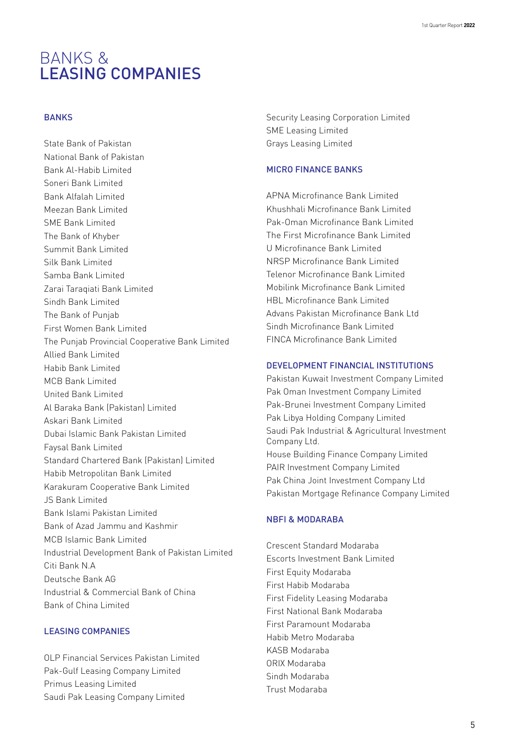# BANKS & LEASING COMPANIES

## BANKS

State Bank of Pakistan
National Bank of Pakistan
Bank Al-Habib Limited
Soneri Bank Limited
Bank Alfalah Limited
Meezan Bank Limited
SME Bank Limited
The Bank of Khyber
Summit Bank Limited
Silk Bank Limited
Samba Bank Limited
Zarai Taraqiati Bank Limited
Sindh Bank Limited
The Bank of Punjab
First Women Bank Limited
The Punjab Provincial Cooperative Bank Limited
Allied Bank Limited
Habib Bank Limited
MCB Bank Limited
United Bank Limited
Al Baraka Bank (Pakistan) Limited
Askari Bank Limited
Dubai Islamic Bank Pakistan Limited
Faysal Bank Limited
Standard Chartered Bank (Pakistan) Limited
Habib Metropolitan Bank Limited
Karakuram Cooperative Bank Limited
JS Bank Limited
Bank Islami Pakistan Limited
Bank of Azad Jammu and Kashmir
MCB Islamic Bank Limited
Industrial Development Bank of Pakistan Limited
Citi Bank N.A
Deutsche Bank AG
Industrial & Commercial Bank of China
Bank of China Limited

## LEASING COMPANIES

OLP Financial Services Pakistan Limited
Pak-Gulf Leasing Company Limited
Primus Leasing Limited
Saudi Pak Leasing Company Limited
Security Leasing Corporation Limited
SME Leasing Limited
Grays Leasing Limited

## MICRO FINANCE BANKS

APNA Microfinance Bank Limited
Khushhali Microfinance Bank Limited
Pak-Oman Microfinance Bank Limited
The First Microfinance Bank Limited
U Microfinance Bank Limited
NRSP Microfinance Bank Limited
Telenor Microfinance Bank Limited
Mobilink Microfinance Bank Limited
HBL Microfinance Bank Limited
Advans Pakistan Microfinance Bank Ltd
Sindh Microfinance Bank Limited
FINCA Microfinance Bank Limited

## DEVELOPMENT FINANCIAL INSTITUTIONS

Pakistan Kuwait Investment Company Limited
Pak Oman Investment Company Limited
Pak-Brunei Investment Company Limited
Pak Libya Holding Company Limited
Saudi Pak Industrial & Agricultural Investment Company Ltd.
House Building Finance Company Limited
PAIR Investment Company Limited
Pak China Joint Investment Company Ltd
Pakistan Mortgage Refinance Company Limited

## NBFI & MODARABA

Crescent Standard Modaraba
Escorts Investment Bank Limited
First Equity Modaraba
First Habib Modaraba
First Fidelity Leasing Modaraba
First National Bank Modaraba
First Paramount Modaraba
Habib Metro Modaraba
KASB Modaraba
ORIX Modaraba
Sindh Modaraba
Trust Modaraba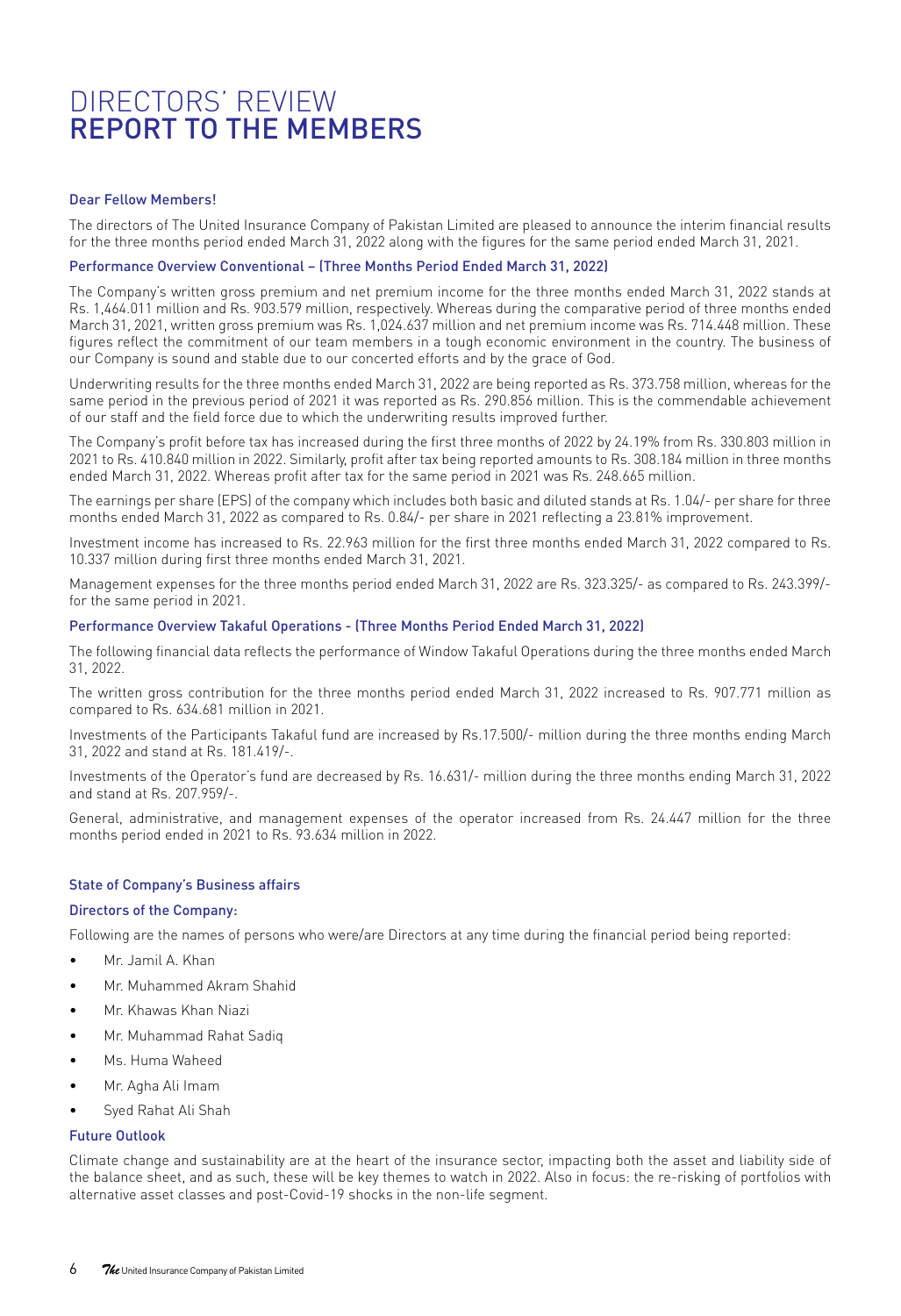# DIRECTORS' REVIEW
# REPORT TO THE MEMBERS

### Dear Fellow Members!

The directors of The United Insurance Company of Pakistan Limited are pleased to announce the interim financial results for the three months period ended March 31, 2022 along with the figures for the same period ended March 31, 2021.

### Performance Overview Conventional – (Three Months Period Ended March 31, 2022)

The Company's written gross premium and net premium income for the three months ended March 31, 2022 stands at Rs. 1,464.011 million and Rs. 903.579 million, respectively. Whereas during the comparative period of three months ended March 31, 2021, written gross premium was Rs. 1,024.637 million and net premium income was Rs. 714.448 million. These figures reflect the commitment of our team members in a tough economic environment in the country. The business of our Company is sound and stable due to our concerted efforts and by the grace of God.

Underwriting results for the three months ended March 31, 2022 are being reported as Rs. 373.758 million, whereas for the same period in the previous period of 2021 it was reported as Rs. 290.856 million. This is the commendable achievement of our staff and the field force due to which the underwriting results improved further.

The Company's profit before tax has increased during the first three months of 2022 by 24.19% from Rs. 330.803 million in 2021 to Rs. 410.840 million in 2022. Similarly, profit after tax being reported amounts to Rs. 308.184 million in three months ended March 31, 2022. Whereas profit after tax for the same period in 2021 was Rs. 248.665 million.

The earnings per share (EPS) of the company which includes both basic and diluted stands at Rs. 1.04/- per share for three months ended March 31, 2022 as compared to Rs. 0.84/- per share in 2021 reflecting a 23.81% improvement.

Investment income has increased to Rs. 22.963 million for the first three months ended March 31, 2022 compared to Rs. 10.337 million during first three months ended March 31, 2021.

Management expenses for the three months period ended March 31, 2022 are Rs. 323.325/- as compared to Rs. 243.399/- for the same period in 2021.

### Performance Overview Takaful Operations - (Three Months Period Ended March 31, 2022)

The following financial data reflects the performance of Window Takaful Operations during the three months ended March 31, 2022.

The written gross contribution for the three months period ended March 31, 2022 increased to Rs. 907.771 million as compared to Rs. 634.681 million in 2021.

Investments of the Participants Takaful fund are increased by Rs.17.500/- million during the three months ending March 31, 2022 and stand at Rs. 181.419/-.

Investments of the Operator's fund are decreased by Rs. 16.631/- million during the three months ending March 31, 2022 and stand at Rs. 207.959/-.

General, administrative, and management expenses of the operator increased from Rs. 24.447 million for the three months period ended in 2021 to Rs. 93.634 million in 2022.

### State of Company's Business affairs

### Directors of the Company:

Following are the names of persons who were/are Directors at any time during the financial period being reported:

- Mr. Jamil A. Khan
- Mr. Muhammed Akram Shahid
- Mr. Khawas Khan Niazi
- Mr. Muhammad Rahat Sadiq
- Ms. Huma Waheed
- Mr. Agha Ali Imam
- Syed Rahat Ali Shah

### Future Outlook

Climate change and sustainability are at the heart of the insurance sector, impacting both the asset and liability side of the balance sheet, and as such, these will be key themes to watch in 2022. Also in focus: the re-risking of portfolios with alternative asset classes and post-Covid-19 shocks in the non-life segment.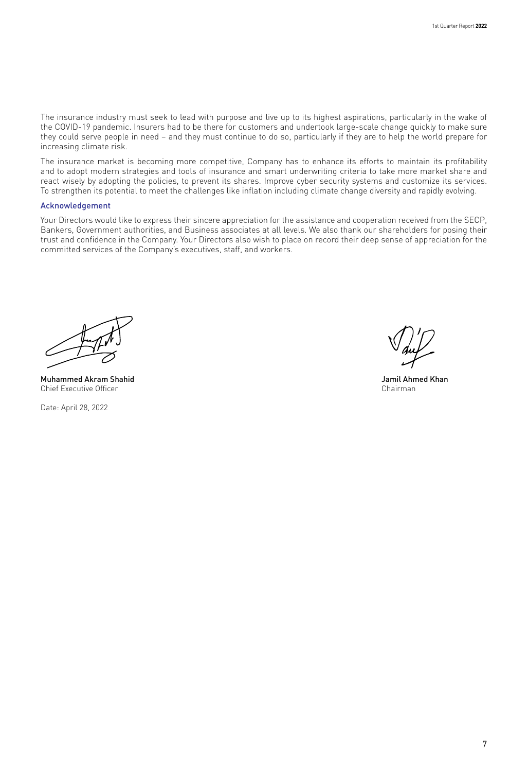The insurance industry must seek to lead with purpose and live up to its highest aspirations, particularly in the wake of the COVID-19 pandemic. Insurers had to be there for customers and undertook large-scale change quickly to make sure they could serve people in need – and they must continue to do so, particularly if they are to help the world prepare for increasing climate risk.

The insurance market is becoming more competitive, Company has to enhance its efforts to maintain its profitability and to adopt modern strategies and tools of insurance and smart underwriting criteria to take more market share and react wisely by adopting the policies, to prevent its shares. Improve cyber security systems and customize its services. To strengthen its potential to meet the challenges like inflation including climate change diversity and rapidly evolving.

### Acknowledgement

Your Directors would like to express their sincere appreciation for the assistance and cooperation received from the SECP, Bankers, Government authorities, and Business associates at all levels. We also thank our shareholders for posing their trust and confidence in the Company. Your Directors also wish to place on record their deep sense of appreciation for the committed services of the Company's executives, staff, and workers.

**Muhammed Akram Shahid**
Chief Executive Officer

**Jamil Ahmed Khan**
Chairman

Date: April 28, 2022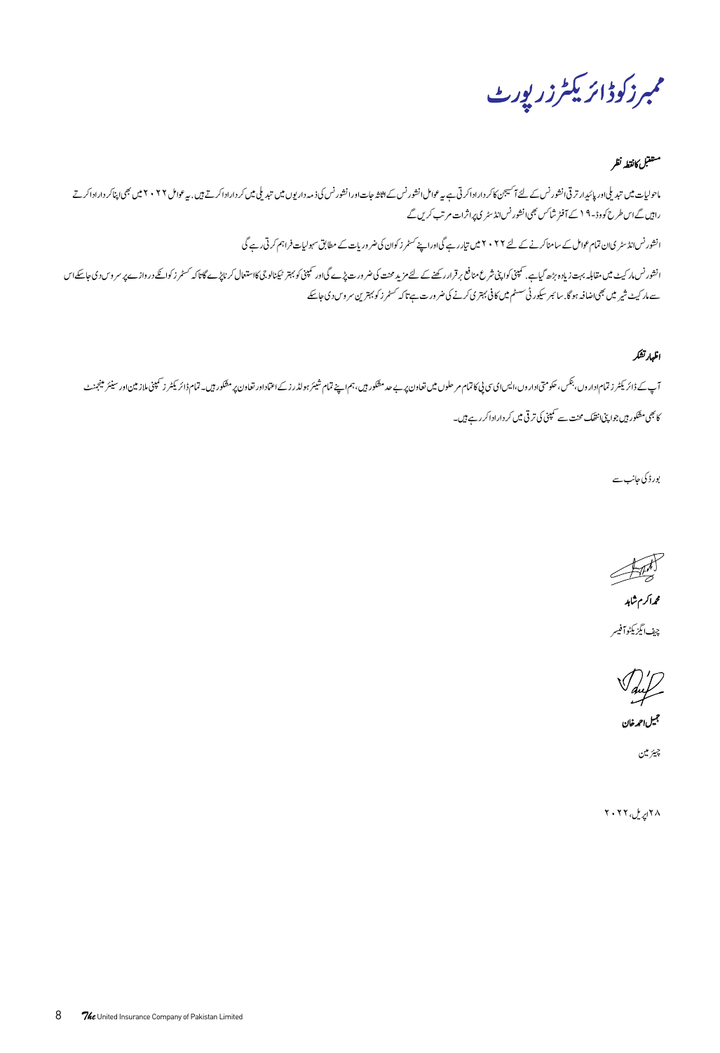# ممبرزکوڈائریکٹرزرپورٹ

## مستقبل کا نقطہ نظر

ماحولیات میں تبدیلی اور پائیدار ترقی انشورنس کے لئے آکسیجن کا کردار ادا کرتی ہے یہ عوامل انشورنس کے اثاثہ جات اور انشورنس کی ذمہ داریوں میں تبدیلی میں کردار ادا کرتے ہیں۔ یہ عوامل ۲۰۲۲ میں بھی اپنا کردار ادا کرتے راہیں گے اس طرح کووڈ-۱۹ کے آفٹر شاکس بھی انشورنس انڈسٹری پر اثرات مرتب کریں گے

انشورنس انڈسٹری ان تمام عوامل کے سامنا کرنے کے لئے ۲۰۲۲ میں تیار رہے گی اور اپنے کسٹمرز کو ان کی ضروریات کے مطابق سہولیات فراہم کرتی رہے گی

انشورنس مارکیٹ میں مقابلہ بہت زیادہ بڑھ گیا ہے۔ کمپنی کو اپنی شرح منافع برقرار رکھنے کے لئے مزید محنت کی ضرورت پڑے گی اور کمپنی کو بہتر ٹیکنالوجی کا استعمال کرنا پڑے گا تا کہ کسٹمرز کو انکے دروازے پر سروس دی جاسکے اس سے مارکیٹ شیر میں بھی اضافہ ہوگا۔ سائبر سیکورٹی سسٹم میں کافی بہتری کرنے کی ضرورت ہے تا کہ کسٹمرز کو بہترین سروس دی جاسکے

## اظہارِ تشکر

آپ کے ڈائریکٹرز تمام اداروں، بنکس، حکومتی اداروں، ایس ای سی پی کا تمام مرحلوں میں تعاون پر بے حد مشکور ہیں، ہم اپنے تمام شیئر ہولڈرز کے اعتماد اور تعاون پر مشکور ہیں۔ تمام ڈائریکٹرز کمپنی ملازمین اور سینئر مینجمنٹ کا بھی مشکور ہیں جو اپنی انتھک محنت سے کمپنی کی ترقی میں کردار ادا کر رہے ہیں۔

بورڈ کی جانب سے

**محمد اکرم شاہد**
چیف ایگزیکٹو آفیسر

**جمیل احمد خان**
چیئرمین

۲۸ اپریل، ۲۰۲۲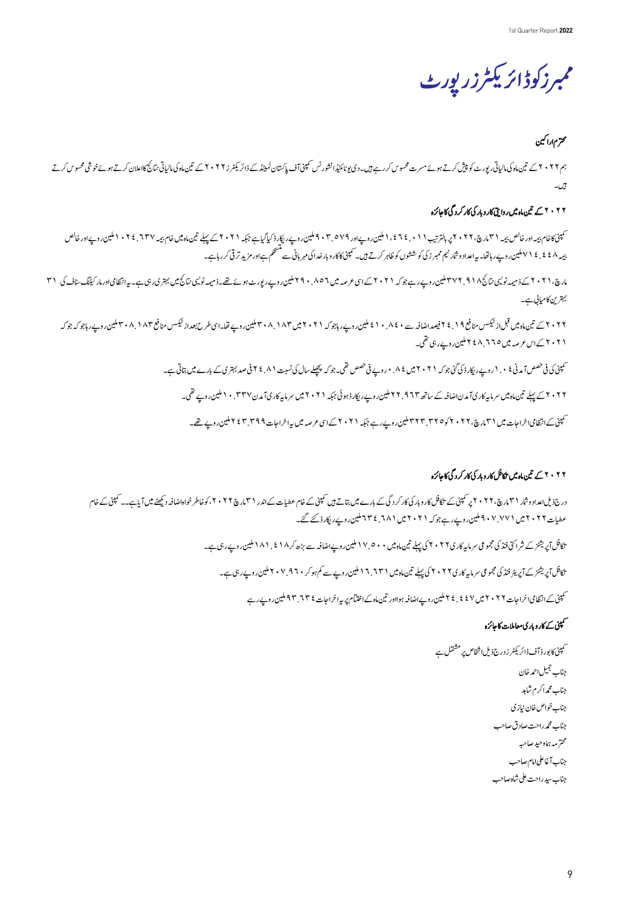# ممبرز کو ڈائریکٹرز رپورٹ

### محترم اراکین

ہم ۲۰۲۲ کے تین ماہ کی مالیاتی رپورٹ کو پیش کرتے ہوئے مسرت محسوس کر رہے ہیں۔ دی یونائیٹڈ انشورنس کمپنی آف پاکستان لمیٹڈ کے ڈائریکٹرز ۲۰۲۲ کے تین ماہ کی مالیاتی نتائج کا اعلان کرتے ہوئے خوشی محسوس کرتے ہیں۔

### ۲۰۲۲ کے تین ماہ میں روایتی کاروبار کی کارکردگی کا جائزہ

کمپنی کا خام بیمہ اور خالص بیمہ ۳۱ مارچ، ۲۰۲۲ پر بالترتیب ۱،٤٦٤.۰۱۱ ملین روپے اور ۹۰۳.۵۷۹ ملین روپے ریکارڈ کیا گیا ہے جبکہ ۲۰۲۱ کے پہلے تین ماہ میں خام بیمہ ۱۰۲٤.٦۳۷ ملین روپے اور خالص بیمہ ۷۱٤.٤٤۸ ملین روپے رہا تھا۔ یہ اعداد و شمار ٹیم ممبرز کی کوششوں کو ظاہر کرتے ہیں۔ کمپنی کا کاروبار خدا کی مہربانی سے مستحکم ہے اور مزید ترقی کر رہا ہے۔

مارچ، ۲۰۲۱ کے ذمیمہ نویسی نتائج ۳۷۲.۹۱۸ ملین روپے رہے جبکہ ۲۰۲۱ کے اسی عرصہ میں ۲۹۰.۸۵٦ ملین روپے رپورٹ ہوئے تھے۔ ذمیمہ نویسی نتائج میں بہتری رہی ہے۔ یہ انتظامی اور مارکیٹنگ سٹاف کی ۳۱ بہترین کامیابی ہے۔

۲۰۲۲ کے تین ماہ میں قبل از ٹیکس منافع ۲٤.۱۹ فیصد اضافہ سے ٤۱۰.۸٤۰ ملین روپے رہا جو کہ ۲۰۲۱ میں ۳۰۸.۱۸۳ ملین روپے تھا۔ اسی طرح بعد از ٹیکس منافع ۳۰۸.۱۸۳ ملین روپے رہا جو کہ جو کہ ۲۰۲۱ کے اس عرصہ میں ۲٤۸.٦٦٥ ملین روپے رہی تھی۔

کمپنی کی فی حصص آمدنی ۱.۰٤ روپے ریکارڈ کی گئی جو کہ ۲۰۲۱ میں ۰.۸٤ روپے فی حصص تھی۔ جو کہ پچھلے سال کی نسبت ۲٤.۸۱ فی صد بہتری کے بارے میں بتاتی ہے۔

۲۰۲۲ کے پہلے تین ماہ میں سرمایہ کاری آمدن اضافہ کے ساتھ ۲۲.۹٦۳ ملین روپے ریکارڈ ہوئی جبکہ ۲۰۲۱ میں سرمایہ کاری آمدن ۱۰.۳۳۷ ملین روپے تھی۔

کمپنی کے انتظامی اخراجات میں ۳۱ مارچ، ۲۰۲۲ کو ۳۲۳.۳۲۵ ملین روپے رہے جبکہ ۲۰۲۱ کے اسی عرصہ میں یہ اخراجات ۲٤۳.۳۹۹ ملین روپے تھے۔

### ۲۰۲۲ کے تین ماہ میں تکافل کاروبار کی کارکردگی کا جائزہ

درج ذیل اعداد و شمار ۳۱ مارچ، ۲۰۲۲ پر کمپنی کے تکافل کاروبار کی کارکردگی کے بارے میں بتاتے ہیں کمپنی کے خام عطیات کے اندر ۳۱ مارچ ۲۰۲۲، کو خاطر خواہ اضافہ دیکھنے میں آیا ہے۔۔ کمپنی کے خام عطیات ۲۰۲۲ میں ۹۰۷.۷۷۱ ملین روپے رہے جو کہ ۲۰۲۱ میں ٦۳٤.٦۸۱ ملین روپے ریکارڈ کئے گئے۔

تکافل آپریٹیز کے شراکتی فنڈ کی مجموعی سرمایہ کاری ۲۰۲۲ کی پہلے تین ماہ میں ۱۷.۵۰۰ ملین روپے اضافہ سے بڑھ کر ٤۱۸.۱۸۱ ملین روپے رہی ہے۔

تکافل آپریٹیز کے آپریٹر فنڈ کی مجموعی سرمایہ کاری ۲۰۲۲ کی پہلے تین ماہ میں ۱٦.٦۳۱ ملین روپے سے کم ہو کر ۲۰۷.۹٦۰ ملین روپے رہی ہے۔

کمپنی کے انتظامی اخراجات ۲۰۲۲ میں ۲٤.٤٤۷ ملین روپے اضافہ ہوا اور تین ماہ کے اختتام پر یہ اخراجات ۹۳.٦۳٤ ملین روپے رہے

### کمپنی کے کاروباری معاملات کا جائزہ

کمپنی کا بورڈ آف ڈائریکٹرز درج ذیل اشخاص پر مشتمل ہے

جناب جمیل احمد خان
جناب محمد اکرم شاہد
جناب خواص خان نیازی
جناب محمد راحت صادق صاحب
محترمہ ہما وحید صاحبہ
جناب آغا علی امام صاحب
جناب سید راحت علی شاہ صاحب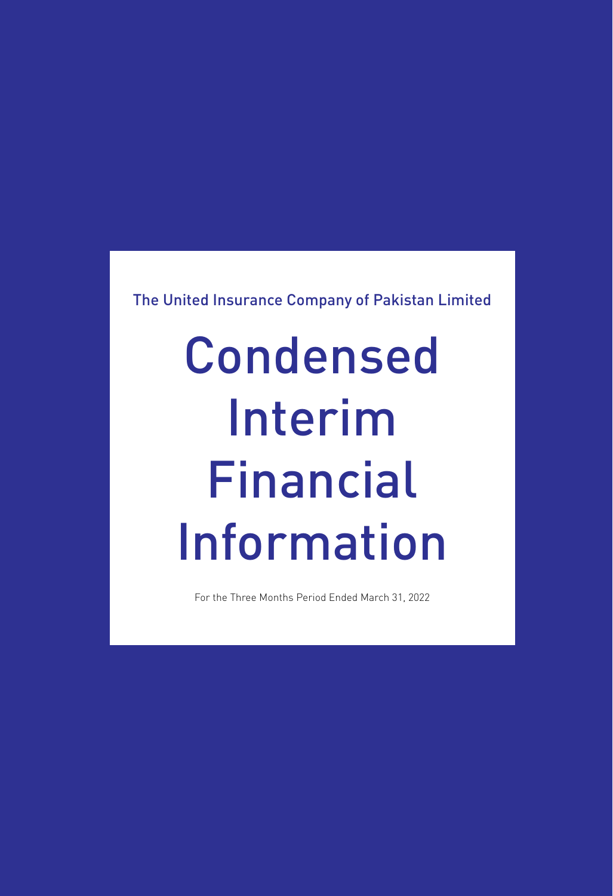The United Insurance Company of Pakistan Limited

# Condensed Interim Financial Information

For the Three Months Period Ended March 31, 2022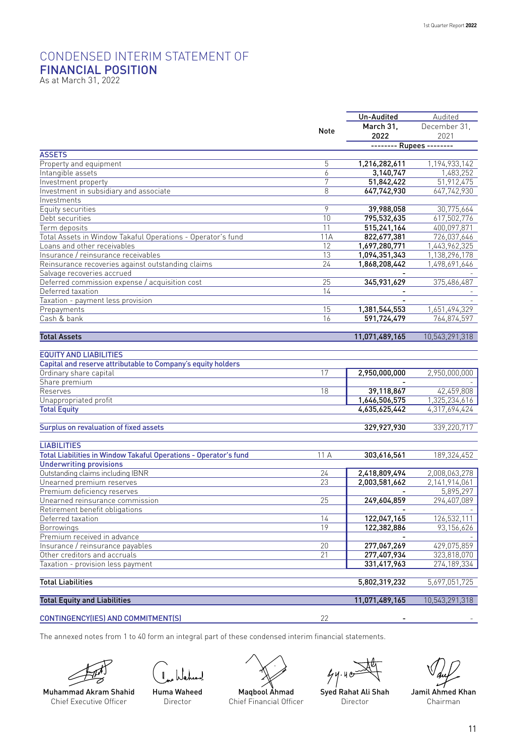# CONDENSED INTERIM STATEMENT OF FINANCIAL POSITION

As at March 31, 2022

| | Note | Un-Audited March 31, 2022 | Audited December 31, 2021 |
|---|---|---|---|
| | | -------- Rupees -------- | |
| **ASSETS** | | | |
| Property and equipment | 5 | 1,216,282,611 | 1,194,933,142 |
| Intangible assets | 6 | 3,140,747 | 1,483,252 |
| Investment property | 7 | 51,842,422 | 51,912,475 |
| Investment in subsidiary and associate | 8 | 647,742,930 | 647,742,930 |
| Investments | | | |
| Equity securities | 9 | 39,988,058 | 30,775,664 |
| Debt securities | 10 | 795,532,635 | 617,502,776 |
| Term deposits | 11 | 515,241,164 | 400,097,871 |
| Total Assets in Window Takaful Operations - Operator's fund | 11A | 822,677,381 | 726,037,646 |
| Loans and other receivables | 12 | 1,697,280,771 | 1,443,962,325 |
| Insurance / reinsurance receivables | 13 | 1,094,351,343 | 1,138,296,178 |
| Reinsurance recoveries against outstanding claims | 24 | 1,868,208,442 | 1,498,691,646 |
| Salvage recoveries accrued | | - | - |
| Deferred commission expense / acquisition cost | 25 | 345,931,629 | 375,486,487 |
| Deferred taxation | 14 | - | - |
| Taxation - payment less provision | | - | - |
| Prepayments | 15 | 1,381,544,553 | 1,651,494,329 |
| Cash & bank | 16 | 591,724,479 | 764,874,597 |
| **Total Assets** | | **11,071,489,165** | **10,543,291,318** |
| **EQUITY AND LIABILITIES** | | | |
| **Capital and reserve attributable to Company's equity holders** | | | |
| Ordinary share capital | 17 | 2,950,000,000 | 2,950,000,000 |
| Share premium | | - | - |
| Reserves | 18 | 39,118,867 | 42,459,808 |
| Unappropriated profit | | 1,646,506,575 | 1,325,234,616 |
| **Total Equity** | | **4,635,625,442** | **4,317,694,424** |
| **Surplus on revaluation of fixed assets** | | 329,927,930 | 339,220,717 |
| **LIABILITIES** | | | |
| **Total Liabilities in Window Takaful Operations - Operator's fund** | 11 A | 303,616,561 | 189,324,452 |
| **Underwriting provisions** | | | |
| Outstanding claims including IBNR | 24 | 2,418,809,494 | 2,008,063,278 |
| Unearned premium reserves | 23 | 2,003,581,662 | 2,141,914,061 |
| Premium deficiency reserves | | - | 5,895,297 |
| Unearned reinsurance commission | 25 | 249,604,859 | 294,407,089 |
| Retirement benefit obligations | | - | - |
| Deferred taxation | 14 | 122,047,165 | 126,532,111 |
| Borrowings | 19 | 122,382,886 | 93,156,626 |
| Premium received in advance | | - | - |
| Insurance / reinsurance payables | 20 | 277,067,269 | 429,075,859 |
| Other creditors and accruals | 21 | 277,407,934 | 323,818,070 |
| Taxation - provision less payment | | 331,417,963 | 274,189,334 |
| **Total Liabilities** | | **5,802,319,232** | **5,697,051,725** |
| **Total Equity and Liabilities** | | **11,071,489,165** | **10,543,291,318** |
| **CONTINGENCY(IES) AND COMMITMENT(S)** | 22 | - | - |

The annexed notes from 1 to 40 form an integral part of these condensed interim financial statements.

| Muhammad Akram Shahid | Huma Waheed | Maqbool Ahmad | Syed Rahat Ali Shah | Jamil Ahmed Khan |
|---|---|---|---|---|
| Chief Executive Officer | Director | Chief Financial Officer | Director | Chairman |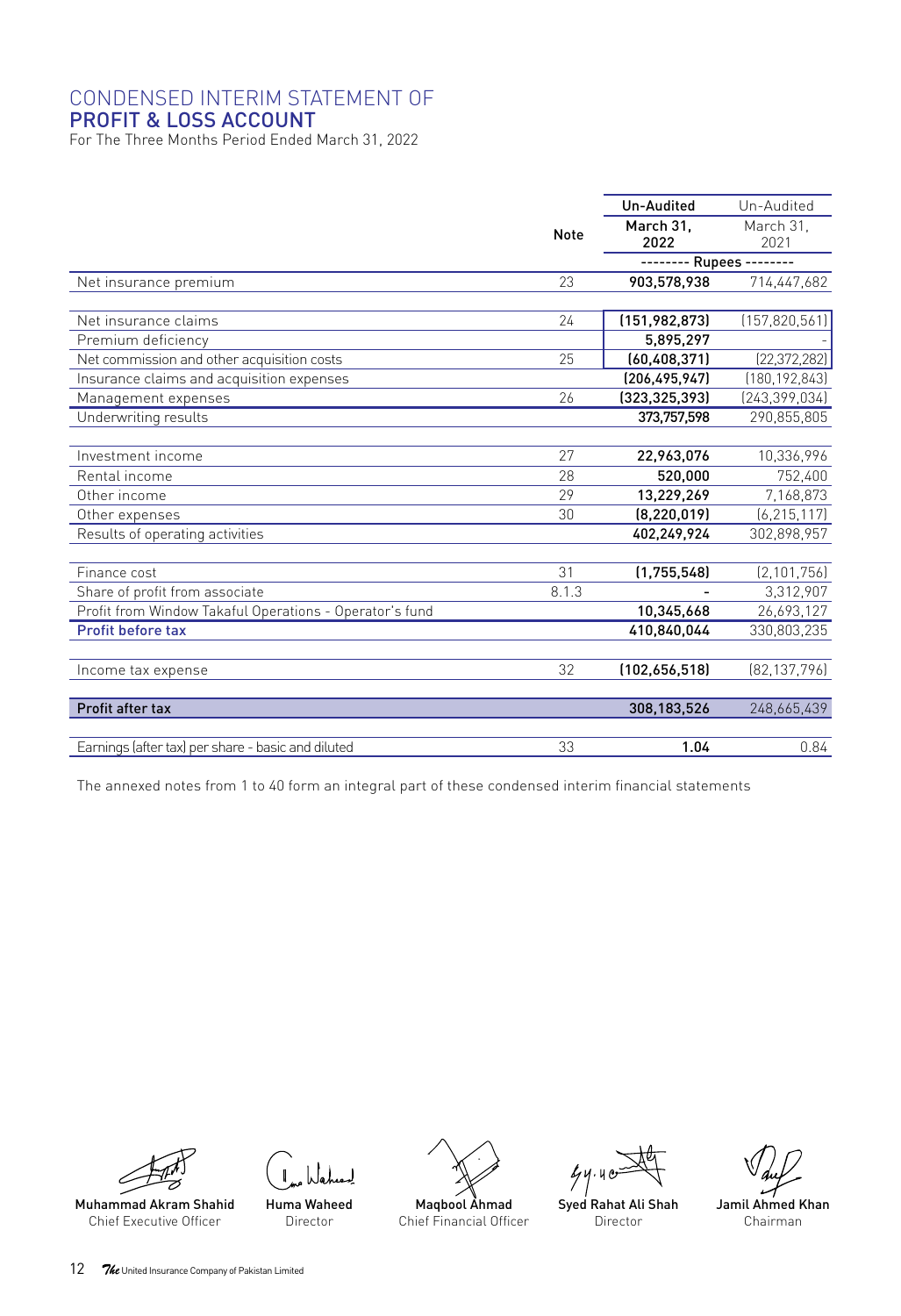# CONDENSED INTERIM STATEMENT OF
## PROFIT & LOSS ACCOUNT

For The Three Months Period Ended March 31, 2022

| | Note | Un-Audited March 31, 2022 | Un-Audited March 31, 2021 |
|---|---|---|---|
| | | -------- Rupees -------- | |
| Net insurance premium | 23 | **903,578,938** | 714,447,682 |
| | | | |
| Net insurance claims | 24 | **(151,982,873)** | (157,820,561) |
| Premium deficiency | | **5,895,297** | - |
| Net commission and other acquisition costs | 25 | **(60,408,371)** | (22,372,282) |
| Insurance claims and acquisition expenses | | **(206,495,947)** | (180,192,843) |
| Management expenses | 26 | **(323,325,393)** | (243,399,034) |
| Underwriting results | | **373,757,598** | 290,855,805 |
| | | | |
| Investment income | 27 | **22,963,076** | 10,336,996 |
| Rental income | 28 | **520,000** | 752,400 |
| Other income | 29 | **13,229,269** | 7,168,873 |
| Other expenses | 30 | **(8,220,019)** | (6,215,117) |
| Results of operating activities | | **402,249,924** | 302,898,957 |
| | | | |
| Finance cost | 31 | **(1,755,548)** | (2,101,756) |
| Share of profit from associate | 8.1.3 | **-** | 3,312,907 |
| Profit from Window Takaful Operations - Operator's fund | | **10,345,668** | 26,693,127 |
| **Profit before tax** | | **410,840,044** | 330,803,235 |
| | | | |
| Income tax expense | 32 | **(102,656,518)** | (82,137,796) |
| | | | |
| **Profit after tax** | | **308,183,526** | 248,665,439 |
| | | | |
| Earnings (after tax) per share - basic and diluted | 33 | **1.04** | 0.84 |

The annexed notes from 1 to 40 form an integral part of these condensed interim financial statements

| **Muhammad Akram Shahid** | **Huma Waheed** | **Maqbool Ahmad** | **Syed Rahat Ali Shah** | **Jamil Ahmed Khan** |
|---|---|---|---|---|
| Chief Executive Officer | Director | Chief Financial Officer | Director | Chairman |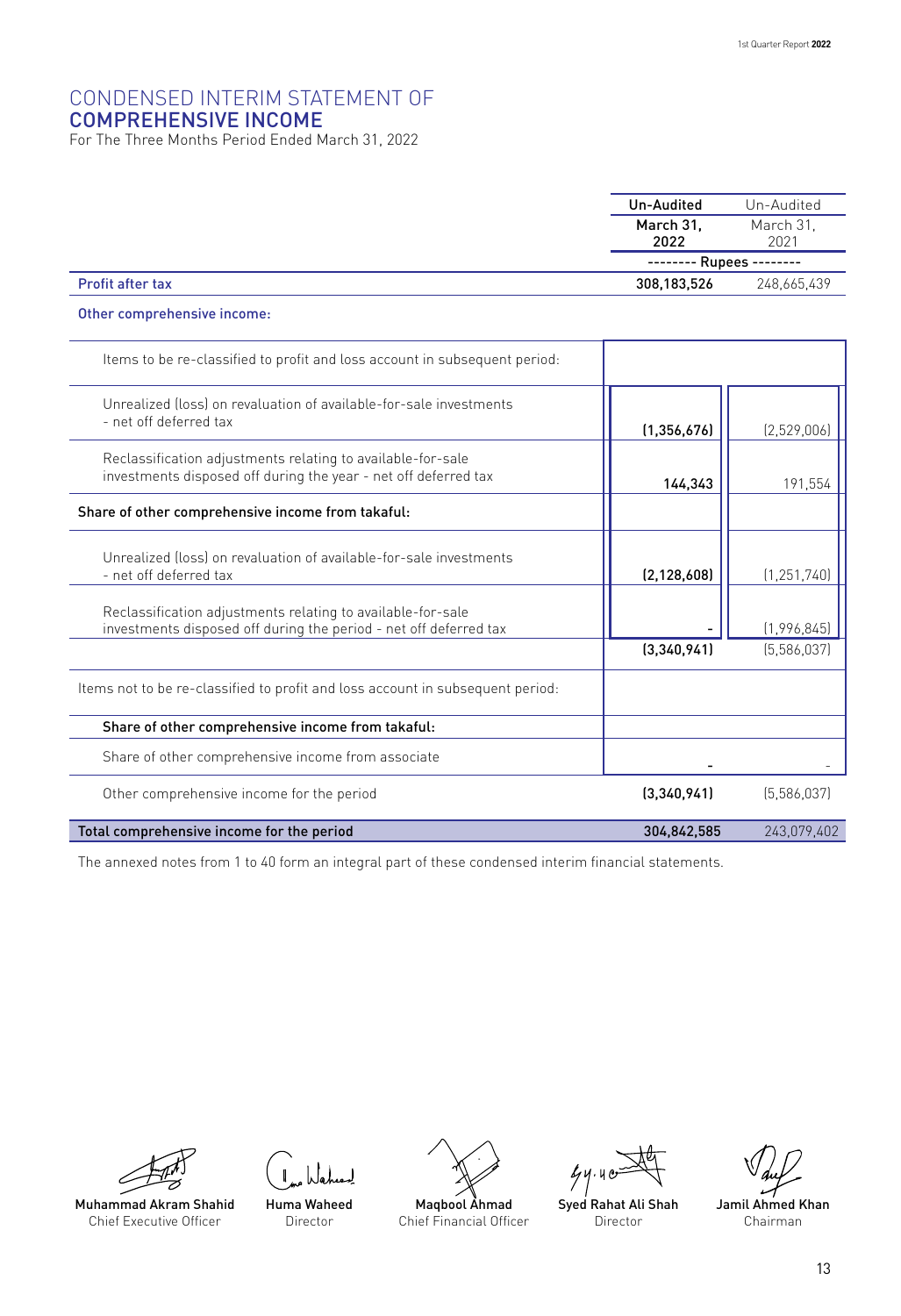# CONDENSED INTERIM STATEMENT OF COMPREHENSIVE INCOME

For The Three Months Period Ended March 31, 2022

| | Un-Audited March 31, 2022 | Un-Audited March 31, 2021 |
|---|---|---|
| | -------- Rupees -------- | |
| **Profit after tax** | **308,183,526** | 248,665,439 |
| **Other comprehensive income:** | | |
| Items to be re-classified to profit and loss account in subsequent period: | | |
| Unrealized (loss) on revaluation of available-for-sale investments - net off deferred tax | (1,356,676) | (2,529,006) |
| Reclassification adjustments relating to available-for-sale investments disposed off during the year - net off deferred tax | 144,343 | 191,554 |
| **Share of other comprehensive income from takaful:** | | |
| Unrealized (loss) on revaluation of available-for-sale investments - net off deferred tax | (2,128,608) | (1,251,740) |
| Reclassification adjustments relating to available-for-sale investments disposed off during the period - net off deferred tax | - | (1,996,845) |
| | (3,340,941) | (5,586,037) |
| Items not to be re-classified to profit and loss account in subsequent period: | | |
| **Share of other comprehensive income from takaful:** | | |
| Share of other comprehensive income from associate | - | - |
| Other comprehensive income for the period | (3,340,941) | (5,586,037) |
| **Total comprehensive income for the period** | **304,842,585** | 243,079,402 |

The annexed notes from 1 to 40 form an integral part of these condensed interim financial statements.

| Muhammad Akram Shahid | Huma Waheed | Maqbool Ahmad | Syed Rahat Ali Shah | Jamil Ahmed Khan |
|---|---|---|---|---|
| Chief Executive Officer | Director | Chief Financial Officer | Director | Chairman |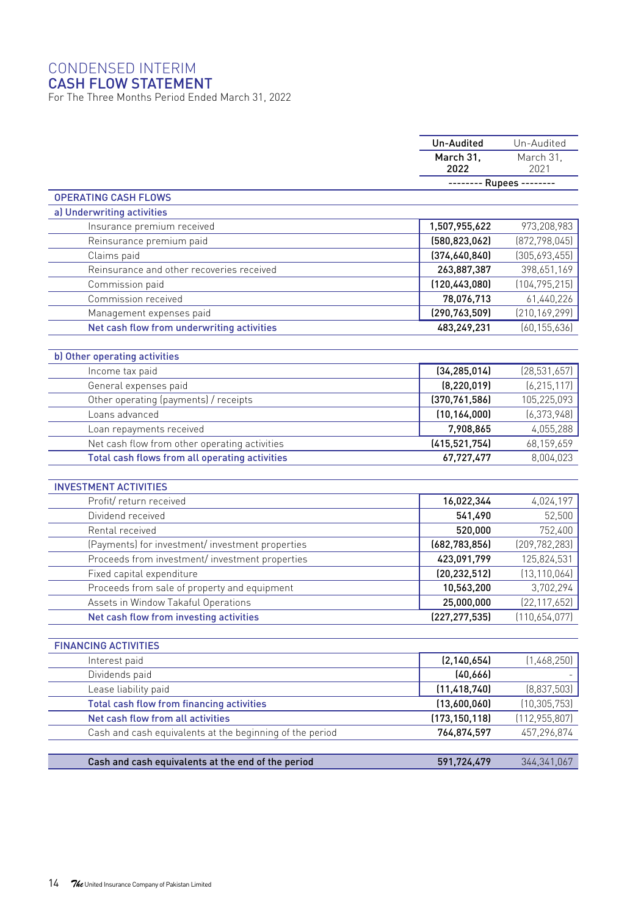# CONDENSED INTERIM
## CASH FLOW STATEMENT
For The Three Months Period Ended March 31, 2022

| | Un-Audited March 31, 2022 | Un-Audited March 31, 2021 |
|---|---|---|
| | -------- Rupees -------- | |
| **OPERATING CASH FLOWS** | | |
| **a) Underwriting activities** | | |
| Insurance premium received | 1,507,955,622 | 973,208,983 |
| Reinsurance premium paid | (580,823,062) | (872,798,045) |
| Claims paid | (374,640,840) | (305,693,455) |
| Reinsurance and other recoveries received | 263,887,387 | 398,651,169 |
| Commission paid | (120,443,080) | (104,795,215) |
| Commission received | 78,076,713 | 61,440,226 |
| Management expenses paid | (290,763,509) | (210,169,299) |
| **Net cash flow from underwriting activities** | 483,249,231 | (60,155,636) |
| **b) Other operating activities** | | |
| Income tax paid | (34,285,014) | (28,531,657) |
| General expenses paid | (8,220,019) | (6,215,117) |
| Other operating (payments) / receipts | (370,761,586) | 105,225,093 |
| Loans advanced | (10,164,000) | (6,373,948) |
| Loan repayments received | 7,908,865 | 4,055,288 |
| Net cash flow from other operating activities | (415,521,754) | 68,159,659 |
| **Total cash flows from all operating activities** | 67,727,477 | 8,004,023 |
| **INVESTMENT ACTIVITIES** | | |
| Profit/ return received | 16,022,344 | 4,024,197 |
| Dividend received | 541,490 | 52,500 |
| Rental received | 520,000 | 752,400 |
| (Payments) for investment/ investment properties | (682,783,856) | (209,782,283) |
| Proceeds from investment/ investment properties | 423,091,799 | 125,824,531 |
| Fixed capital expenditure | (20,232,512) | (13,110,064) |
| Proceeds from sale of property and equipment | 10,563,200 | 3,702,294 |
| Assets in Window Takaful Operations | 25,000,000 | (22,117,652) |
| **Net cash flow from investing activities** | (227,277,535) | (110,654,077) |
| **FINANCING ACTIVITIES** | | |
| Interest paid | (2,140,654) | (1,468,250) |
| Dividends paid | (40,666) | - |
| Lease liability paid | (11,418,740) | (8,837,503) |
| **Total cash flow from financing activities** | (13,600,060) | (10,305,753) |
| **Net cash flow from all activities** | (173,150,118) | (112,955,807) |
| Cash and cash equivalents at the beginning of the period | 764,874,597 | 457,296,874 |
| **Cash and cash equivalents at the end of the period** | 591,724,479 | 344,341,067 |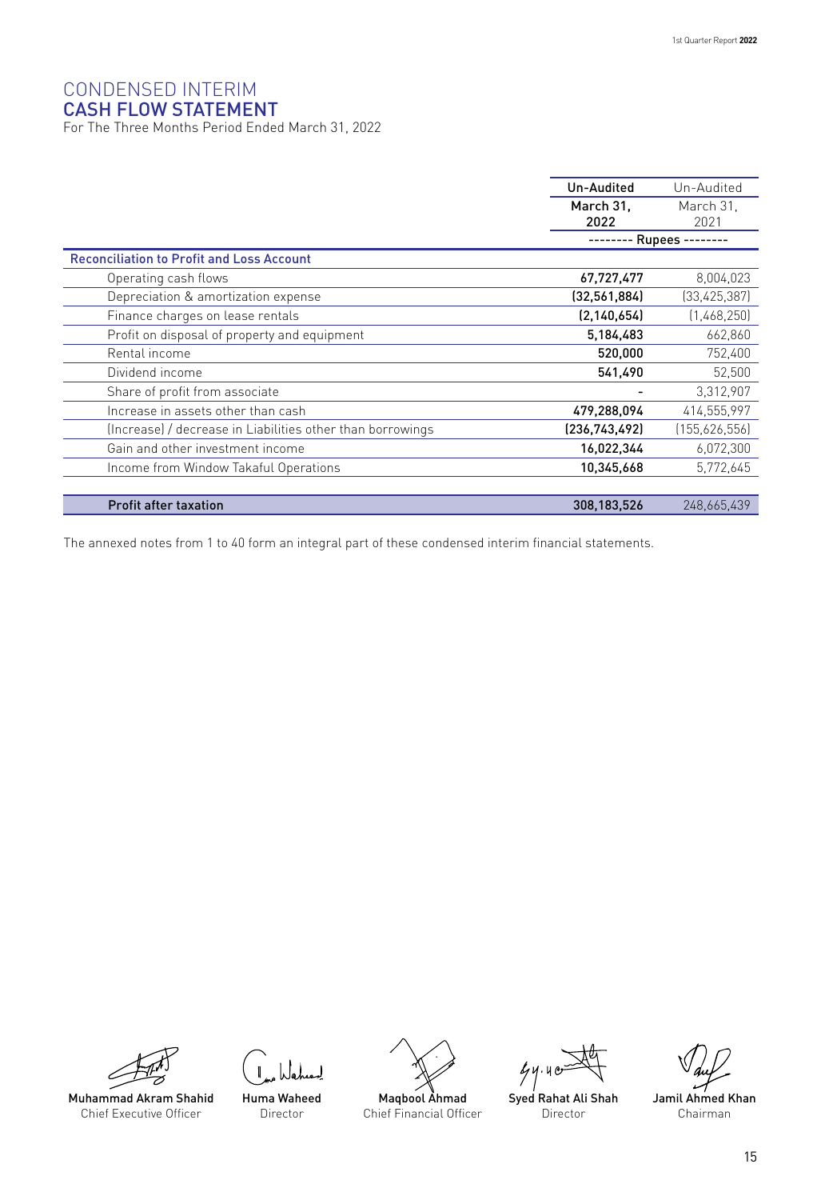# CONDENSED INTERIM
# CASH FLOW STATEMENT

For The Three Months Period Ended March 31, 2022

| | Un-Audited<br>March 31,<br>2022 | Un-Audited<br>March 31,<br>2021 |
|---|---|---|
| | -------- Rupees -------- | |
| **Reconciliation to Profit and Loss Account** | | |
| Operating cash flows | **67,727,477** | 8,004,023 |
| Depreciation & amortization expense | **(32,561,884)** | (33,425,387) |
| Finance charges on lease rentals | **(2,140,654)** | (1,468,250) |
| Profit on disposal of property and equipment | **5,184,483** | 662,860 |
| Rental income | **520,000** | 752,400 |
| Dividend income | **541,490** | 52,500 |
| Share of profit from associate | **-** | 3,312,907 |
| Increase in assets other than cash | **479,288,094** | 414,555,997 |
| (Increase) / decrease in Liabilities other than borrowings | **(236,743,492)** | (155,626,556) |
| Gain and other investment income | **16,022,344** | 6,072,300 |
| Income from Window Takaful Operations | **10,345,668** | 5,772,645 |
| **Profit after taxation** | **308,183,526** | 248,665,439 |

The annexed notes from 1 to 40 form an integral part of these condensed interim financial statements.

| | | | | |
|---|---|---|---|---|
| **Muhammad Akram Shahid**<br>Chief Executive Officer | **Huma Waheed**<br>Director | **Maqbool Ahmad**<br>Chief Financial Officer | **Syed Rahat Ali Shah**<br>Director | **Jamil Ahmed Khan**<br>Chairman |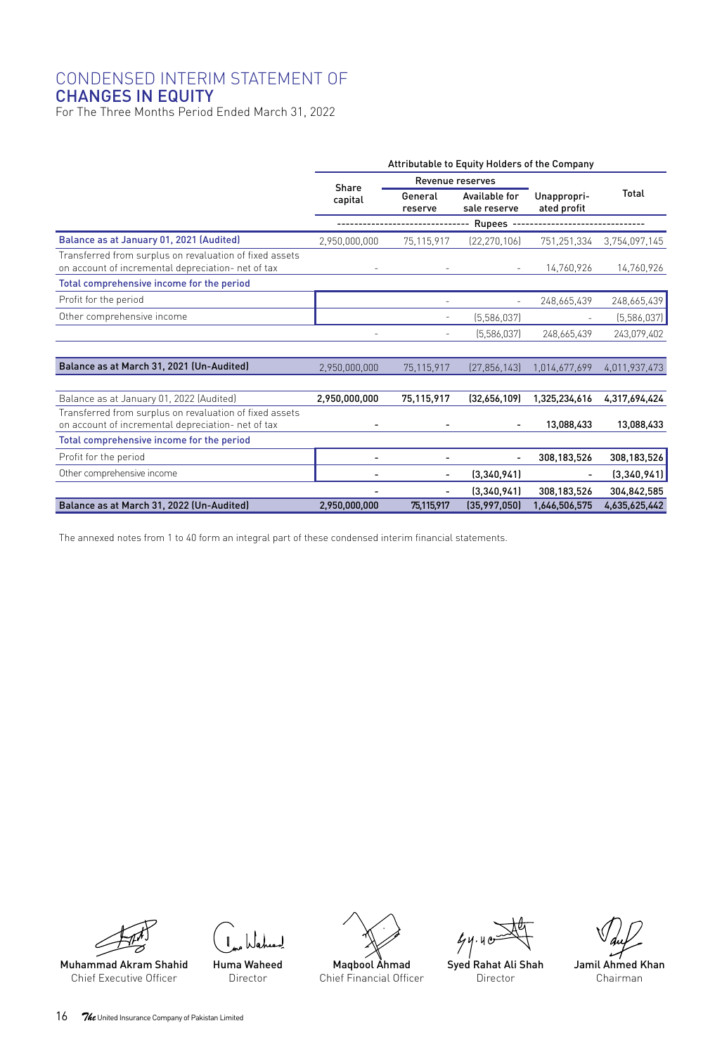# CONDENSED INTERIM STATEMENT OF CHANGES IN EQUITY

For The Three Months Period Ended March 31, 2022

| | Attributable to Equity Holders of the Company | | | | |
|---|---|---|---|---|---|
| | Share capital | Revenue reserves | | | Total |
| | | General reserve | Available for sale reserve | Unappropri-ated profit | |
| | ------------------------------ Rupees ------------------------------ | | | | |
| **Balance as at January 01, 2021 (Audited)** | 2,950,000,000 | 75,115,917 | (22,270,106) | 751,251,334 | 3,754,097,145 |
| Transferred from surplus on revaluation of fixed assets on account of incremental depreciation- net of tax | - | - | - | 14,760,926 | 14,760,926 |
| **Total comprehensive income for the period** | | | | | |
| Profit for the period | | - | - | 248,665,439 | 248,665,439 |
| Other comprehensive income | | - | (5,586,037) | - | (5,586,037) |
| | - | - | (5,586,037) | 248,665,439 | 243,079,402 |
| **Balance as at March 31, 2021 (Un-Audited)** | 2,950,000,000 | 75,115,917 | (27,856,143) | 1,014,677,699 | 4,011,937,473 |
| Balance as at January 01, 2022 (Audited) | **2,950,000,000** | **75,115,917** | **(32,656,109)** | **1,325,234,616** | **4,317,694,424** |
| Transferred from surplus on revaluation of fixed assets on account of incremental depreciation- net of tax | - | - | - | **13,088,433** | **13,088,433** |
| **Total comprehensive income for the period** | | | | | |
| Profit for the period | - | - | - | **308,183,526** | **308,183,526** |
| Other comprehensive income | - | - | **(3,340,941)** | - | **(3,340,941)** |
| | - | - | **(3,340,941)** | **308,183,526** | **304,842,585** |
| **Balance as at March 31, 2022 (Un-Audited)** | **2,950,000,000** | **75,115,917** | **(35,997,050)** | **1,646,506,575** | **4,635,625,442** |

The annexed notes from 1 to 40 form an integral part of these condensed interim financial statements.

| Muhammad Akram Shahid | Huma Waheed | Maqbool Ahmad | Syed Rahat Ali Shah | Jamil Ahmed Khan |
|---|---|---|---|---|
| Chief Executive Officer | Director | Chief Financial Officer | Director | Chairman |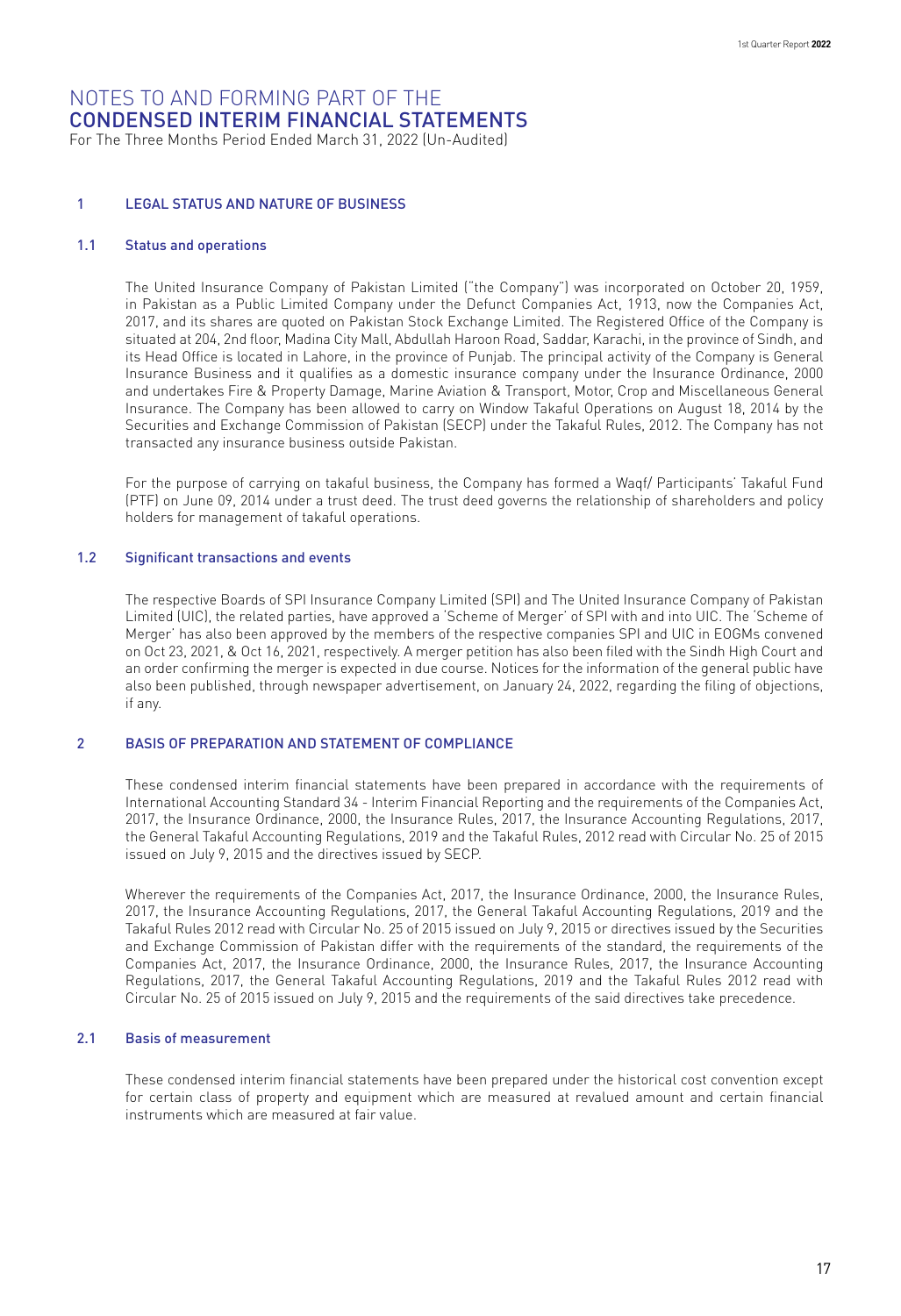# NOTES TO AND FORMING PART OF THE CONDENSED INTERIM FINANCIAL STATEMENTS

For The Three Months Period Ended March 31, 2022 (Un-Audited)

## 1 LEGAL STATUS AND NATURE OF BUSINESS

### 1.1 Status and operations

The United Insurance Company of Pakistan Limited ("the Company") was incorporated on October 20, 1959, in Pakistan as a Public Limited Company under the Defunct Companies Act, 1913, now the Companies Act, 2017, and its shares are quoted on Pakistan Stock Exchange Limited. The Registered Office of the Company is situated at 204, 2nd floor, Madina City Mall, Abdullah Haroon Road, Saddar, Karachi, in the province of Sindh, and its Head Office is located in Lahore, in the province of Punjab. The principal activity of the Company is General Insurance Business and it qualifies as a domestic insurance company under the Insurance Ordinance, 2000 and undertakes Fire & Property Damage, Marine Aviation & Transport, Motor, Crop and Miscellaneous General Insurance. The Company has been allowed to carry on Window Takaful Operations on August 18, 2014 by the Securities and Exchange Commission of Pakistan (SECP) under the Takaful Rules, 2012. The Company has not transacted any insurance business outside Pakistan.

For the purpose of carrying on takaful business, the Company has formed a Waqf/ Participants' Takaful Fund (PTF) on June 09, 2014 under a trust deed. The trust deed governs the relationship of shareholders and policy holders for management of takaful operations.

### 1.2 Significant transactions and events

The respective Boards of SPI Insurance Company Limited (SPI) and The United Insurance Company of Pakistan Limited (UIC), the related parties, have approved a 'Scheme of Merger' of SPI with and into UIC. The 'Scheme of Merger' has also been approved by the members of the respective companies SPI and UIC in EOGMs convened on Oct 23, 2021, & Oct 16, 2021, respectively. A merger petition has also been filed with the Sindh High Court and an order confirming the merger is expected in due course. Notices for the information of the general public have also been published, through newspaper advertisement, on January 24, 2022, regarding the filing of objections, if any.

## 2 BASIS OF PREPARATION AND STATEMENT OF COMPLIANCE

These condensed interim financial statements have been prepared in accordance with the requirements of International Accounting Standard 34 - Interim Financial Reporting and the requirements of the Companies Act, 2017, the Insurance Ordinance, 2000, the Insurance Rules, 2017, the Insurance Accounting Regulations, 2017, the General Takaful Accounting Regulations, 2019 and the Takaful Rules, 2012 read with Circular No. 25 of 2015 issued on July 9, 2015 and the directives issued by SECP.

Wherever the requirements of the Companies Act, 2017, the Insurance Ordinance, 2000, the Insurance Rules, 2017, the Insurance Accounting Regulations, 2017, the General Takaful Accounting Regulations, 2019 and the Takaful Rules 2012 read with Circular No. 25 of 2015 issued on July 9, 2015 or directives issued by the Securities and Exchange Commission of Pakistan differ with the requirements of the standard, the requirements of the Companies Act, 2017, the Insurance Ordinance, 2000, the Insurance Rules, 2017, the Insurance Accounting Regulations, 2017, the General Takaful Accounting Regulations, 2019 and the Takaful Rules 2012 read with Circular No. 25 of 2015 issued on July 9, 2015 and the requirements of the said directives take precedence.

### 2.1 Basis of measurement

These condensed interim financial statements have been prepared under the historical cost convention except for certain class of property and equipment which are measured at revalued amount and certain financial instruments which are measured at fair value.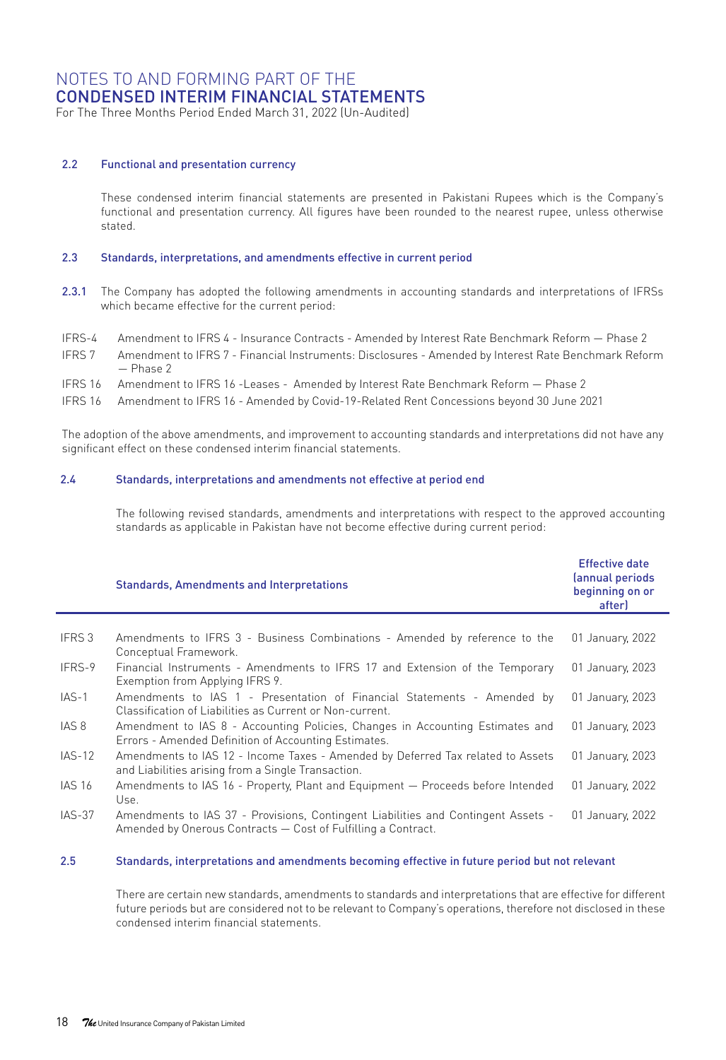## 2.2 Functional and presentation currency

These condensed interim financial statements are presented in Pakistani Rupees which is the Company's functional and presentation currency. All figures have been rounded to the nearest rupee, unless otherwise stated.

## 2.3 Standards, interpretations, and amendments effective in current period

2.3.1 The Company has adopted the following amendments in accounting standards and interpretations of IFRSs which became effective for the current period:

| | |
|---|---|
| IFRS-4 | Amendment to IFRS 4 - Insurance Contracts - Amended by Interest Rate Benchmark Reform — Phase 2 |
| IFRS 7 | Amendment to IFRS 7 - Financial Instruments: Disclosures - Amended by Interest Rate Benchmark Reform — Phase 2 |
| IFRS 16 | Amendment to IFRS 16 -Leases - Amended by Interest Rate Benchmark Reform — Phase 2 |
| IFRS 16 | Amendment to IFRS 16 - Amended by Covid-19-Related Rent Concessions beyond 30 June 2021 |

The adoption of the above amendments, and improvement to accounting standards and interpretations did not have any significant effect on these condensed interim financial statements.

## 2.4 Standards, interpretations and amendments not effective at period end

The following revised standards, amendments and interpretations with respect to the approved accounting standards as applicable in Pakistan have not become effective during current period:

| | Standards, Amendments and Interpretations | Effective date (annual periods beginning on or after) |
|---|---|---|
| IFRS 3 | Amendments to IFRS 3 - Business Combinations - Amended by reference to the Conceptual Framework. | 01 January, 2022 |
| IFRS-9 | Financial Instruments - Amendments to IFRS 17 and Extension of the Temporary Exemption from Applying IFRS 9. | 01 January, 2023 |
| IAS-1 | Amendments to IAS 1 - Presentation of Financial Statements - Amended by Classification of Liabilities as Current or Non-current. | 01 January, 2023 |
| IAS 8 | Amendment to IAS 8 - Accounting Policies, Changes in Accounting Estimates and Errors - Amended Definition of Accounting Estimates. | 01 January, 2023 |
| IAS-12 | Amendments to IAS 12 - Income Taxes - Amended by Deferred Tax related to Assets and Liabilities arising from a Single Transaction. | 01 January, 2023 |
| IAS 16 | Amendments to IAS 16 - Property, Plant and Equipment — Proceeds before Intended Use. | 01 January, 2022 |
| IAS-37 | Amendments to IAS 37 - Provisions, Contingent Liabilities and Contingent Assets - Amended by Onerous Contracts — Cost of Fulfilling a Contract. | 01 January, 2022 |

## 2.5 Standards, interpretations and amendments becoming effective in future period but not relevant

There are certain new standards, amendments to standards and interpretations that are effective for different future periods but are considered not to be relevant to Company's operations, therefore not disclosed in these condensed interim financial statements.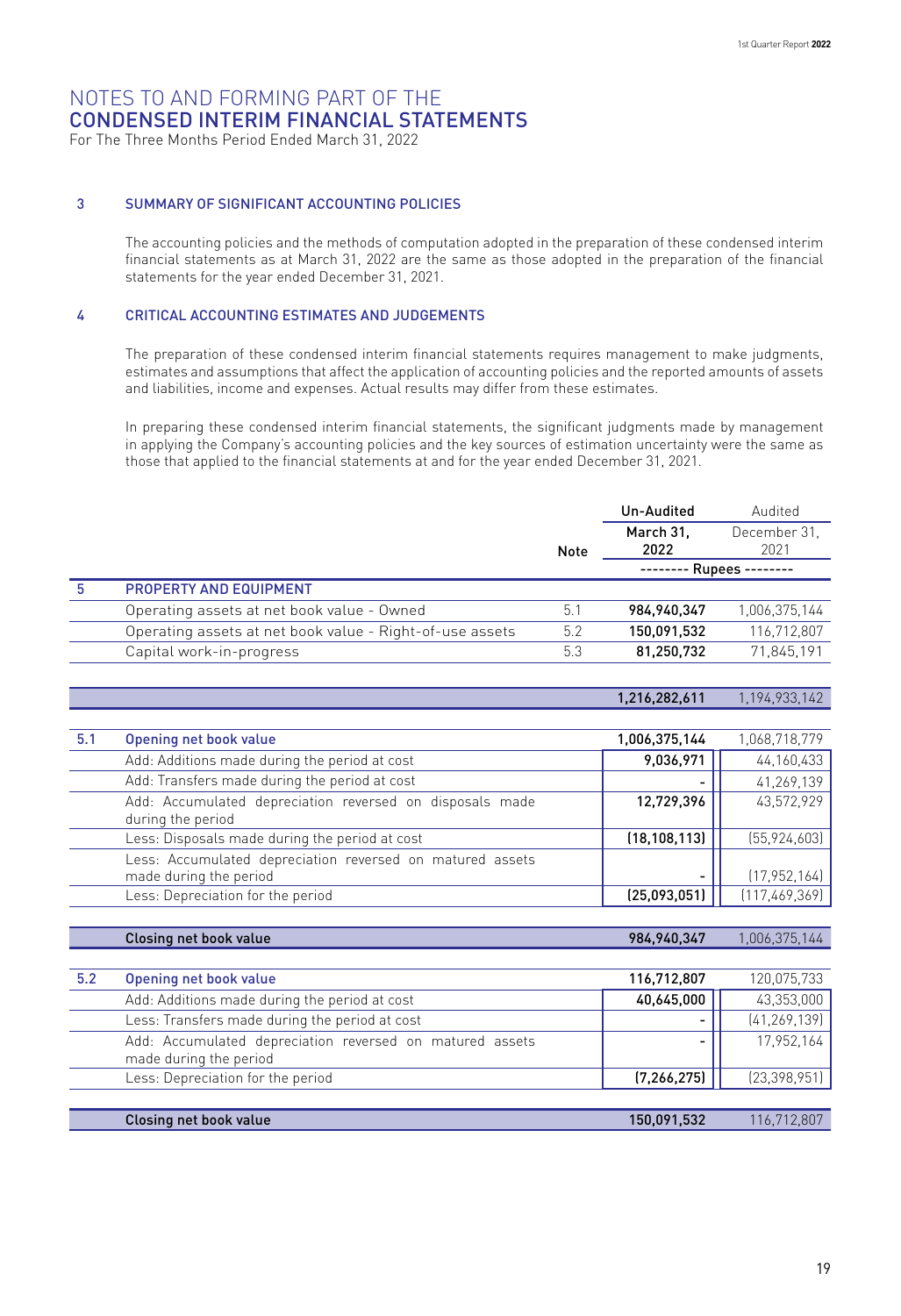# NOTES TO AND FORMING PART OF THE CONDENSED INTERIM FINANCIAL STATEMENTS

For The Three Months Period Ended March 31, 2022

## 3 SUMMARY OF SIGNIFICANT ACCOUNTING POLICIES

The accounting policies and the methods of computation adopted in the preparation of these condensed interim financial statements as at March 31, 2022 are the same as those adopted in the preparation of the financial statements for the year ended December 31, 2021.

## 4 CRITICAL ACCOUNTING ESTIMATES AND JUDGEMENTS

The preparation of these condensed interim financial statements requires management to make judgments, estimates and assumptions that affect the application of accounting policies and the reported amounts of assets and liabilities, income and expenses. Actual results may differ from these estimates.

In preparing these condensed interim financial statements, the significant judgments made by management in applying the Company's accounting policies and the key sources of estimation uncertainty were the same as those that applied to the financial statements at and for the year ended December 31, 2021.

| | | Note | Un-Audited March 31, 2022 | Audited December 31, 2021 |
|---|---|---|---|---|
| | | | -------- Rupees -------- | |
| **5** | **PROPERTY AND EQUIPMENT** | | | |
| | Operating assets at net book value - Owned | 5.1 | **984,940,347** | 1,006,375,144 |
| | Operating assets at net book value - Right-of-use assets | 5.2 | **150,091,532** | 116,712,807 |
| | Capital work-in-progress | 5.3 | **81,250,732** | 71,845,191 |
| | | | **1,216,282,611** | 1,194,933,142 |

| | | March 31, 2022 | December 31, 2021 |
|---|---|---|---|
| **5.1** | **Opening net book value** | **1,006,375,144** | 1,068,718,779 |
| | Add: Additions made during the period at cost | **9,036,971** | 44,160,433 |
| | Add: Transfers made during the period at cost | **-** | 41,269,139 |
| | Add: Accumulated depreciation reversed on disposals made during the period | **12,729,396** | 43,572,929 |
| | Less: Disposals made during the period at cost | **(18,108,113)** | (55,924,603) |
| | Less: Accumulated depreciation reversed on matured assets made during the period | **-** | (17,952,164) |
| | Less: Depreciation for the period | **(25,093,051)** | (117,469,369) |
| | **Closing net book value** | **984,940,347** | 1,006,375,144 |

| | | March 31, 2022 | December 31, 2021 |
|---|---|---|---|
| **5.2** | **Opening net book value** | **116,712,807** | 120,075,733 |
| | Add: Additions made during the period at cost | **40,645,000** | 43,353,000 |
| | Less: Transfers made during the period at cost | **-** | (41,269,139) |
| | Add: Accumulated depreciation reversed on matured assets made during the period | **-** | 17,952,164 |
| | Less: Depreciation for the period | **(7,266,275)** | (23,398,951) |
| | **Closing net book value** | **150,091,532** | 116,712,807 |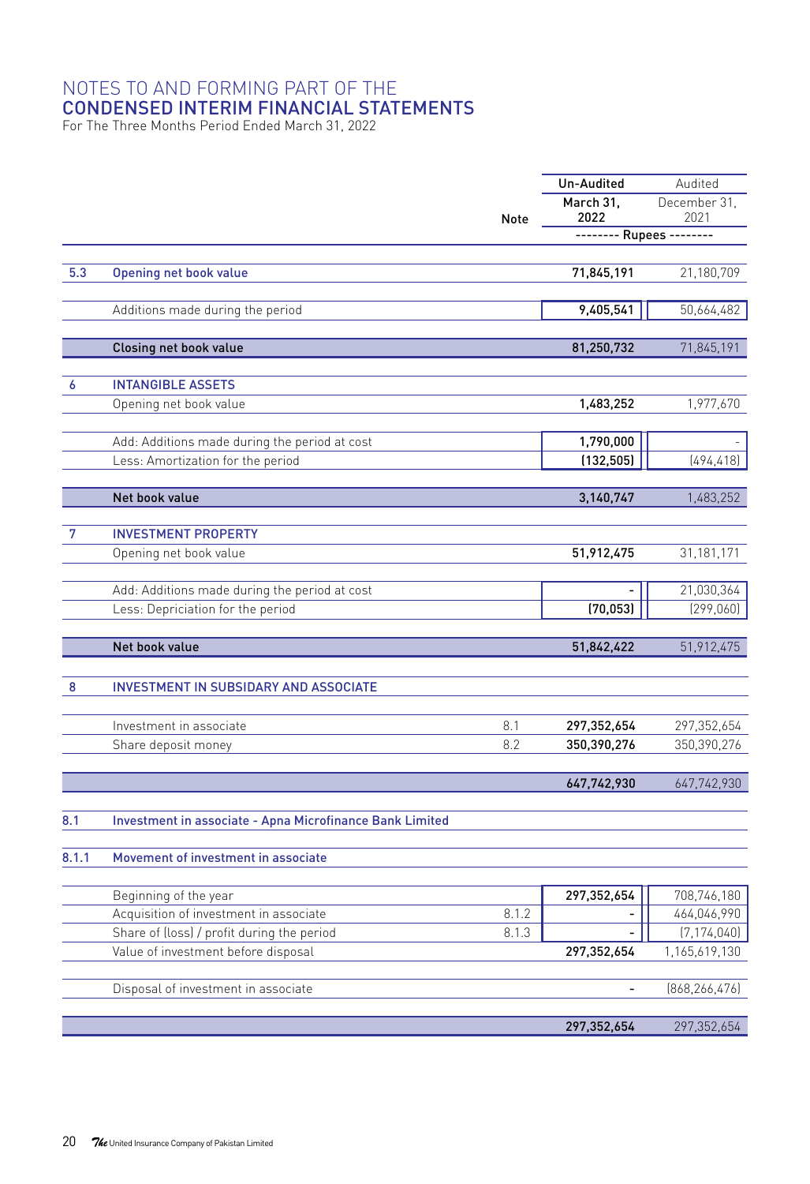# NOTES TO AND FORMING PART OF THE CONDENSED INTERIM FINANCIAL STATEMENTS

For The Three Months Period Ended March 31, 2022

| | | Note | Un-Audited March 31, 2022 | Audited December 31, 2021 |
|---|---|---|---|---|
| | | | -------- Rupees -------- | |
| 5.3 | **Opening net book value** | | **71,845,191** | 21,180,709 |
| | Additions made during the period | | **9,405,541** | 50,664,482 |
| | **Closing net book value** | | **81,250,732** | 71,845,191 |
| **6** | **INTANGIBLE ASSETS** | | | |
| | Opening net book value | | **1,483,252** | 1,977,670 |
| | Add: Additions made during the period at cost | | **1,790,000** | - |
| | Less: Amortization for the period | | **(132,505)** | (494,418) |
| | **Net book value** | | **3,140,747** | 1,483,252 |
| **7** | **INVESTMENT PROPERTY** | | | |
| | Opening net book value | | **51,912,475** | 31,181,171 |
| | Add: Additions made during the period at cost | | **-** | 21,030,364 |
| | Less: Depriciation for the period | | **(70,053)** | (299,060) |
| | **Net book value** | | **51,842,422** | 51,912,475 |
| **8** | **INVESTMENT IN SUBSIDARY AND ASSOCIATE** | | | |
| | Investment in associate | 8.1 | **297,352,654** | 297,352,654 |
| | Share deposit money | 8.2 | **350,390,276** | 350,390,276 |
| | | | **647,742,930** | 647,742,930 |
| **8.1** | **Investment in associate - Apna Microfinance Bank Limited** | | | |
| **8.1.1** | **Movement of investment in associate** | | | |
| | Beginning of the year | | **297,352,654** | 708,746,180 |
| | Acquisition of investment in associate | 8.1.2 | **-** | 464,046,990 |
| | Share of (loss) / profit during the period | 8.1.3 | **-** | (7,174,040) |
| | Value of investment before disposal | | **297,352,654** | 1,165,619,130 |
| | Disposal of investment in associate | | **-** | (868,266,476) |
| | | | **297,352,654** | 297,352,654 |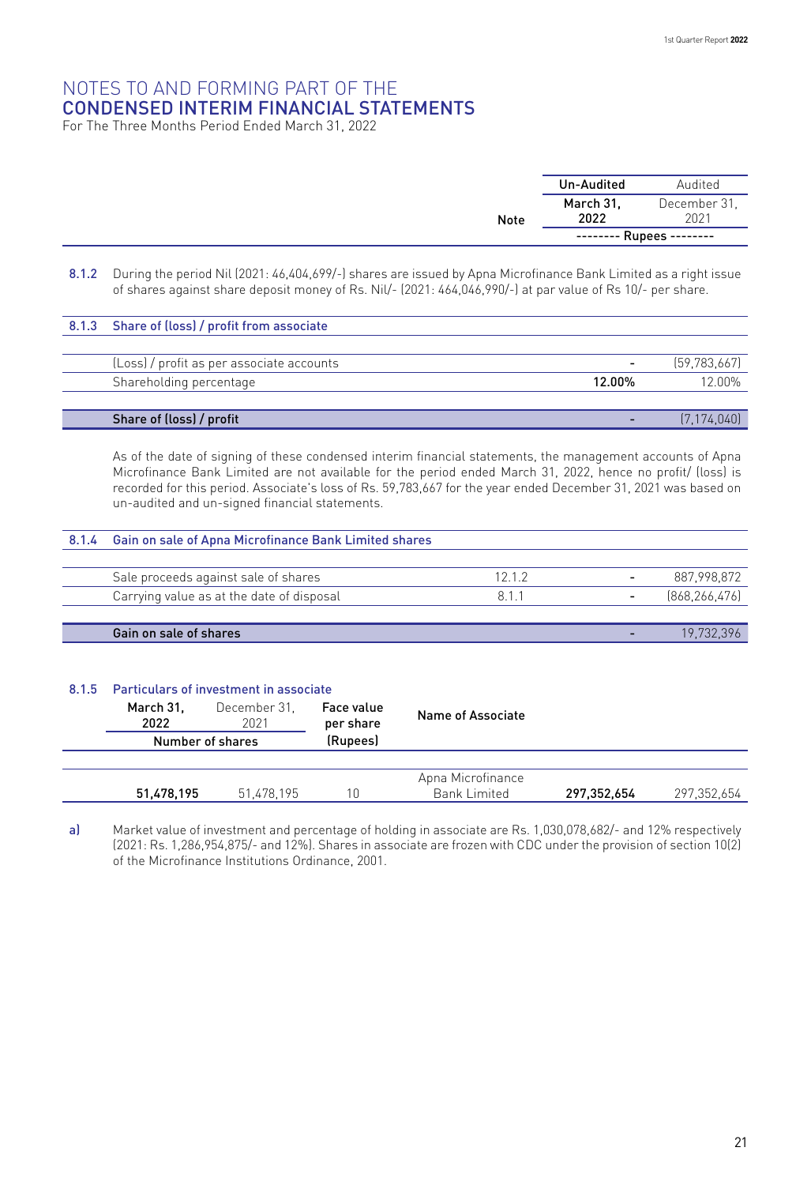# NOTES TO AND FORMING PART OF THE CONDENSED INTERIM FINANCIAL STATEMENTS

For The Three Months Period Ended March 31, 2022

| | Note | Un-Audited March 31, 2022 | Audited December 31, 2021 |
|---|---|---|---|
| | | -------- Rupees -------- | |

**8.1.2** During the period Nil (2021: 46,404,699/-) shares are issued by Apna Microfinance Bank Limited as a right issue of shares against share deposit money of Rs. Nil/- (2021: 464,046,990/-) at par value of Rs 10/- per share.

**8.1.3 Share of (loss) / profit from associate**

| | Note | March 31, 2022 | December 31, 2021 |
|---|---|---|---|
| (Loss) / profit as per associate accounts | | - | (59,783,667) |
| Shareholding percentage | | **12.00%** | 12.00% |
| **Share of (loss) / profit** | | **-** | (7,174,040) |

As of the date of signing of these condensed interim financial statements, the management accounts of Apna Microfinance Bank Limited are not available for the period ended March 31, 2022, hence no profit/ (loss) is recorded for this period. Associate's loss of Rs. 59,783,667 for the year ended December 31, 2021 was based on un-audited and un-signed financial statements.

**8.1.4 Gain on sale of Apna Microfinance Bank Limited shares**

| | Note | March 31, 2022 | December 31, 2021 |
|---|---|---|---|
| Sale proceeds against sale of shares | 12.1.2 | - | 887,998,872 |
| Carrying value as at the date of disposal | 8.1.1 | - | (868,266,476) |
| **Gain on sale of shares** | | **-** | 19,732,396 |

**8.1.5 Particulars of investment in associate**

| Number of shares March 31, 2022 | Number of shares December 31, 2021 | Face value per share (Rupees) | Name of Associate | March 31, 2022 | December 31, 2021 |
|---|---|---|---|---|---|
| **51,478,195** | 51,478,195 | 10 | Apna Microfinance Bank Limited | **297,352,654** | 297,352,654 |

**a)** Market value of investment and percentage of holding in associate are Rs. 1,030,078,682/- and 12% respectively (2021: Rs. 1,286,954,875/- and 12%). Shares in associate are frozen with CDC under the provision of section 10(2) of the Microfinance Institutions Ordinance, 2001.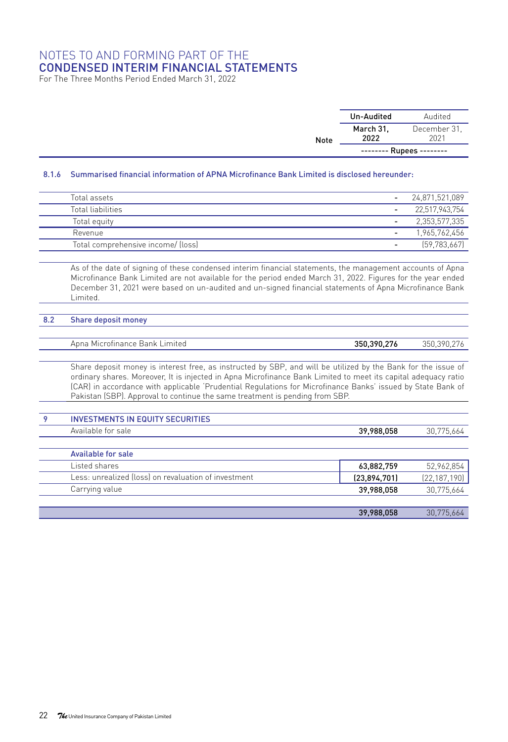# NOTES TO AND FORMING PART OF THE CONDENSED INTERIM FINANCIAL STATEMENTS

For The Three Months Period Ended March 31, 2022

| | Note | Un-Audited March 31, 2022 | Audited December 31, 2021 |
|---|---|---|---|
| | | -------- Rupees -------- | |

### 8.1.6 Summarised financial information of APNA Microfinance Bank Limited is disclosed hereunder:

| | | March 31, 2022 | December 31, 2021 |
|---|---|---|---|
| Total assets | | - | 24,871,521,089 |
| Total liabilities | | - | 22,517,943,754 |
| Total equity | | - | 2,353,577,335 |
| Revenue | | - | 1,965,762,456 |
| Total comprehensive income/ (loss) | | - | (59,783,667) |

As of the date of signing of these condensed interim financial statements, the management accounts of Apna Microfinance Bank Limited are not available for the period ended March 31, 2022. Figures for the year ended December 31, 2021 were based on un-audited and un-signed financial statements of Apna Microfinance Bank Limited.

### 8.2 Share deposit money

| | | March 31, 2022 | December 31, 2021 |
|---|---|---|---|
| Apna Microfinance Bank Limited | | **350,390,276** | 350,390,276 |

Share deposit money is interest free, as instructed by SBP, and will be utilized by the Bank for the issue of ordinary shares. Moreover, It is injected in Apna Microfinance Bank Limited to meet its capital adequacy ratio (CAR) in accordance with applicable 'Prudential Regulations for Microfinance Banks' issued by State Bank of Pakistan (SBP). Approval to continue the same treatment is pending from SBP.

## 9 INVESTMENTS IN EQUITY SECURITIES

| | | March 31, 2022 | December 31, 2021 |
|---|---|---|---|
| Available for sale | | **39,988,058** | 30,775,664 |
| **Available for sale** | | | |
| Listed shares | | **63,882,759** | 52,962,854 |
| Less: unrealized (loss) on revaluation of investment | | **(23,894,701)** | (22,187,190) |
| Carrying value | | **39,988,058** | 30,775,664 |
| | | **39,988,058** | 30,775,664 |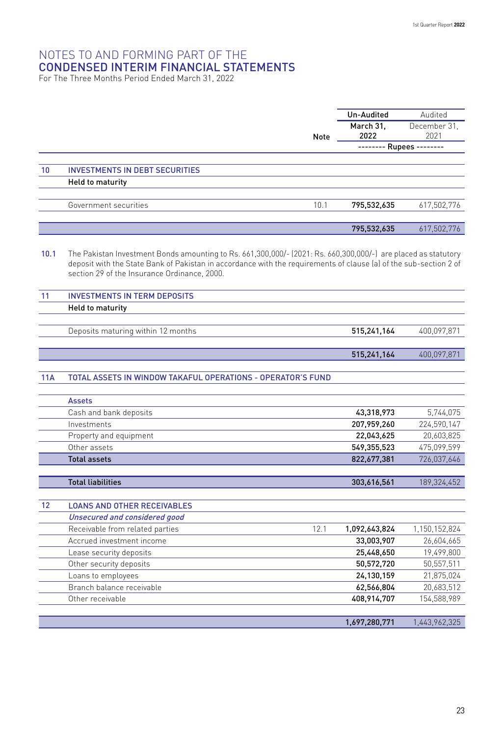# NOTES TO AND FORMING PART OF THE CONDENSED INTERIM FINANCIAL STATEMENTS

For The Three Months Period Ended March 31, 2022

| | | Note | Un-Audited March 31, 2022 | Audited December 31, 2021 |
|---|---|---|---|---|
| | | | -------- Rupees -------- | |
| **10** | **INVESTMENTS IN DEBT SECURITIES** | | | |
| | **Held to maturity** | | | |
| | Government securities | 10.1 | **795,532,635** | 617,502,776 |
| | | | **795,532,635** | 617,502,776 |

**10.1** The Pakistan Investment Bonds amounting to Rs. 661,300,000/- (2021: Rs. 660,300,000/-) are placed as statutory deposit with the State Bank of Pakistan in accordance with the requirements of clause (a) of the sub-section 2 of section 29 of the Insurance Ordinance, 2000.

| | | Note | Un-Audited March 31, 2022 | Audited December 31, 2021 |
|---|---|---|---|---|
| **11** | **INVESTMENTS IN TERM DEPOSITS** | | | |
| | **Held to maturity** | | | |
| | Deposits maturing within 12 months | | **515,241,164** | 400,097,871 |
| | | | **515,241,164** | 400,097,871 |
| **11A** | **TOTAL ASSETS IN WINDOW TAKAFUL OPERATIONS - OPERATOR'S FUND** | | | |
| | **Assets** | | | |
| | Cash and bank deposits | | **43,318,973** | 5,744,075 |
| | Investments | | **207,959,260** | 224,590,147 |
| | Property and equipment | | **22,043,625** | 20,603,825 |
| | Other assets | | **549,355,523** | 475,099,599 |
| | **Total assets** | | **822,677,381** | 726,037,646 |
| | **Total liabilities** | | **303,616,561** | 189,324,452 |
| **12** | **LOANS AND OTHER RECEIVABLES** | | | |
| | *Unsecured and considered good* | | | |
| | Receivable from related parties | 12.1 | **1,092,643,824** | 1,150,152,824 |
| | Accrued investment income | | **33,003,907** | 26,604,665 |
| | Lease security deposits | | **25,448,650** | 19,499,800 |
| | Other security deposits | | **50,572,720** | 50,557,511 |
| | Loans to employees | | **24,130,159** | 21,875,024 |
| | Branch balance receivable | | **62,566,804** | 20,683,512 |
| | Other receivable | | **408,914,707** | 154,588,989 |
| | | | **1,697,280,771** | 1,443,962,325 |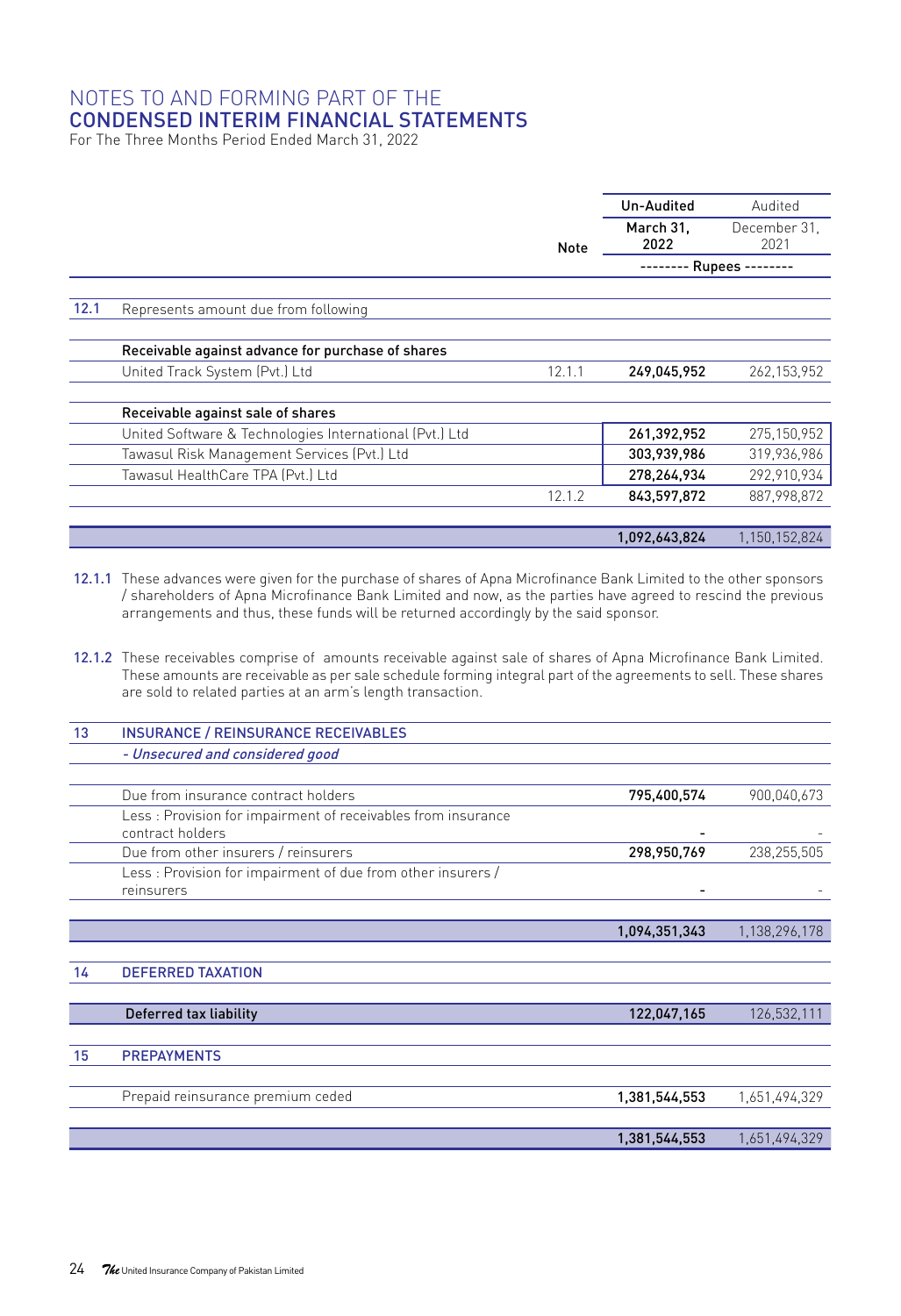# NOTES TO AND FORMING PART OF THE CONDENSED INTERIM FINANCIAL STATEMENTS

For The Three Months Period Ended March 31, 2022

| | | Note | Un-Audited March 31, 2022 | Audited December 31, 2021 |
|---|---|---|---|---|
| | | | -------- Rupees -------- | |
| 12.1 | Represents amount due from following | | | |
| | **Receivable against advance for purchase of shares** | | | |
| | United Track System (Pvt.) Ltd | 12.1.1 | **249,045,952** | 262,153,952 |
| | **Receivable against sale of shares** | | | |
| | United Software & Technologies International (Pvt.) Ltd | | **261,392,952** | 275,150,952 |
| | Tawasul Risk Management Services (Pvt.) Ltd | | **303,939,986** | 319,936,986 |
| | Tawasul HealthCare TPA (Pvt.) Ltd | | **278,264,934** | 292,910,934 |
| | | 12.1.2 | **843,597,872** | 887,998,872 |
| | | | **1,092,643,824** | 1,150,152,824 |

**12.1.1** These advances were given for the purchase of shares of Apna Microfinance Bank Limited to the other sponsors / shareholders of Apna Microfinance Bank Limited and now, as the parties have agreed to rescind the previous arrangements and thus, these funds will be returned accordingly by the said sponsor.

**12.1.2** These receivables comprise of amounts receivable against sale of shares of Apna Microfinance Bank Limited. These amounts are receivable as per sale schedule forming integral part of the agreements to sell. These shares are sold to related parties at an arm's length transaction.

| | | | Un-Audited March 31, 2022 | Audited December 31, 2021 |
|---|---|---|---|---|
| **13** | **INSURANCE / REINSURANCE RECEIVABLES** | | | |
| | *- Unsecured and considered good* | | | |
| | Due from insurance contract holders | | **795,400,574** | 900,040,673 |
| | Less : Provision for impairment of receivables from insurance contract holders | | **-** | - |
| | Due from other insurers / reinsurers | | **298,950,769** | 238,255,505 |
| | Less : Provision for impairment of due from other insurers / reinsurers | | **-** | - |
| | | | **1,094,351,343** | 1,138,296,178 |
| **14** | **DEFERRED TAXATION** | | | |
| | **Deferred tax liability** | | **122,047,165** | 126,532,111 |
| **15** | **PREPAYMENTS** | | | |
| | Prepaid reinsurance premium ceded | | **1,381,544,553** | 1,651,494,329 |
| | | | **1,381,544,553** | 1,651,494,329 |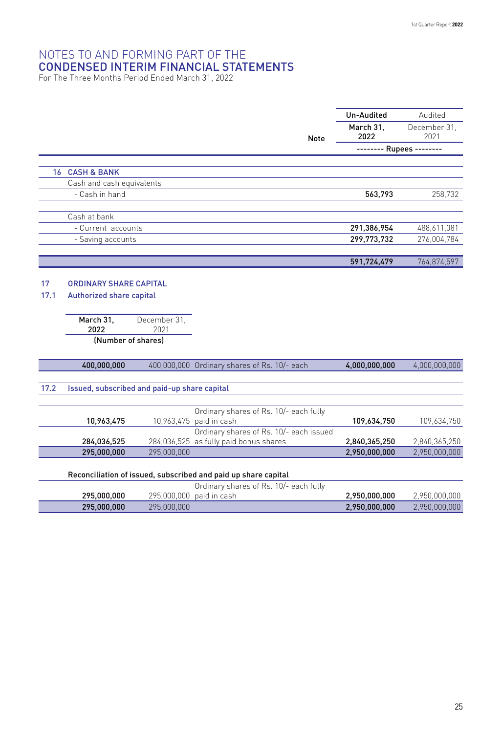# NOTES TO AND FORMING PART OF THE CONDENSED INTERIM FINANCIAL STATEMENTS

For The Three Months Period Ended March 31, 2022

| | Note | Un-Audited March 31, 2022 | Audited December 31, 2021 |
|---|---|---|---|
| | | -------- Rupees -------- | |
| **16 CASH & BANK** | | | |
| Cash and cash equivalents | | | |
| - Cash in hand | | **563,793** | 258,732 |
| Cash at bank | | | |
| - Current accounts | | **291,386,954** | 488,611,081 |
| - Saving accounts | | **299,773,732** | 276,004,784 |
| | | **591,724,479** | 764,874,597 |

## 17 ORDINARY SHARE CAPITAL

### 17.1 Authorized share capital

| March 31, 2022 | December 31, 2021 | | | |
|---|---|---|---|---|
| (Number of shares) | | | | |
| **400,000,000** | 400,000,000 | Ordinary shares of Rs. 10/- each | **4,000,000,000** | 4,000,000,000 |

### 17.2 Issued, subscribed and paid-up share capital

| | | | | |
|---|---|---|---|---|
| **10,963,475** | 10,963,475 | Ordinary shares of Rs. 10/- each fully paid in cash | **109,634,750** | 109,634,750 |
| **284,036,525** | 284,036,525 | Ordinary shares of Rs. 10/- each issued as fully paid bonus shares | **2,840,365,250** | 2,840,365,250 |
| **295,000,000** | 295,000,000 | | **2,950,000,000** | 2,950,000,000 |

**Reconciliation of issued, subscribed and paid up share capital**

| | | | | |
|---|---|---|---|---|
| **295,000,000** | 295,000,000 | Ordinary shares of Rs. 10/- each fully paid in cash | **2,950,000,000** | 2,950,000,000 |
| **295,000,000** | 295,000,000 | | **2,950,000,000** | 2,950,000,000 |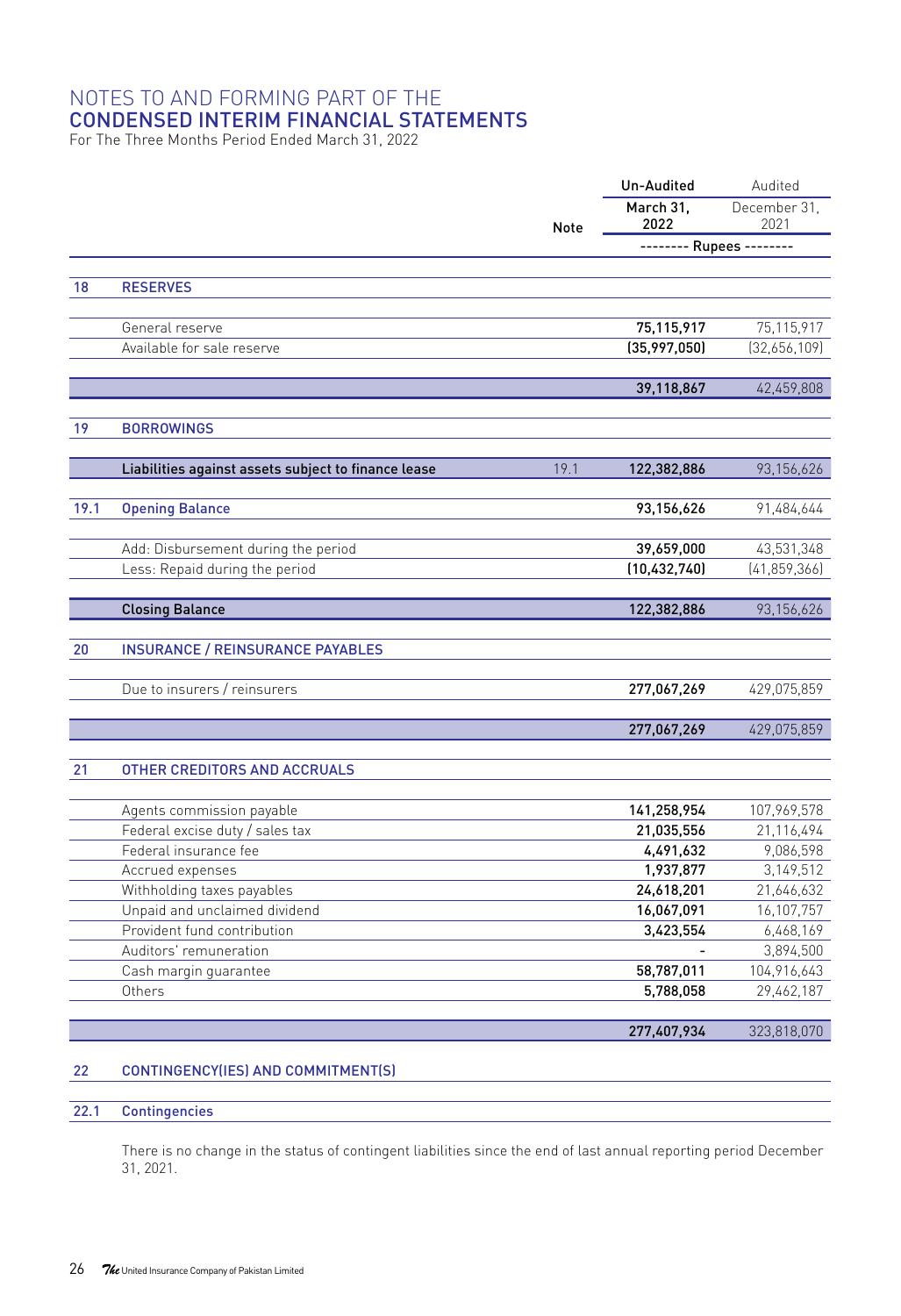# NOTES TO AND FORMING PART OF THE CONDENSED INTERIM FINANCIAL STATEMENTS

For The Three Months Period Ended March 31, 2022

| | | Note | Un-Audited March 31, 2022 | Audited December 31, 2021 |
|---|---|---|---|---|
| | | | -------- Rupees -------- | |
| **18** | **RESERVES** | | | |
| | General reserve | | 75,115,917 | 75,115,917 |
| | Available for sale reserve | | (35,997,050) | (32,656,109) |
| | | | 39,118,867 | 42,459,808 |
| **19** | **BORROWINGS** | | | |
| | **Liabilities against assets subject to finance lease** | 19.1 | 122,382,886 | 93,156,626 |
| **19.1** | **Opening Balance** | | 93,156,626 | 91,484,644 |
| | Add: Disbursement during the period | | 39,659,000 | 43,531,348 |
| | Less: Repaid during the period | | (10,432,740) | (41,859,366) |
| | **Closing Balance** | | 122,382,886 | 93,156,626 |
| **20** | **INSURANCE / REINSURANCE PAYABLES** | | | |
| | Due to insurers / reinsurers | | 277,067,269 | 429,075,859 |
| | | | 277,067,269 | 429,075,859 |
| **21** | **OTHER CREDITORS AND ACCRUALS** | | | |
| | Agents commission payable | | 141,258,954 | 107,969,578 |
| | Federal excise duty / sales tax | | 21,035,556 | 21,116,494 |
| | Federal insurance fee | | 4,491,632 | 9,086,598 |
| | Accrued expenses | | 1,937,877 | 3,149,512 |
| | Withholding taxes payables | | 24,618,201 | 21,646,632 |
| | Unpaid and unclaimed dividend | | 16,067,091 | 16,107,757 |
| | Provident fund contribution | | 3,423,554 | 6,468,169 |
| | Auditors' remuneration | | - | 3,894,500 |
| | Cash margin guarantee | | 58,787,011 | 104,916,643 |
| | Others | | 5,788,058 | 29,462,187 |
| | | | 277,407,934 | 323,818,070 |

## 22 CONTINGENCY(IES) AND COMMITMENT(S)

### 22.1 Contingencies

There is no change in the status of contingent liabilities since the end of last annual reporting period December 31, 2021.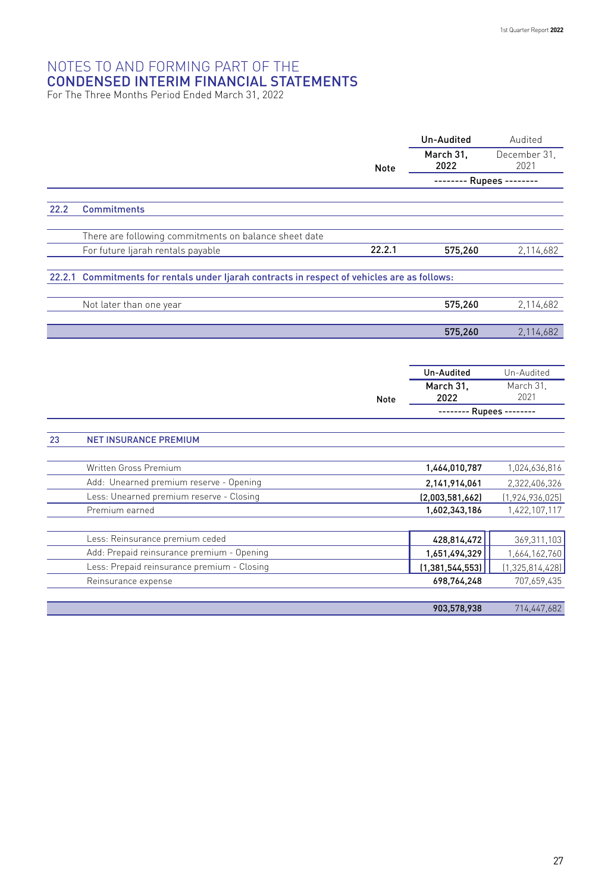# NOTES TO AND FORMING PART OF THE CONDENSED INTERIM FINANCIAL STATEMENTS

For The Three Months Period Ended March 31, 2022

| | | Note | Un-Audited March 31, 2022 | Audited December 31, 2021 |
|---|---|---|---|---|
| | | | -------- Rupees -------- | |
| 22.2 | **Commitments** | | | |
| | There are following commitments on balance sheet date | | | |
| | For future Ijarah rentals payable | 22.2.1 | 575,260 | 2,114,682 |
| 22.2.1 | **Commitments for rentals under Ijarah contracts in respect of vehicles are as follows:** | | | |
| | Not later than one year | | 575,260 | 2,114,682 |
| | | | 575,260 | 2,114,682 |

| | | Note | Un-Audited March 31, 2022 | Un-Audited March 31, 2021 |
|---|---|---|---|---|
| | | | -------- Rupees -------- | |
| 23 | **NET INSURANCE PREMIUM** | | | |
| | Written Gross Premium | | 1,464,010,787 | 1,024,636,816 |
| | Add: Unearned premium reserve - Opening | | 2,141,914,061 | 2,322,406,326 |
| | Less: Unearned premium reserve - Closing | | (2,003,581,662) | (1,924,936,025) |
| | Premium earned | | 1,602,343,186 | 1,422,107,117 |
| | Less: Reinsurance premium ceded | | 428,814,472 | 369,311,103 |
| | Add: Prepaid reinsurance premium - Opening | | 1,651,494,329 | 1,664,162,760 |
| | Less: Prepaid reinsurance premium - Closing | | (1,381,544,553) | (1,325,814,428) |
| | Reinsurance expense | | 698,764,248 | 707,659,435 |
| | | | 903,578,938 | 714,447,682 |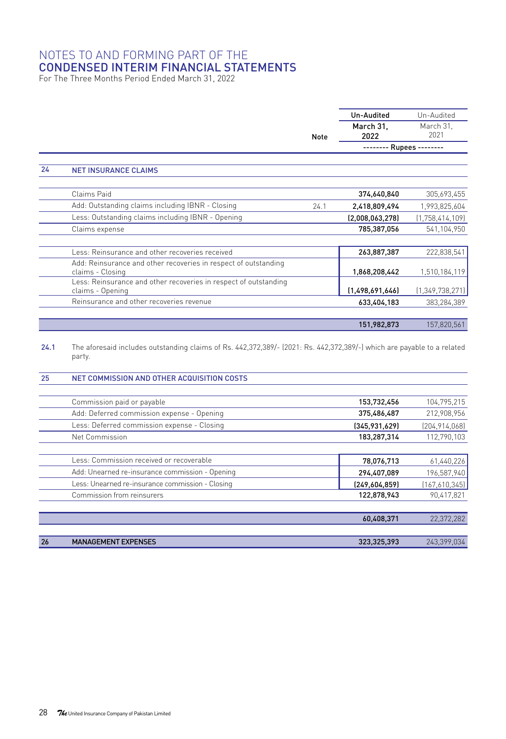# NOTES TO AND FORMING PART OF THE CONDENSED INTERIM FINANCIAL STATEMENTS

For The Three Months Period Ended March 31, 2022

| | | Note | Un-Audited March 31, 2022 | Un-Audited March 31, 2021 |
|---|---|---|---|---|
| | | | -------- Rupees -------- | |
| **24** | **NET INSURANCE CLAIMS** | | | |
| | Claims Paid | | 374,640,840 | 305,693,455 |
| | Add: Outstanding claims including IBNR - Closing | 24.1 | 2,418,809,494 | 1,993,825,604 |
| | Less: Outstanding claims including IBNR - Opening | | (2,008,063,278) | (1,758,414,109) |
| | Claims expense | | 785,387,056 | 541,104,950 |
| | Less: Reinsurance and other recoveries received | | 263,887,387 | 222,838,541 |
| | Add: Reinsurance and other recoveries in respect of outstanding claims - Closing | | 1,868,208,442 | 1,510,184,119 |
| | Less: Reinsurance and other recoveries in respect of outstanding claims - Opening | | (1,498,691,646) | (1,349,738,271) |
| | Reinsurance and other recoveries revenue | | 633,404,183 | 383,284,389 |
| | | | 151,982,873 | 157,820,561 |

24.1 The aforesaid includes outstanding claims of Rs. 442,372,389/- (2021: Rs. 442,372,389/-) which are payable to a related party.

| | | Un-Audited March 31, 2022 | Un-Audited March 31, 2021 |
|---|---|---|---|
| **25** | **NET COMMISSION AND OTHER ACQUISITION COSTS** | | |
| | Commission paid or payable | 153,732,456 | 104,795,215 |
| | Add: Deferred commission expense - Opening | 375,486,487 | 212,908,956 |
| | Less: Deferred commission expense - Closing | (345,931,629) | (204,914,068) |
| | Net Commission | 183,287,314 | 112,790,103 |
| | Less: Commission received or recoverable | 78,076,713 | 61,440,226 |
| | Add: Unearned re-insurance commission - Opening | 294,407,089 | 196,587,940 |
| | Less: Unearned re-insurance commission - Closing | (249,604,859) | (167,610,345) |
| | Commission from reinsurers | 122,878,943 | 90,417,821 |
| | | 60,408,371 | 22,372,282 |
| **26** | **MANAGEMENT EXPENSES** | 323,325,393 | 243,399,034 |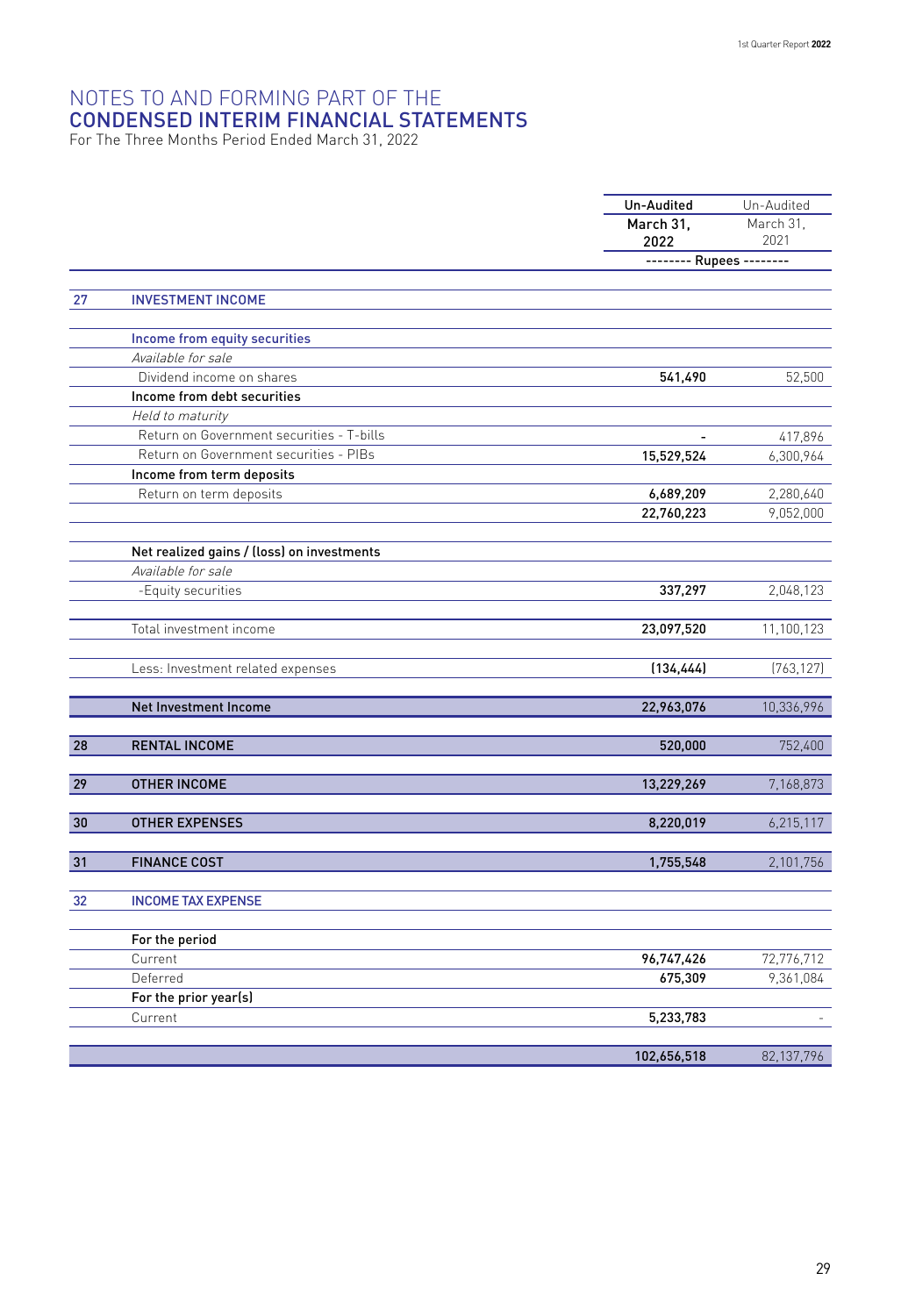# NOTES TO AND FORMING PART OF THE CONDENSED INTERIM FINANCIAL STATEMENTS

For The Three Months Period Ended March 31, 2022

| | | Un-Audited March 31, 2022 | Un-Audited March 31, 2021 |
|---|---|---|---|
| | | -------- Rupees -------- | |
| **27** | **INVESTMENT INCOME** | | |
| | **Income from equity securities** | | |
| | *Available for sale* | | |
| | Dividend income on shares | **541,490** | 52,500 |
| | **Income from debt securities** | | |
| | *Held to maturity* | | |
| | Return on Government securities - T-bills | **-** | 417,896 |
| | Return on Government securities - PIBs | **15,529,524** | 6,300,964 |
| | **Income from term deposits** | | |
| | Return on term deposits | **6,689,209** | 2,280,640 |
| | | **22,760,223** | 9,052,000 |
| | **Net realized gains / (loss) on investments** | | |
| | *Available for sale* | | |
| | -Equity securities | **337,297** | 2,048,123 |
| | Total investment income | **23,097,520** | 11,100,123 |
| | Less: Investment related expenses | **(134,444)** | (763,127) |
| | **Net Investment Income** | **22,963,076** | 10,336,996 |
| **28** | **RENTAL INCOME** | **520,000** | 752,400 |
| **29** | **OTHER INCOME** | **13,229,269** | 7,168,873 |
| **30** | **OTHER EXPENSES** | **8,220,019** | 6,215,117 |
| **31** | **FINANCE COST** | **1,755,548** | 2,101,756 |
| **32** | **INCOME TAX EXPENSE** | | |
| | **For the period** | | |
| | Current | **96,747,426** | 72,776,712 |
| | Deferred | **675,309** | 9,361,084 |
| | **For the prior year(s)** | | |
| | Current | **5,233,783** | - |
| | | **102,656,518** | 82,137,796 |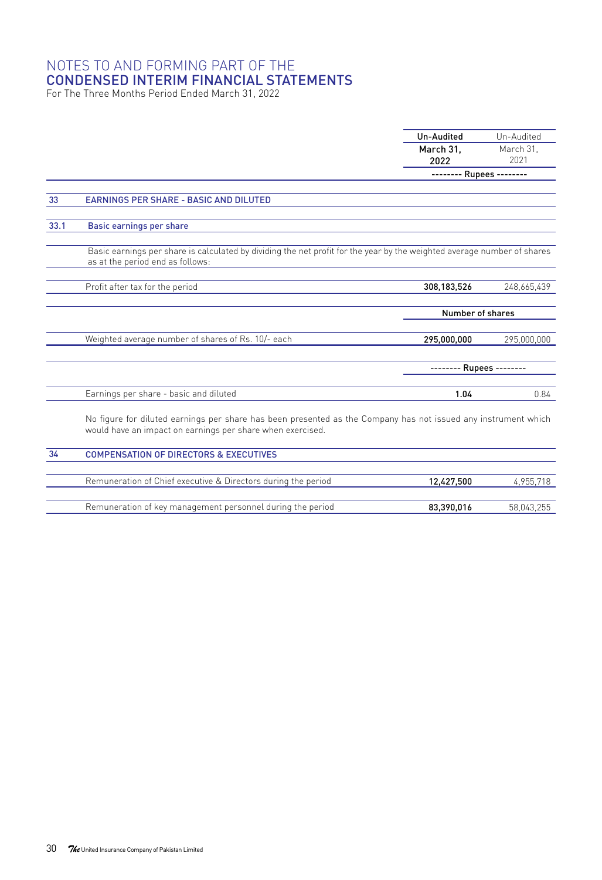# NOTES TO AND FORMING PART OF THE CONDENSED INTERIM FINANCIAL STATEMENTS

For The Three Months Period Ended March 31, 2022

| | | Un-Audited March 31, 2022 | Un-Audited March 31, 2021 |
|---|---|---|---|
| | | -------- Rupees -------- | |
| **33** | **EARNINGS PER SHARE - BASIC AND DILUTED** | | |
| **33.1** | **Basic earnings per share** | | |

Basic earnings per share is calculated by dividing the net profit for the year by the weighted average number of shares as at the period end as follows:

| | March 31, 2022 | March 31, 2021 |
|---|---|---|
| Profit after tax for the period | **308,183,526** | 248,665,439 |
| | **Number of shares** | |
| Weighted average number of shares of Rs. 10/- each | **295,000,000** | 295,000,000 |
| | **-------- Rupees --------** | |
| Earnings per share - basic and diluted | **1.04** | 0.84 |

No figure for diluted earnings per share has been presented as the Company has not issued any instrument which would have an impact on earnings per share when exercised.

| **34** | **COMPENSATION OF DIRECTORS & EXECUTIVES** | March 31, 2022 | March 31, 2021 |
|---|---|---|---|
| | Remuneration of Chief executive & Directors during the period | **12,427,500** | 4,955,718 |
| | Remuneration of key management personnel during the period | **83,390,016** | 58,043,255 |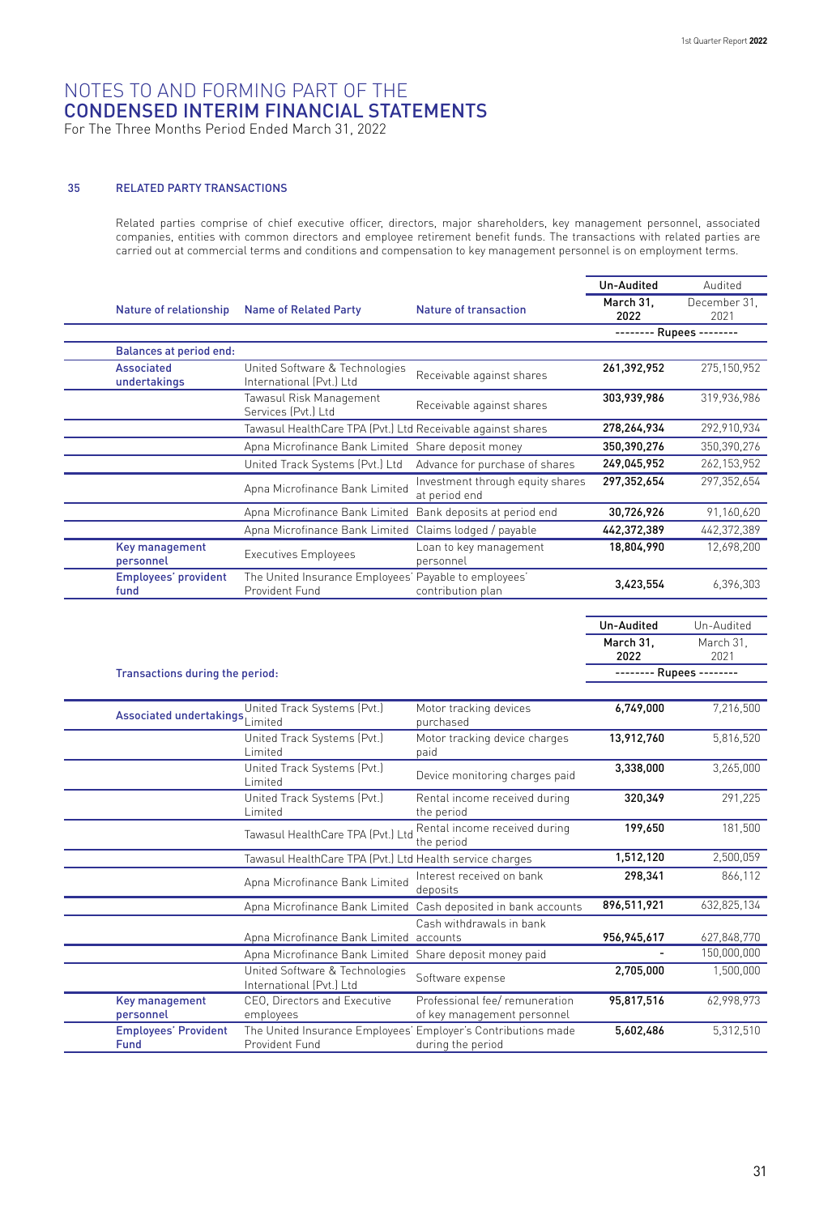# NOTES TO AND FORMING PART OF THE CONDENSED INTERIM FINANCIAL STATEMENTS

For The Three Months Period Ended March 31, 2022

## 35 RELATED PARTY TRANSACTIONS

Related parties comprise of chief executive officer, directors, major shareholders, key management personnel, associated companies, entities with common directors and employee retirement benefit funds. The transactions with related parties are carried out at commercial terms and conditions and compensation to key management personnel is on employment terms.

| Nature of relationship | Name of Related Party | Nature of transaction | Un-Audited March 31, 2022 | Audited December 31, 2021 |
|---|---|---|---|---|
| | | | -------- Rupees -------- | |
| **Balances at period end:** | | | | |
| Associated undertakings | United Software & Technologies International (Pvt.) Ltd | Receivable against shares | 261,392,952 | 275,150,952 |
| | Tawasul Risk Management Services (Pvt.) Ltd | Receivable against shares | 303,939,986 | 319,936,986 |
| | Tawasul HealthCare TPA (Pvt.) Ltd | Receivable against shares | 278,264,934 | 292,910,934 |
| | Apna Microfinance Bank Limited | Share deposit money | 350,390,276 | 350,390,276 |
| | United Track Systems (Pvt.) Ltd | Advance for purchase of shares | 249,045,952 | 262,153,952 |
| | Apna Microfinance Bank Limited | Investment through equity shares at period end | 297,352,654 | 297,352,654 |
| | Apna Microfinance Bank Limited | Bank deposits at period end | 30,726,926 | 91,160,620 |
| | Apna Microfinance Bank Limited | Claims lodged / payable | 442,372,389 | 442,372,389 |
| Key management personnel | Executives Employees | Loan to key management personnel | 18,804,990 | 12,698,200 |
| Employees' provident fund | The United Insurance Employees' Provident Fund | Payable to employees' contribution plan | 3,423,554 | 6,396,303 |

| Transactions during the period: | | | Un-Audited March 31, 2022 | Un-Audited March 31, 2021 |
|---|---|---|---|---|
| | | | -------- Rupees -------- | |
| Associated undertakings | United Track Systems (Pvt.) Limited | Motor tracking devices purchased | 6,749,000 | 7,216,500 |
| | United Track Systems (Pvt.) Limited | Motor tracking device charges paid | 13,912,760 | 5,816,520 |
| | United Track Systems (Pvt.) Limited | Device monitoring charges paid | 3,338,000 | 3,265,000 |
| | United Track Systems (Pvt.) Limited | Rental income received during the period | 320,349 | 291,225 |
| | Tawasul HealthCare TPA (Pvt.) Ltd | Rental income received during the period | 199,650 | 181,500 |
| | Tawasul HealthCare TPA (Pvt.) Ltd | Health service charges | 1,512,120 | 2,500,059 |
| | Apna Microfinance Bank Limited | Interest received on bank deposits | 298,341 | 866,112 |
| | Apna Microfinance Bank Limited | Cash deposited in bank accounts | 896,511,921 | 632,825,134 |
| | Apna Microfinance Bank Limited | Cash withdrawals in bank accounts | 956,945,617 | 627,848,770 |
| | Apna Microfinance Bank Limited | Share deposit money paid | - | 150,000,000 |
| | United Software & Technologies International (Pvt.) Ltd | Software expense | 2,705,000 | 1,500,000 |
| Key management personnel | CEO, Directors and Executive employees | Professional fee/ remuneration of key management personnel | 95,817,516 | 62,998,973 |
| Employees' Provident Fund | The United Insurance Employees' Provident Fund | Employer's Contributions made during the period | 5,602,486 | 5,312,510 |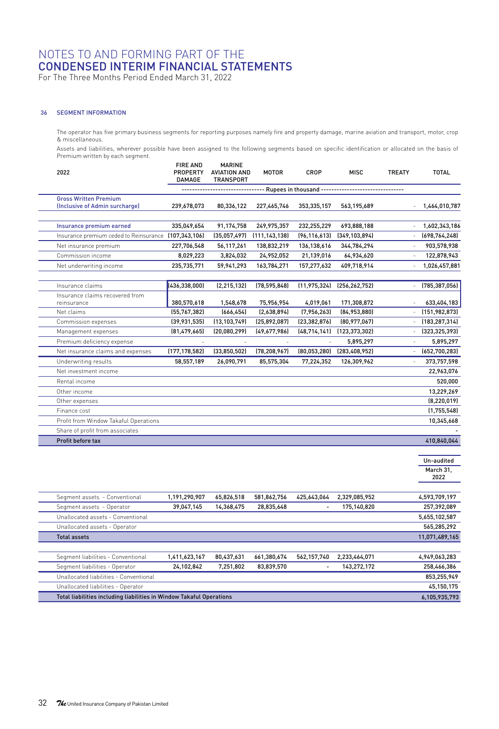# NOTES TO AND FORMING PART OF THE CONDENSED INTERIM FINANCIAL STATEMENTS

For The Three Months Period Ended March 31, 2022

## 36 SEGMENT INFORMATION

The operator has five primary business segments for reporting purposes namely fire and property damage, marine aviation and transport, motor, crop & miscellaneous.

Assets and liabilities, wherever possible have been assigned to the following segments based on specific identification or allocated on the basis of Premium written by each segment.

| 2022 | FIRE AND PROPERTY DAMAGE | MARINE AVIATION AND TRANSPORT | MOTOR | CROP | MISC | TREATY | TOTAL |
|---|---|---|---|---|---|---|---|
| | Rupees in thousand | | | | | | |
| **Gross Written Premium (Inclusive of Admin surcharge)** | 239,678,073 | 80,336,122 | 227,465,746 | 353,335,157 | 563,195,689 | - | 1,464,010,787 |
| **Insurance premium earned** | 335,049,654 | 91,174,758 | 249,975,357 | 232,255,229 | 693,888,188 | - | 1,602,343,186 |
| Insurance premium ceded to Reinsurance | (107,343,106) | (35,057,497) | (111,143,138) | (96,116,613) | (349,103,894) | - | (698,764,248) |
| Net insurance premium | 227,706,548 | 56,117,261 | 138,832,219 | 136,138,616 | 344,784,294 | - | 903,578,938 |
| Commission income | 8,029,223 | 3,824,032 | 24,952,052 | 21,139,016 | 64,934,620 | - | 122,878,943 |
| Net underwriting income | 235,735,771 | 59,941,293 | 163,784,271 | 157,277,632 | 409,718,914 | - | 1,026,457,881 |
| Insurance claims | (436,338,000) | (2,215,132) | (78,595,848) | (11,975,324) | (256,262,752) | - | (785,387,056) |
| Insurance claims recovered from reinsurance | 380,570,618 | 1,548,678 | 75,956,954 | 4,019,061 | 171,308,872 | - | 633,404,183 |
| Net claims | (55,767,382) | (666,454) | (2,638,894) | (7,956,263) | (84,953,880) | - | (151,982,873) |
| Commission expenses | (39,931,535) | (13,103,749) | (25,892,087) | (23,382,876) | (80,977,067) | - | (183,287,314) |
| Management expenses | (81,479,665) | (20,080,299) | (49,677,986) | (48,714,141) | (123,373,302) | - | (323,325,393) |
| Premium deficiency expense | - | - | - | - | 5,895,297 | - | 5,895,297 |
| Net insurance claims and expenses | (177,178,582) | (33,850,502) | (78,208,967) | (80,053,280) | (283,408,952) | - | (652,700,283) |
| Underwriting results | 58,557,189 | 26,090,791 | 85,575,304 | 77,224,352 | 126,309,962 | - | 373,757,598 |
| Net investment income | | | | | | | 22,963,076 |
| Rental income | | | | | | | 520,000 |
| Other income | | | | | | | 13,229,269 |
| Other expenses | | | | | | | (8,220,019) |
| Finance cost | | | | | | | (1,755,548) |
| Profit from Window Takaful Operations | | | | | | | 10,345,668 |
| Share of profit from associates | | | | | | | - |
| **Profit before tax** | | | | | | | **410,840,044** |

| | FIRE AND PROPERTY DAMAGE | MARINE AVIATION AND TRANSPORT | MOTOR | CROP | MISC | TREATY | Un-audited March 31, 2022 |
|---|---|---|---|---|---|---|---|
| Segment assets - Conventional | 1,191,290,907 | 65,826,518 | 581,862,756 | 425,643,064 | 2,329,085,952 | | 4,593,709,197 |
| Segment assets - Operator | 39,047,145 | 14,368,475 | 28,835,648 | - | 175,140,820 | | 257,392,089 |
| Unallocated assets - Conventional | | | | | | | 5,655,102,587 |
| Unallocated assets - Operator | | | | | | | 565,285,292 |
| **Total assets** | | | | | | | **11,071,489,165** |
| Segment liabilities - Conventional | 1,411,623,167 | 80,437,631 | 661,380,674 | 562,157,740 | 2,233,464,071 | | 4,949,063,283 |
| Segment liabilities - Operator | 24,102,842 | 7,251,802 | 83,839,570 | - | 143,272,172 | | 258,466,386 |
| Unallocated liabilities - Conventional | | | | | | | 853,255,949 |
| Unallocated liabilities - Operator | | | | | | | 45,150,175 |
| **Total liabilities including liabilities in Window Takaful Operations** | | | | | | | **6,105,935,793** |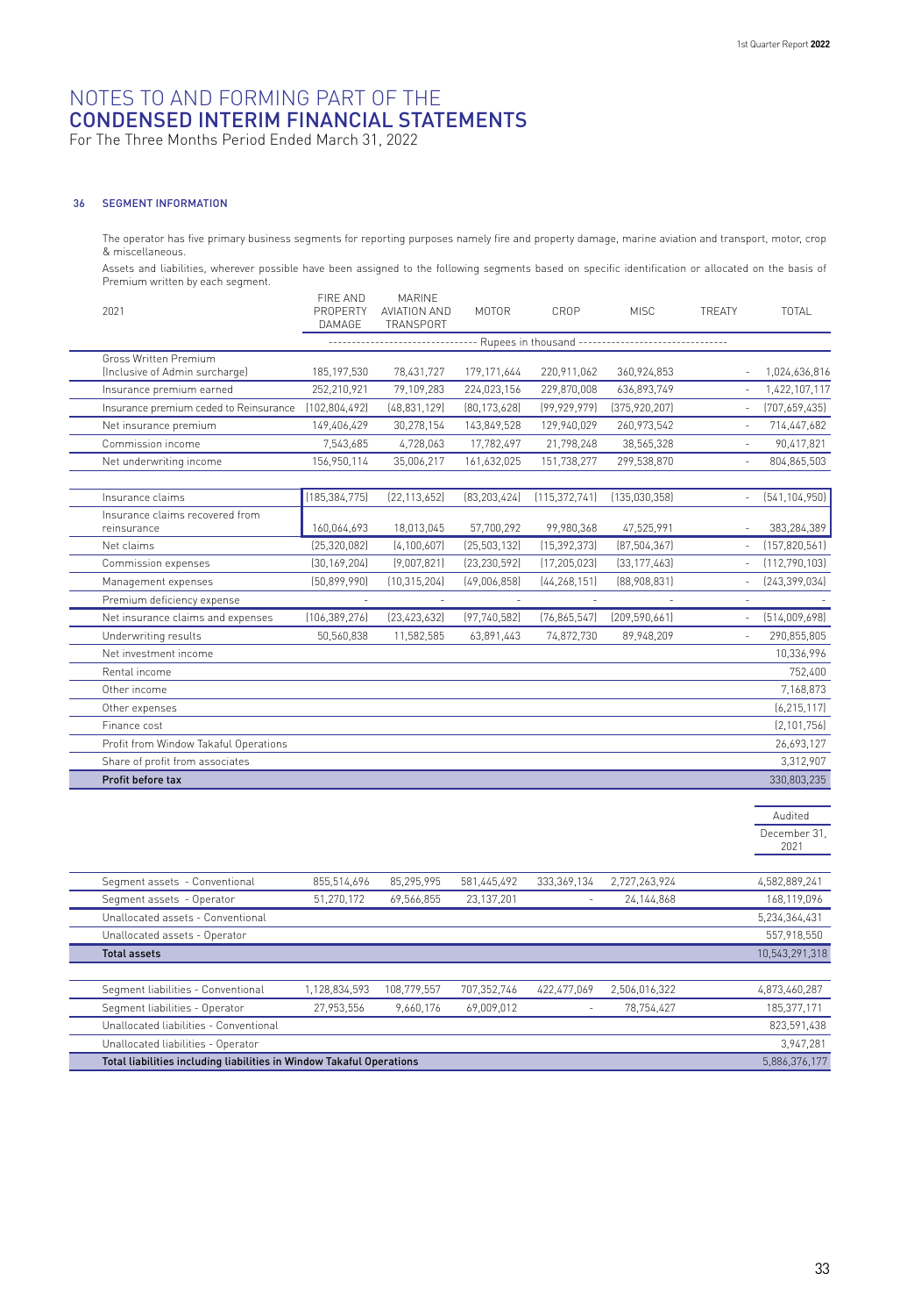# NOTES TO AND FORMING PART OF THE CONDENSED INTERIM FINANCIAL STATEMENTS

For The Three Months Period Ended March 31, 2022

## 36 SEGMENT INFORMATION

The operator has five primary business segments for reporting purposes namely fire and property damage, marine aviation and transport, motor, crop & miscellaneous.

Assets and liabilities, wherever possible have been assigned to the following segments based on specific identification or allocated on the basis of Premium written by each segment.

| 2021 | FIRE AND PROPERTY DAMAGE | MARINE AVIATION AND TRANSPORT | MOTOR | CROP | MISC | TREATY | TOTAL |
|---|---|---|---|---|---|---|---|
| | Rupees in thousand | | | | | | |
| Gross Written Premium (Inclusive of Admin surcharge) | 185,197,530 | 78,431,727 | 179,171,644 | 220,911,062 | 360,924,853 | - | 1,024,636,816 |
| Insurance premium earned | 252,210,921 | 79,109,283 | 224,023,156 | 229,870,008 | 636,893,749 | - | 1,422,107,117 |
| Insurance premium ceded to Reinsurance | (102,804,492) | (48,831,129) | (80,173,628) | (99,929,979) | (375,920,207) | - | (707,659,435) |
| Net insurance premium | 149,406,429 | 30,278,154 | 143,849,528 | 129,940,029 | 260,973,542 | - | 714,447,682 |
| Commission income | 7,543,685 | 4,728,063 | 17,782,497 | 21,798,248 | 38,565,328 | - | 90,417,821 |
| Net underwriting income | 156,950,114 | 35,006,217 | 161,632,025 | 151,738,277 | 299,538,870 | - | 804,865,503 |
| | | | | | | | |
| Insurance claims | (185,384,775) | (22,113,652) | (83,203,424) | (115,372,741) | (135,030,358) | - | (541,104,950) |
| Insurance claims recovered from reinsurance | 160,064,693 | 18,013,045 | 57,700,292 | 99,980,368 | 47,525,991 | - | 383,284,389 |
| Net claims | (25,320,082) | (4,100,607) | (25,503,132) | (15,392,373) | (87,504,367) | - | (157,820,561) |
| Commission expenses | (30,169,204) | (9,007,821) | (23,230,592) | (17,205,023) | (33,177,463) | - | (112,790,103) |
| Management expenses | (50,899,990) | (10,315,204) | (49,006,858) | (44,268,151) | (88,908,831) | - | (243,399,034) |
| Premium deficiency expense | - | - | - | - | - | - | - |
| Net insurance claims and expenses | (106,389,276) | (23,423,632) | (97,740,582) | (76,865,547) | (209,590,661) | - | (514,009,698) |
| Underwriting results | 50,560,838 | 11,582,585 | 63,891,443 | 74,872,730 | 89,948,209 | - | 290,855,805 |
| Net investment income | | | | | | | 10,336,996 |
| Rental income | | | | | | | 752,400 |
| Other income | | | | | | | 7,168,873 |
| Other expenses | | | | | | | (6,215,117) |
| Finance cost | | | | | | | (2,101,756) |
| Profit from Window Takaful Operations | | | | | | | 26,693,127 |
| Share of profit from associates | | | | | | | 3,312,907 |
| **Profit before tax** | | | | | | | **330,803,235** |

| | FIRE AND PROPERTY DAMAGE | MARINE AVIATION AND TRANSPORT | MOTOR | CROP | MISC | TREATY | Audited December 31, 2021 |
|---|---|---|---|---|---|---|---|
| Segment assets - Conventional | 855,514,696 | 85,295,995 | 581,445,492 | 333,369,134 | 2,727,263,924 | | 4,582,889,241 |
| Segment assets - Operator | 51,270,172 | 69,566,855 | 23,137,201 | - | 24,144,868 | | 168,119,096 |
| Unallocated assets - Conventional | | | | | | | 5,234,364,431 |
| Unallocated assets - Operator | | | | | | | 557,918,550 |
| **Total assets** | | | | | | | **10,543,291,318** |
| | | | | | | | |
| Segment liabilities - Conventional | 1,128,834,593 | 108,779,557 | 707,352,746 | 422,477,069 | 2,506,016,322 | | 4,873,460,287 |
| Segment liabilities - Operator | 27,953,556 | 9,660,176 | 69,009,012 | - | 78,754,427 | | 185,377,171 |
| Unallocated liabilities - Conventional | | | | | | | 823,591,438 |
| Unallocated liabilities - Operator | | | | | | | 3,947,281 |
| **Total liabilities including liabilities in Window Takaful Operations** | | | | | | | **5,886,376,177** |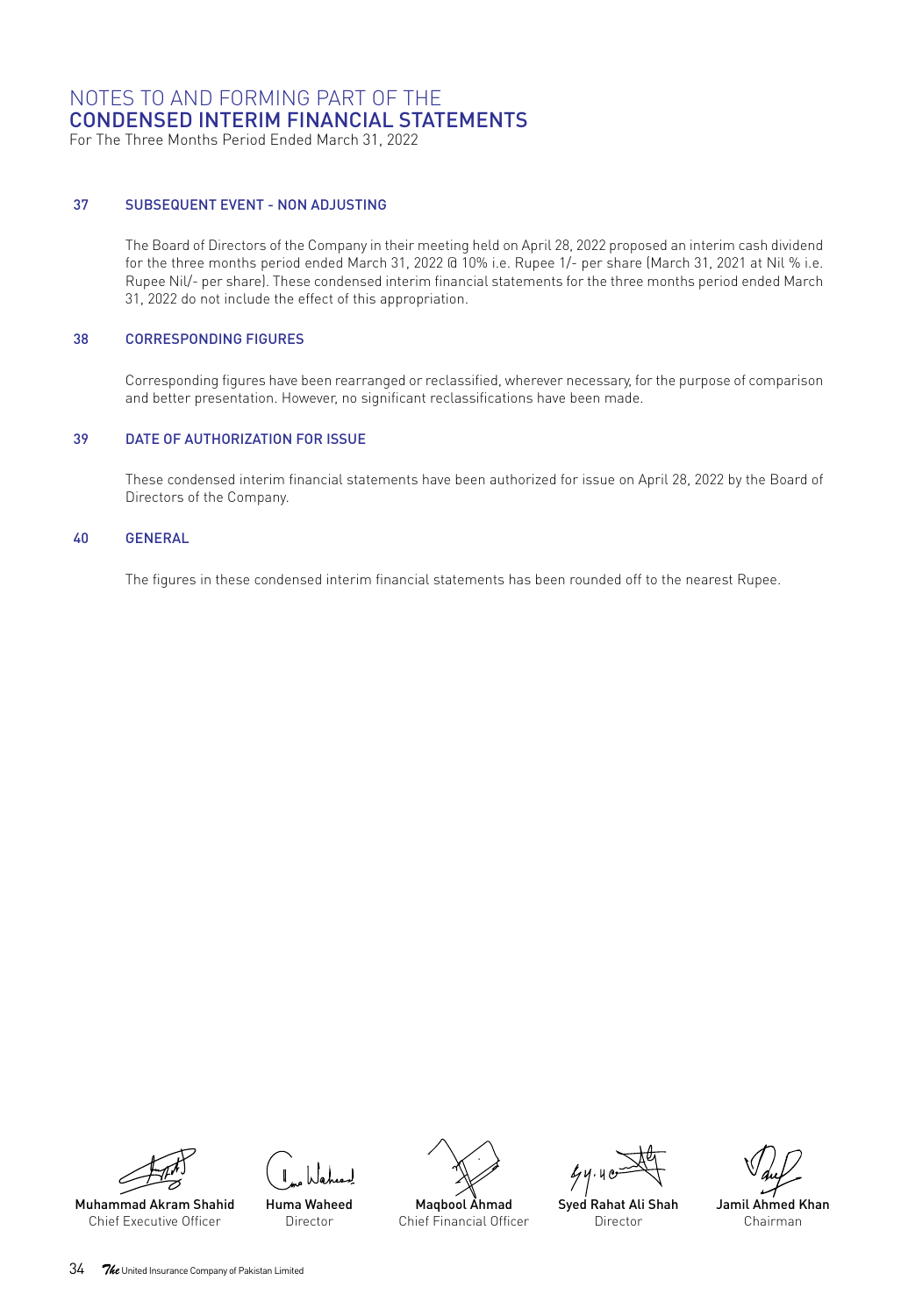# NOTES TO AND FORMING PART OF THE CONDENSED INTERIM FINANCIAL STATEMENTS

For The Three Months Period Ended March 31, 2022

## 37 SUBSEQUENT EVENT - NON ADJUSTING

The Board of Directors of the Company in their meeting held on April 28, 2022 proposed an interim cash dividend for the three months period ended March 31, 2022 @ 10% i.e. Rupee 1/- per share (March 31, 2021 at Nil % i.e. Rupee Nil/- per share). These condensed interim financial statements for the three months period ended March 31, 2022 do not include the effect of this appropriation.

## 38 CORRESPONDING FIGURES

Corresponding figures have been rearranged or reclassified, wherever necessary, for the purpose of comparison and better presentation. However, no significant reclassifications have been made.

## 39 DATE OF AUTHORIZATION FOR ISSUE

These condensed interim financial statements have been authorized for issue on April 28, 2022 by the Board of Directors of the Company.

## 40 GENERAL

The figures in these condensed interim financial statements has been rounded off to the nearest Rupee.

| Muhammad Akram Shahid | Huma Waheed | Maqbool Ahmad | Syed Rahat Ali Shah | Jamil Ahmed Khan |
|---|---|---|---|---|
| Chief Executive Officer | Director | Chief Financial Officer | Director | Chairman |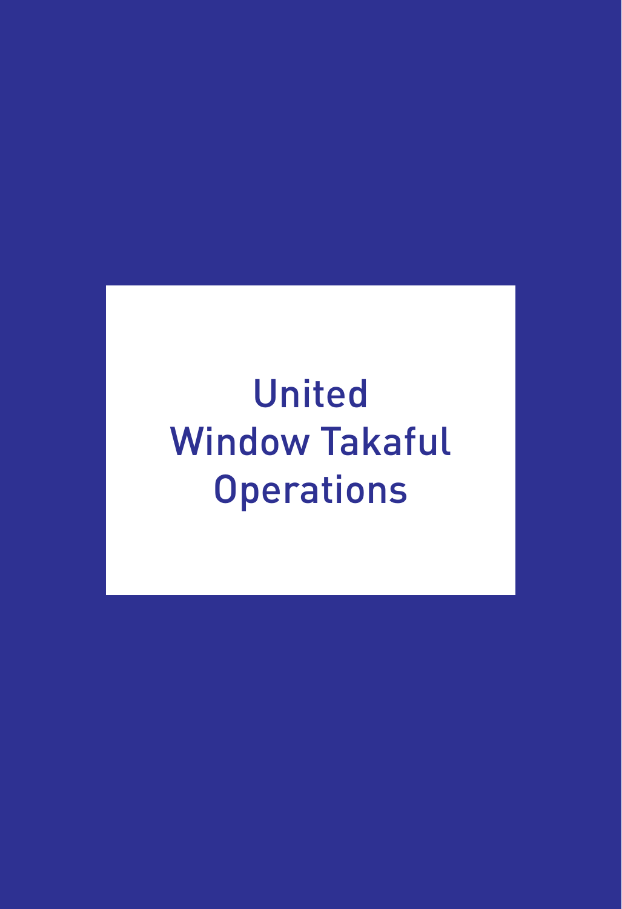# United Window Takaful Operations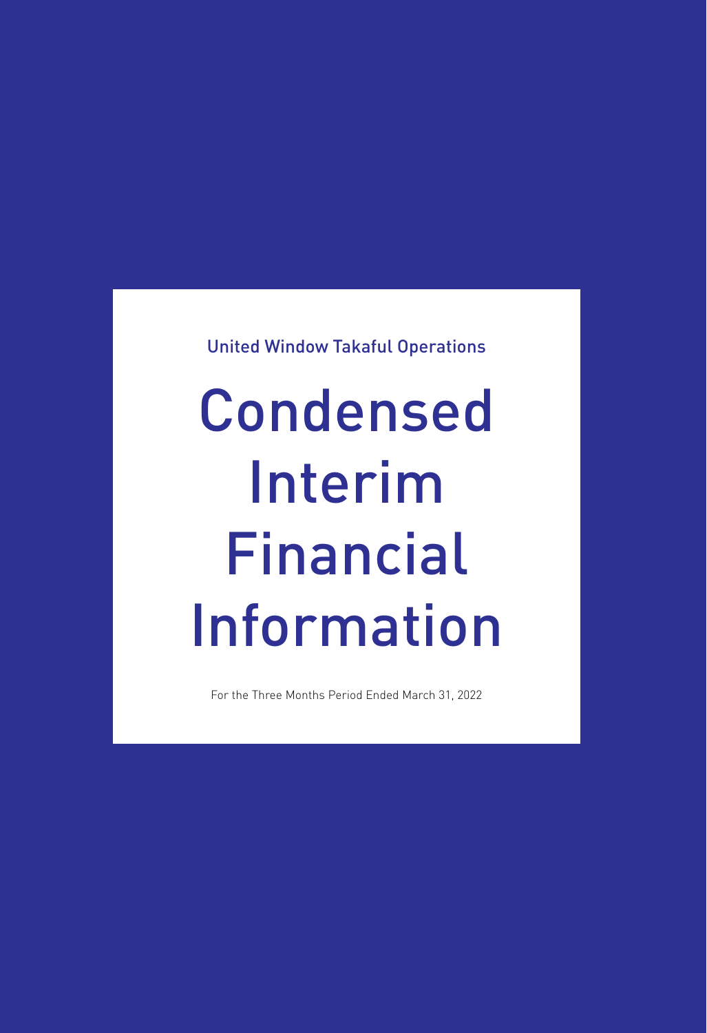United Window Takaful Operations

# Condensed Interim Financial Information

For the Three Months Period Ended March 31, 2022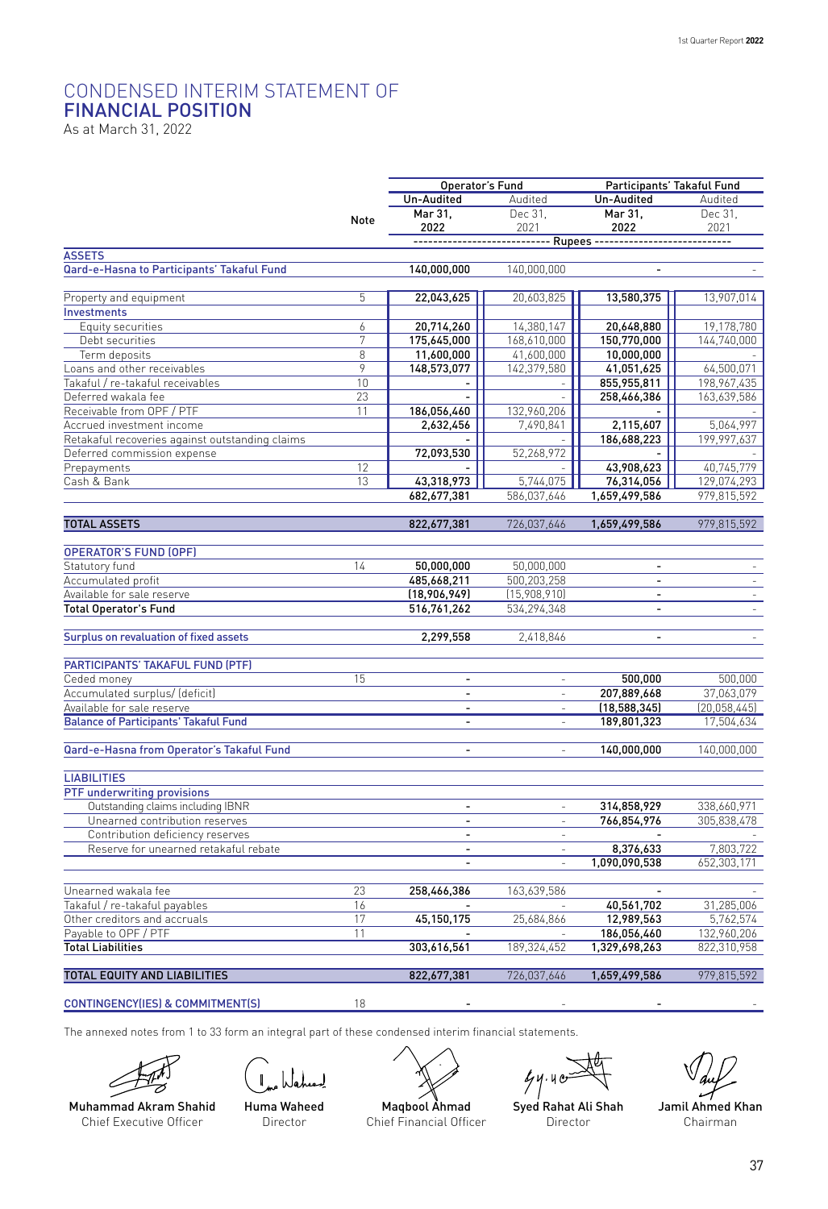# CONDENSED INTERIM STATEMENT OF
# FINANCIAL POSITION

As at March 31, 2022

| | Note | Operator's Fund | | Participants' Takaful Fund | |
|---|---|---|---|---|---|
| | | Un-Audited | Audited | Un-Audited | Audited |
| | | Mar 31, 2022 | Dec 31, 2021 | Mar 31, 2022 | Dec 31, 2021 |
| | | ---------- Rupees ---------- | | | |
| **ASSETS** | | | | | |
| **Qard-e-Hasna to Participants' Takaful Fund** | | 140,000,000 | 140,000,000 | - | - |
| Property and equipment | 5 | 22,043,625 | 20,603,825 | 13,580,375 | 13,907,014 |
| **Investments** | | | | | |
| Equity securities | 6 | 20,714,260 | 14,380,147 | 20,648,880 | 19,178,780 |
| Debt securities | 7 | 175,645,000 | 168,610,000 | 150,770,000 | 144,740,000 |
| Term deposits | 8 | 11,600,000 | 41,600,000 | 10,000,000 | - |
| Loans and other receivables | 9 | 148,573,077 | 142,379,580 | 41,051,625 | 64,500,071 |
| Takaful / re-takaful receivables | 10 | - | - | 855,955,811 | 198,967,435 |
| Deferred wakala fee | 23 | - | - | 258,466,386 | 163,639,586 |
| Receivable from OPF / PTF | 11 | 186,056,460 | 132,960,206 | - | - |
| Accrued investment income | | 2,632,456 | 7,490,841 | 2,115,607 | 5,064,997 |
| Retakaful recoveries against outstanding claims | | - | - | 186,688,223 | 199,997,637 |
| Deferred commission expense | | 72,093,530 | 52,268,972 | - | - |
| Prepayments | 12 | - | - | 43,908,623 | 40,745,779 |
| Cash & Bank | 13 | 43,318,973 | 5,744,075 | 76,314,056 | 129,074,293 |
| | | 682,677,381 | 586,037,646 | 1,659,499,586 | 979,815,592 |
| **TOTAL ASSETS** | | 822,677,381 | 726,037,646 | 1,659,499,586 | 979,815,592 |
| **OPERATOR'S FUND (OPF)** | | | | | |
| Statutory fund | 14 | 50,000,000 | 50,000,000 | - | - |
| Accumulated profit | | 485,668,211 | 500,203,258 | - | - |
| Available for sale reserve | | (18,906,949) | (15,908,910) | - | - |
| **Total Operator's Fund** | | 516,761,262 | 534,294,348 | - | - |
| **Surplus on revaluation of fixed assets** | | 2,299,558 | 2,418,846 | - | - |
| **PARTICIPANTS' TAKAFUL FUND (PTF)** | | | | | |
| Ceded money | 15 | - | - | 500,000 | 500,000 |
| Accumulated surplus/ (deficit) | | - | - | 207,889,668 | 37,063,079 |
| Available for sale reserve | | - | - | (18,588,345) | (20,058,445) |
| **Balance of Participants' Takaful Fund** | | - | - | 189,801,323 | 17,504,634 |
| **Qard-e-Hasna from Operator's Takaful Fund** | | - | - | 140,000,000 | 140,000,000 |
| **LIABILITIES** | | | | | |
| **PTF underwriting provisions** | | | | | |
| Outstanding claims including IBNR | | - | - | 314,858,929 | 338,660,971 |
| Unearned contribution reserves | | - | - | 766,854,976 | 305,838,478 |
| Contribution deficiency reserves | | - | - | - | - |
| Reserve for unearned retakaful rebate | | - | - | 8,376,633 | 7,803,722 |
| | | - | - | 1,090,090,538 | 652,303,171 |
| Unearned wakala fee | 23 | 258,466,386 | 163,639,586 | - | - |
| Takaful / re-takaful payables | 16 | - | - | 40,561,702 | 31,285,006 |
| Other creditors and accruals | 17 | 45,150,175 | 25,684,866 | 12,989,563 | 5,762,574 |
| Payable to OPF / PTF | 11 | - | - | 186,056,460 | 132,960,206 |
| **Total Liabilities** | | 303,616,561 | 189,324,452 | 1,329,698,263 | 822,310,958 |
| **TOTAL EQUITY AND LIABILITIES** | | 822,677,381 | 726,037,646 | 1,659,499,586 | 979,815,592 |
| **CONTINGENCY(IES) & COMMITMENT(S)** | 18 | - | - | - | - |

The annexed notes from 1 to 33 form an integral part of these condensed interim financial statements.

| Muhammad Akram Shahid | Huma Waheed | Maqbool Ahmad | Syed Rahat Ali Shah | Jamil Ahmed Khan |
|---|---|---|---|---|
| Chief Executive Officer | Director | Chief Financial Officer | Director | Chairman |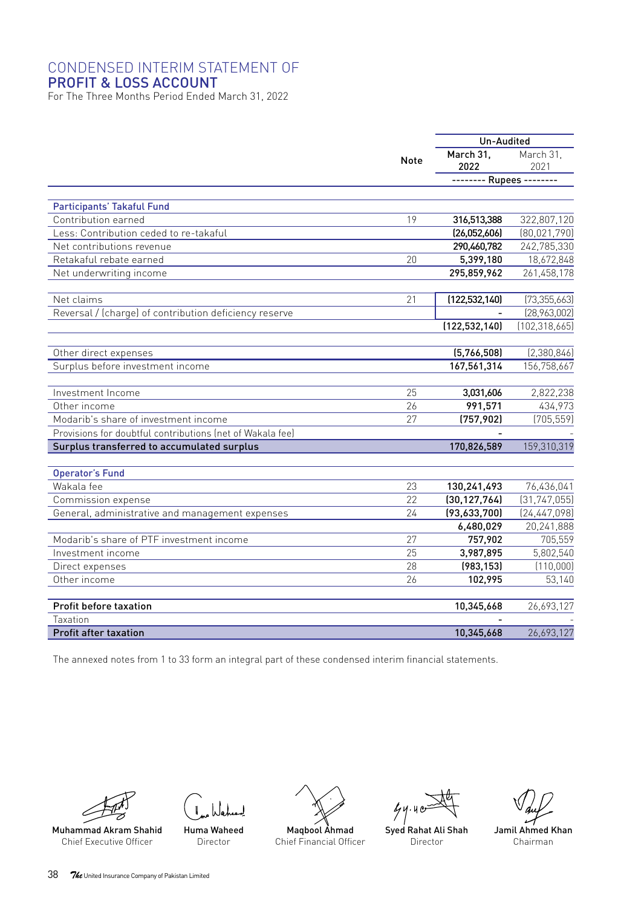# CONDENSED INTERIM STATEMENT OF
# PROFIT & LOSS ACCOUNT

For The Three Months Period Ended March 31, 2022

| | Note | Un-Audited | |
|---|---|---|---|
| | | **March 31, 2022** | March 31, 2021 |
| | | -------- **Rupees** -------- | |
| **Participants' Takaful Fund** | | | |
| Contribution earned | 19 | **316,513,388** | 322,807,120 |
| Less: Contribution ceded to re-takaful | | **(26,052,606)** | (80,021,790) |
| Net contributions revenue | | **290,460,782** | 242,785,330 |
| Retakaful rebate earned | 20 | **5,399,180** | 18,672,848 |
| Net underwriting income | | **295,859,962** | 261,458,178 |
| Net claims | 21 | **(122,532,140)** | (73,355,663) |
| Reversal / (charge) of contribution deficiency reserve | | **-** | (28,963,002) |
| | | **(122,532,140)** | (102,318,665) |
| Other direct expenses | | **(5,766,508)** | (2,380,846) |
| Surplus before investment income | | **167,561,314** | 156,758,667 |
| Investment Income | 25 | **3,031,606** | 2,822,238 |
| Other income | 26 | **991,571** | 434,973 |
| Modarib's share of investment income | 27 | **(757,902)** | (705,559) |
| Provisions for doubtful contributions (net of Wakala fee) | | **-** | - |
| **Surplus transferred to accumulated surplus** | | **170,826,589** | 159,310,319 |
| **Operator's Fund** | | | |
| Wakala fee | 23 | **130,241,493** | 76,436,041 |
| Commission expense | 22 | **(30,127,764)** | (31,747,055) |
| General, administrative and management expenses | 24 | **(93,633,700)** | (24,447,098) |
| | | **6,480,029** | 20,241,888 |
| Modarib's share of PTF investment income | 27 | **757,902** | 705,559 |
| Investment income | 25 | **3,987,895** | 5,802,540 |
| Direct expenses | 28 | **(983,153)** | (110,000) |
| Other income | 26 | **102,995** | 53,140 |
| **Profit before taxation** | | **10,345,668** | 26,693,127 |
| Taxation | | **-** | - |
| **Profit after taxation** | | **10,345,668** | 26,693,127 |

The annexed notes from 1 to 33 form an integral part of these condensed interim financial statements.

| **Muhammad Akram Shahid** | **Huma Waheed** | **Maqbool Ahmad** | **Syed Rahat Ali Shah** | **Jamil Ahmed Khan** |
|---|---|---|---|---|
| Chief Executive Officer | Director | Chief Financial Officer | Director | Chairman |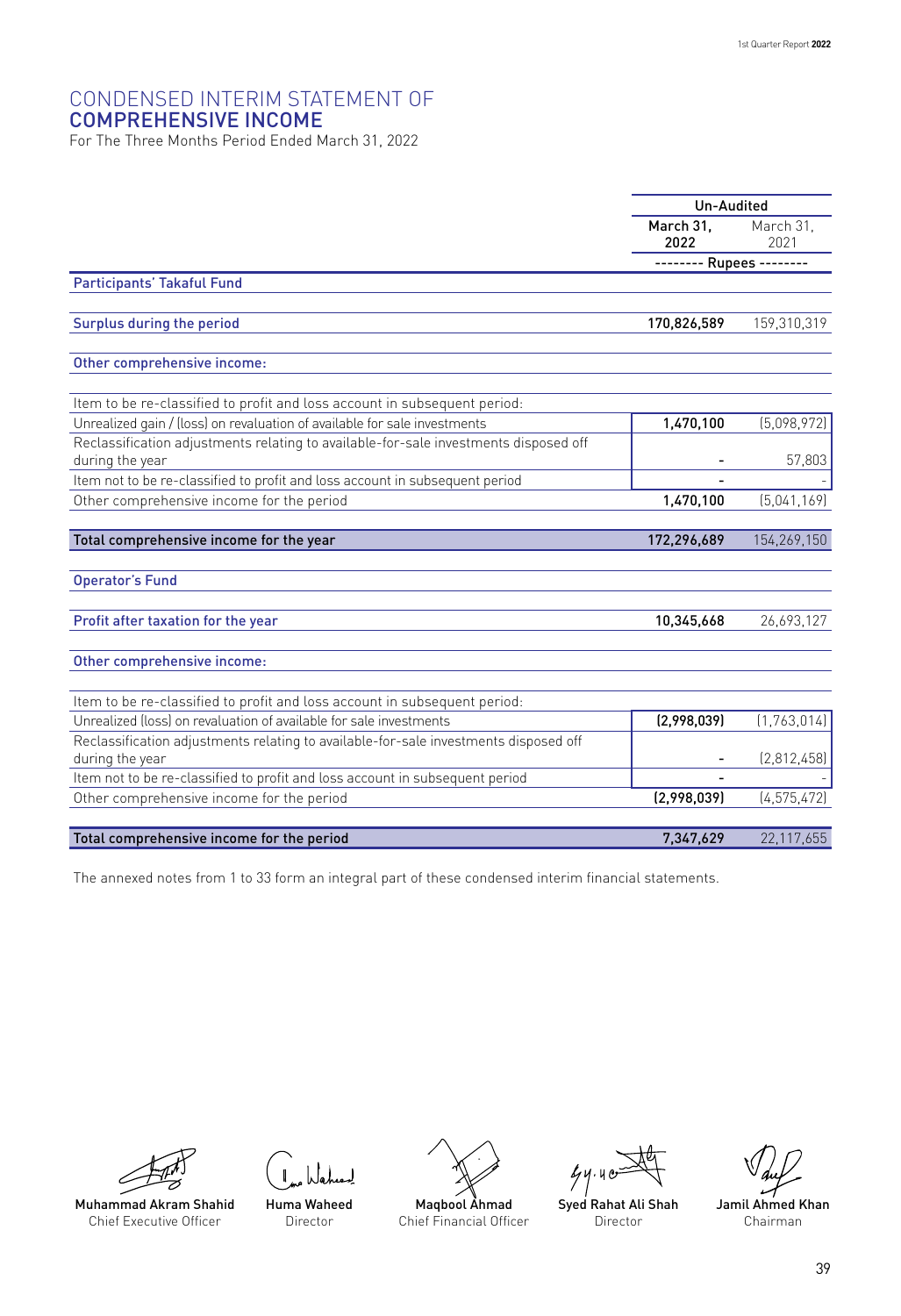# CONDENSED INTERIM STATEMENT OF COMPREHENSIVE INCOME

For The Three Months Period Ended March 31, 2022

| | Un-Audited | |
|---|---|---|
| | March 31, 2022 | March 31, 2021 |
| | -------- Rupees -------- | |
| **Participants' Takaful Fund** | | |
| **Surplus during the period** | 170,826,589 | 159,310,319 |
| **Other comprehensive income:** | | |
| Item to be re-classified to profit and loss account in subsequent period: | | |
| Unrealized gain / (loss) on revaluation of available for sale investments | 1,470,100 | (5,098,972) |
| Reclassification adjustments relating to available-for-sale investments disposed off during the year | - | 57,803 |
| Item not to be re-classified to profit and loss account in subsequent period | - | - |
| Other comprehensive income for the period | 1,470,100 | (5,041,169) |
| **Total comprehensive income for the year** | 172,296,689 | 154,269,150 |
| **Operator's Fund** | | |
| **Profit after taxation for the year** | 10,345,668 | 26,693,127 |
| **Other comprehensive income:** | | |
| Item to be re-classified to profit and loss account in subsequent period: | | |
| Unrealized (loss) on revaluation of available for sale investments | (2,998,039) | (1,763,014) |
| Reclassification adjustments relating to available-for-sale investments disposed off during the year | - | (2,812,458) |
| Item not to be re-classified to profit and loss account in subsequent period | - | - |
| Other comprehensive income for the period | (2,998,039) | (4,575,472) |
| **Total comprehensive income for the period** | 7,347,629 | 22,117,655 |

The annexed notes from 1 to 33 form an integral part of these condensed interim financial statements.

| **Muhammad Akram Shahid** | **Huma Waheed** | **Maqbool Ahmad** | **Syed Rahat Ali Shah** | **Jamil Ahmed Khan** |
|---|---|---|---|---|
| Chief Executive Officer | Director | Chief Financial Officer | Director | Chairman |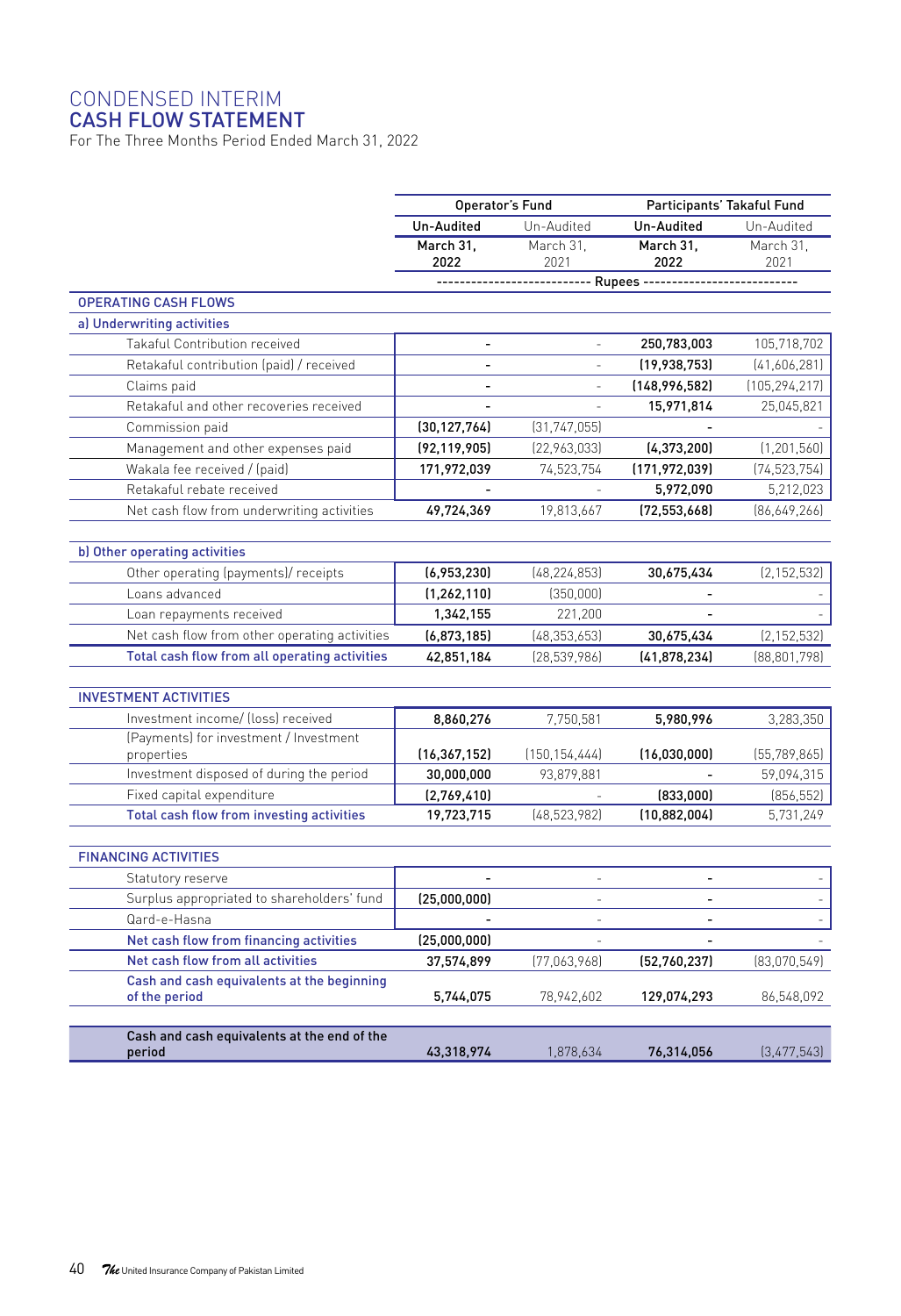# CONDENSED INTERIM
# CASH FLOW STATEMENT

For The Three Months Period Ended March 31, 2022

| | Operator's Fund | | Participants' Takaful Fund | |
|---|---|---|---|---|
| | Un-Audited | Un-Audited | Un-Audited | Un-Audited |
| | March 31, 2022 | March 31, 2021 | March 31, 2022 | March 31, 2021 |
| | Rupees | | | |
| **OPERATING CASH FLOWS** | | | | |
| **a) Underwriting activities** | | | | |
| Takaful Contribution received | - | - | 250,783,003 | 105,718,702 |
| Retakaful contribution (paid) / received | - | - | (19,938,753) | (41,606,281) |
| Claims paid | - | - | (148,996,582) | (105,294,217) |
| Retakaful and other recoveries received | - | - | 15,971,814 | 25,045,821 |
| Commission paid | (30,127,764) | (31,747,055) | - | - |
| Management and other expenses paid | (92,119,905) | (22,963,033) | (4,373,200) | (1,201,560) |
| Wakala fee received / (paid) | 171,972,039 | 74,523,754 | (171,972,039) | (74,523,754) |
| Retakaful rebate received | - | - | 5,972,090 | 5,212,023 |
| Net cash flow from underwriting activities | 49,724,369 | 19,813,667 | (72,553,668) | (86,649,266) |
| **b) Other operating activities** | | | | |
| Other operating (payments)/ receipts | (6,953,230) | (48,224,853) | 30,675,434 | (2,152,532) |
| Loans advanced | (1,262,110) | (350,000) | - | - |
| Loan repayments received | 1,342,155 | 221,200 | - | - |
| Net cash flow from other operating activities | (6,873,185) | (48,353,653) | 30,675,434 | (2,152,532) |
| **Total cash flow from all operating activities** | 42,851,184 | (28,539,986) | (41,878,234) | (88,801,798) |
| **INVESTMENT ACTIVITIES** | | | | |
| Investment income/ (loss) received | 8,860,276 | 7,750,581 | 5,980,996 | 3,283,350 |
| (Payments) for investment / Investment properties | (16,367,152) | (150,154,444) | (16,030,000) | (55,789,865) |
| Investment disposed of during the period | 30,000,000 | 93,879,881 | - | 59,094,315 |
| Fixed capital expenditure | (2,769,410) | - | (833,000) | (856,552) |
| **Total cash flow from investing activities** | 19,723,715 | (48,523,982) | (10,882,004) | 5,731,249 |
| **FINANCING ACTIVITIES** | | | | |
| Statutory reserve | - | - | - | - |
| Surplus appropriated to shareholders' fund | (25,000,000) | - | - | - |
| Qard-e-Hasna | - | - | - | - |
| **Net cash flow from financing activities** | (25,000,000) | - | - | - |
| **Net cash flow from all activities** | 37,574,899 | (77,063,968) | (52,760,237) | (83,070,549) |
| **Cash and cash equivalents at the beginning of the period** | 5,744,075 | 78,942,602 | 129,074,293 | 86,548,092 |
| **Cash and cash equivalents at the end of the period** | 43,318,974 | 1,878,634 | 76,314,056 | (3,477,543) |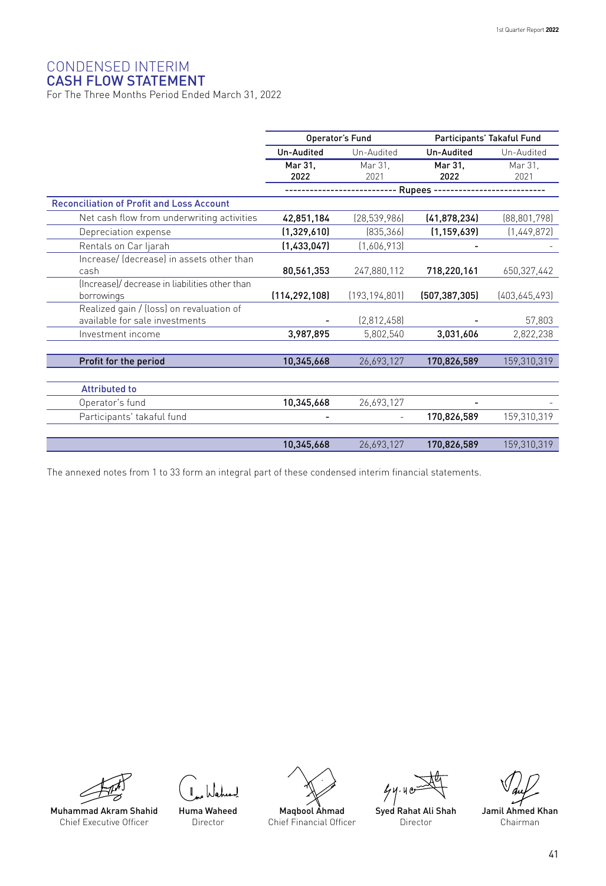# CONDENSED INTERIM CASH FLOW STATEMENT

For The Three Months Period Ended March 31, 2022

| | Operator's Fund | | Participants' Takaful Fund | |
|---|---|---|---|---|
| | **Un-Audited** | Un-Audited | **Un-Audited** | Un-Audited |
| | **Mar 31, 2022** | Mar 31, 2021 | **Mar 31, 2022** | Mar 31, 2021 |
| | ---------- Rupees ---------- | | | |
| **Reconciliation of Profit and Loss Account** | | | | |
| Net cash flow from underwriting activities | **42,851,184** | (28,539,986) | **(41,878,234)** | (88,801,798) |
| Depreciation expense | **(1,329,610)** | (835,366) | **(1,159,639)** | (1,449,872) |
| Rentals on Car Ijarah | **(1,433,047)** | (1,606,913) | **-** | - |
| Increase/ (decrease) in assets other than cash | **80,561,353** | 247,880,112 | **718,220,161** | 650,327,442 |
| (Increase)/ decrease in liabilities other than borrowings | **(114,292,108)** | (193,194,801) | **(507,387,305)** | (403,645,493) |
| Realized gain / (loss) on revaluation of available for sale investments | **-** | (2,812,458) | **-** | 57,803 |
| Investment income | **3,987,895** | 5,802,540 | **3,031,606** | 2,822,238 |
| **Profit for the period** | **10,345,668** | 26,693,127 | **170,826,589** | 159,310,319 |
| **Attributed to** | | | | |
| Operator's fund | **10,345,668** | 26,693,127 | **-** | - |
| Participants' takaful fund | **-** | - | **170,826,589** | 159,310,319 |
| | **10,345,668** | 26,693,127 | **170,826,589** | 159,310,319 |

The annexed notes from 1 to 33 form an integral part of these condensed interim financial statements.

| Muhammad Akram Shahid | Huma Waheed | Maqbool Ahmad | Syed Rahat Ali Shah | Jamil Ahmed Khan |
|---|---|---|---|---|
| Chief Executive Officer | Director | Chief Financial Officer | Director | Chairman |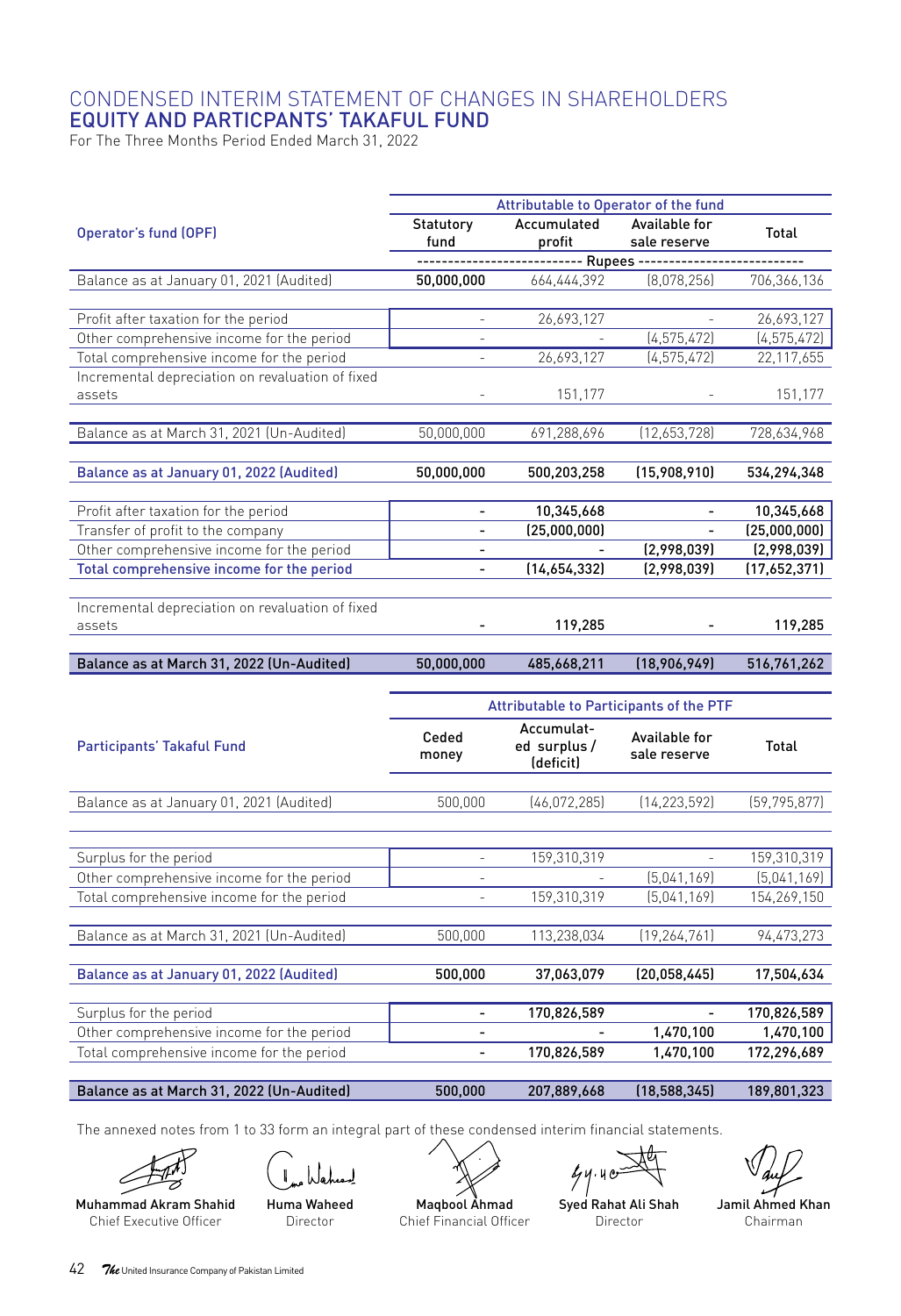# CONDENSED INTERIM STATEMENT OF CHANGES IN SHAREHOLDERS EQUITY AND PARTICPANTS' TAKAFUL FUND

For The Three Months Period Ended March 31, 2022

| Operator's fund (OPF) | Attributable to Operator of the fund | | | |
|---|---|---|---|---|
| | Statutory fund | Accumulated profit | Available for sale reserve | Total |
| | ------------------------- Rupees ------------------------- | | | |
| Balance as at January 01, 2021 (Audited) | 50,000,000 | 664,444,392 | (8,078,256) | 706,366,136 |
| Profit after taxation for the period | - | 26,693,127 | - | 26,693,127 |
| Other comprehensive income for the period | - | - | (4,575,472) | (4,575,472) |
| Total comprehensive income for the period | - | 26,693,127 | (4,575,472) | 22,117,655 |
| Incremental depreciation on revaluation of fixed assets | - | 151,177 | - | 151,177 |
| Balance as at March 31, 2021 (Un-Audited) | 50,000,000 | 691,288,696 | (12,653,728) | 728,634,968 |
| **Balance as at January 01, 2022 (Audited)** | **50,000,000** | **500,203,258** | **(15,908,910)** | **534,294,348** |
| Profit after taxation for the period | - | **10,345,668** | - | **10,345,668** |
| Transfer of profit to the company | - | **(25,000,000)** | - | **(25,000,000)** |
| Other comprehensive income for the period | - | - | **(2,998,039)** | **(2,998,039)** |
| **Total comprehensive income for the period** | - | **(14,654,332)** | **(2,998,039)** | **(17,652,371)** |
| Incremental depreciation on revaluation of fixed assets | - | **119,285** | - | **119,285** |
| **Balance as at March 31, 2022 (Un-Audited)** | **50,000,000** | **485,668,211** | **(18,906,949)** | **516,761,262** |

| Participants' Takaful Fund | Attributable to Participants of the PTF | | | |
|---|---|---|---|---|
| | Ceded money | Accumulated surplus / (deficit) | Available for sale reserve | Total |
| Balance as at January 01, 2021 (Audited) | 500,000 | (46,072,285) | (14,223,592) | (59,795,877) |
| Surplus for the period | - | 159,310,319 | - | 159,310,319 |
| Other comprehensive income for the period | - | - | (5,041,169) | (5,041,169) |
| Total comprehensive income for the period | - | 159,310,319 | (5,041,169) | 154,269,150 |
| Balance as at March 31, 2021 (Un-Audited) | 500,000 | 113,238,034 | (19,264,761) | 94,473,273 |
| **Balance as at January 01, 2022 (Audited)** | **500,000** | **37,063,079** | **(20,058,445)** | **17,504,634** |
| Surplus for the period | - | **170,826,589** | - | **170,826,589** |
| Other comprehensive income for the period | - | - | **1,470,100** | **1,470,100** |
| Total comprehensive income for the period | - | **170,826,589** | **1,470,100** | **172,296,689** |
| **Balance as at March 31, 2022 (Un-Audited)** | **500,000** | **207,889,668** | **(18,588,345)** | **189,801,323** |

The annexed notes from 1 to 33 form an integral part of these condensed interim financial statements.

| **Muhammad Akram Shahid** | **Huma Waheed** | **Maqbool Ahmad** | **Syed Rahat Ali Shah** | **Jamil Ahmed Khan** |
|---|---|---|---|---|
| Chief Executive Officer | Director | Chief Financial Officer | Director | Chairman |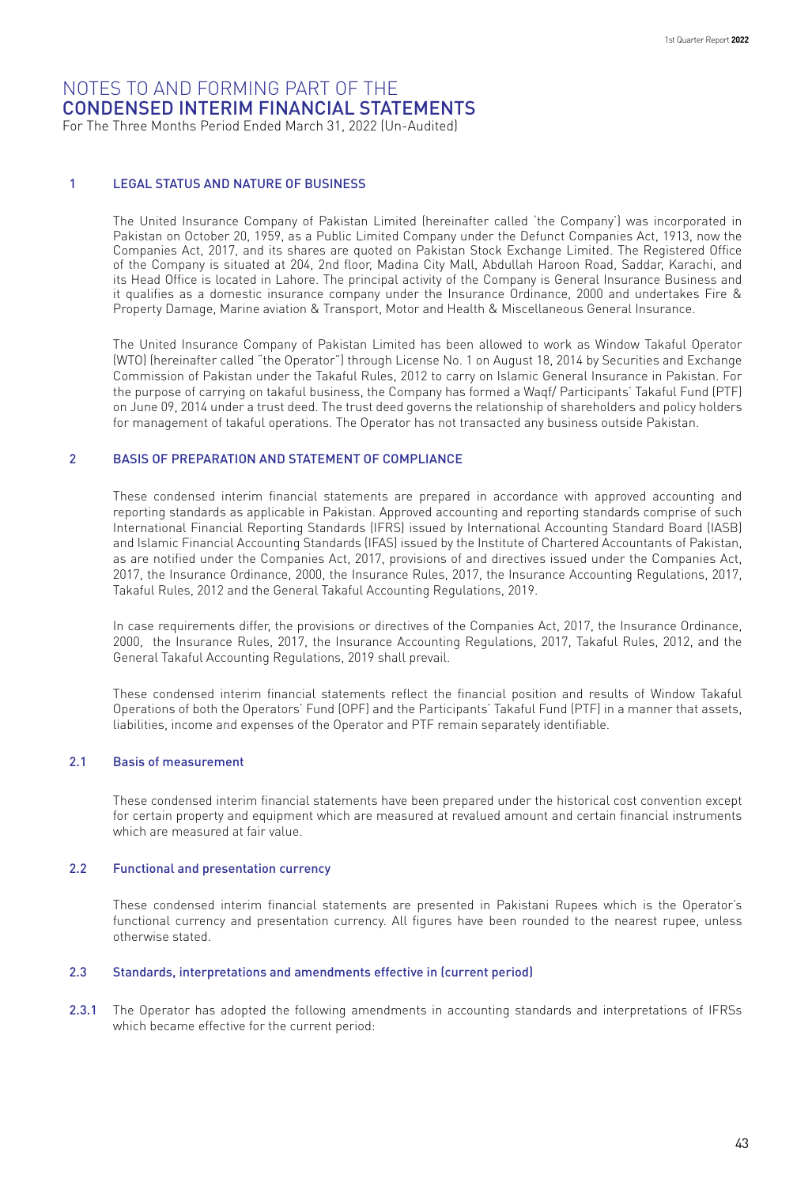# NOTES TO AND FORMING PART OF THE CONDENSED INTERIM FINANCIAL STATEMENTS

For The Three Months Period Ended March 31, 2022 (Un-Audited)

## 1 LEGAL STATUS AND NATURE OF BUSINESS

The United Insurance Company of Pakistan Limited (hereinafter called 'the Company') was incorporated in Pakistan on October 20, 1959, as a Public Limited Company under the Defunct Companies Act, 1913, now the Companies Act, 2017, and its shares are quoted on Pakistan Stock Exchange Limited. The Registered Office of the Company is situated at 204, 2nd floor, Madina City Mall, Abdullah Haroon Road, Saddar, Karachi, and its Head Office is located in Lahore. The principal activity of the Company is General Insurance Business and it qualifies as a domestic insurance company under the Insurance Ordinance, 2000 and undertakes Fire & Property Damage, Marine aviation & Transport, Motor and Health & Miscellaneous General Insurance.

The United Insurance Company of Pakistan Limited has been allowed to work as Window Takaful Operator (WTO) (hereinafter called "the Operator") through License No. 1 on August 18, 2014 by Securities and Exchange Commission of Pakistan under the Takaful Rules, 2012 to carry on Islamic General Insurance in Pakistan. For the purpose of carrying on takaful business, the Company has formed a Waqf/ Participants' Takaful Fund (PTF) on June 09, 2014 under a trust deed. The trust deed governs the relationship of shareholders and policy holders for management of takaful operations. The Operator has not transacted any business outside Pakistan.

## 2 BASIS OF PREPARATION AND STATEMENT OF COMPLIANCE

These condensed interim financial statements are prepared in accordance with approved accounting and reporting standards as applicable in Pakistan. Approved accounting and reporting standards comprise of such International Financial Reporting Standards (IFRS) issued by International Accounting Standard Board (IASB) and Islamic Financial Accounting Standards (IFAS) issued by the Institute of Chartered Accountants of Pakistan, as are notified under the Companies Act, 2017, provisions of and directives issued under the Companies Act, 2017, the Insurance Ordinance, 2000, the Insurance Rules, 2017, the Insurance Accounting Regulations, 2017, Takaful Rules, 2012 and the General Takaful Accounting Regulations, 2019.

In case requirements differ, the provisions or directives of the Companies Act, 2017, the Insurance Ordinance, 2000, the Insurance Rules, 2017, the Insurance Accounting Regulations, 2017, Takaful Rules, 2012, and the General Takaful Accounting Regulations, 2019 shall prevail.

These condensed interim financial statements reflect the financial position and results of Window Takaful Operations of both the Operators' Fund (OPF) and the Participants' Takaful Fund (PTF) in a manner that assets, liabilities, income and expenses of the Operator and PTF remain separately identifiable.

### 2.1 Basis of measurement

These condensed interim financial statements have been prepared under the historical cost convention except for certain property and equipment which are measured at revalued amount and certain financial instruments which are measured at fair value.

### 2.2 Functional and presentation currency

These condensed interim financial statements are presented in Pakistani Rupees which is the Operator's functional currency and presentation currency. All figures have been rounded to the nearest rupee, unless otherwise stated.

### 2.3 Standards, interpretations and amendments effective in (current period)

**2.3.1** The Operator has adopted the following amendments in accounting standards and interpretations of IFRSs which became effective for the current period: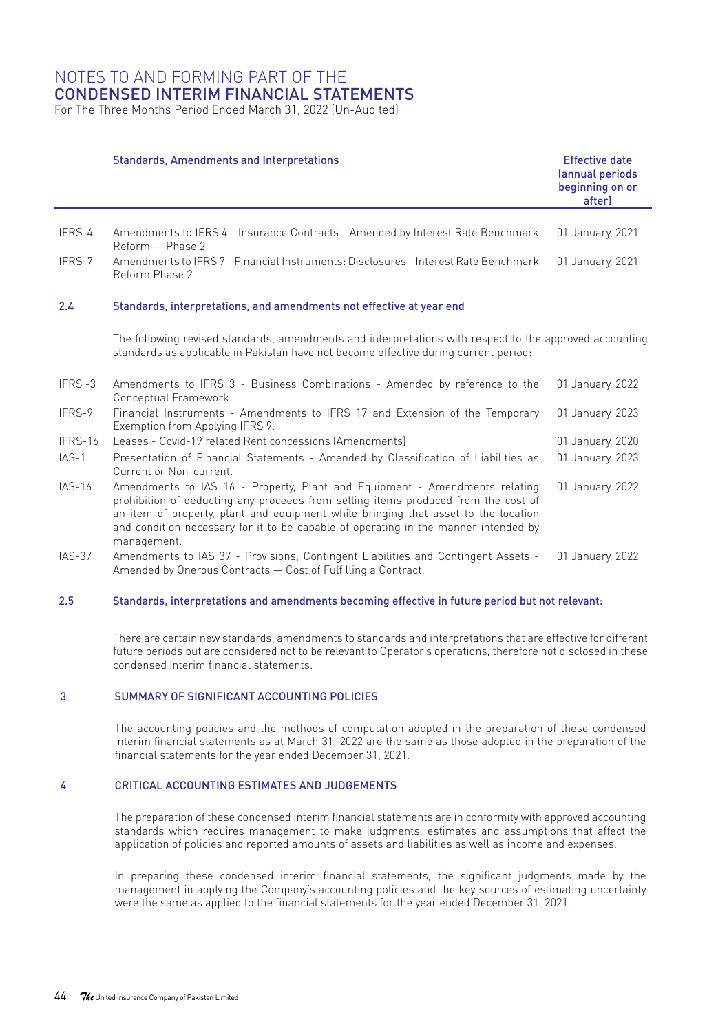| | Standards, Amendments and Interpretations | Effective date (annual periods beginning on or after) |
|---|---|---|
| IFRS-4 | Amendments to IFRS 4 - Insurance Contracts - Amended by Interest Rate Benchmark Reform — Phase 2 | 01 January, 2021 |
| IFRS-7 | Amendments to IFRS 7 - Financial Instruments: Disclosures - Interest Rate Benchmark Reform Phase 2 | 01 January, 2021 |

### 2.4 Standards, interpretations, and amendments not effective at year end

The following revised standards, amendments and interpretations with respect to the approved accounting standards as applicable in Pakistan have not become effective during current period:

| | | |
|---|---|---|
| IFRS -3 | Amendments to IFRS 3 - Business Combinations - Amended by reference to the Conceptual Framework. | 01 January, 2022 |
| IFRS-9 | Financial Instruments - Amendments to IFRS 17 and Extension of the Temporary Exemption from Applying IFRS 9. | 01 January, 2023 |
| IFRS-16 | Leases - Covid-19 related Rent concessions (Amendments) | 01 January, 2020 |
| IAS-1 | Presentation of Financial Statements - Amended by Classification of Liabilities as Current or Non-current. | 01 January, 2023 |
| IAS-16 | Amendments to IAS 16 - Property, Plant and Equipment - Amendments relating prohibition of deducting any proceeds from selling items produced from the cost of an item of property, plant and equipment while bringing that asset to the location and condition necessary for it to be capable of operating in the manner intended by management. | 01 January, 2022 |
| IAS-37 | Amendments to IAS 37 - Provisions, Contingent Liabilities and Contingent Assets - Amended by Onerous Contracts — Cost of Fulfilling a Contract. | 01 January, 2022 |

### 2.5 Standards, interpretations and amendments becoming effective in future period but not relevant:

There are certain new standards, amendments to standards and interpretations that are effective for different future periods but are considered not to be relevant to Operator's operations, therefore not disclosed in these condensed interim financial statements.

## 3 SUMMARY OF SIGNIFICANT ACCOUNTING POLICIES

The accounting policies and the methods of computation adopted in the preparation of these condensed interim financial statements as at March 31, 2022 are the same as those adopted in the preparation of the financial statements for the year ended December 31, 2021.

## 4 CRITICAL ACCOUNTING ESTIMATES AND JUDGEMENTS

The preparation of these condensed interim financial statements are in conformity with approved accounting standards which requires management to make judgments, estimates and assumptions that affect the application of policies and reported amounts of assets and liabilities as well as income and expenses.

In preparing these condensed interim financial statements, the significant judgments made by the management in applying the Company's accounting policies and the key sources of estimating uncertainty were the same as applied to the financial statements for the year ended December 31, 2021.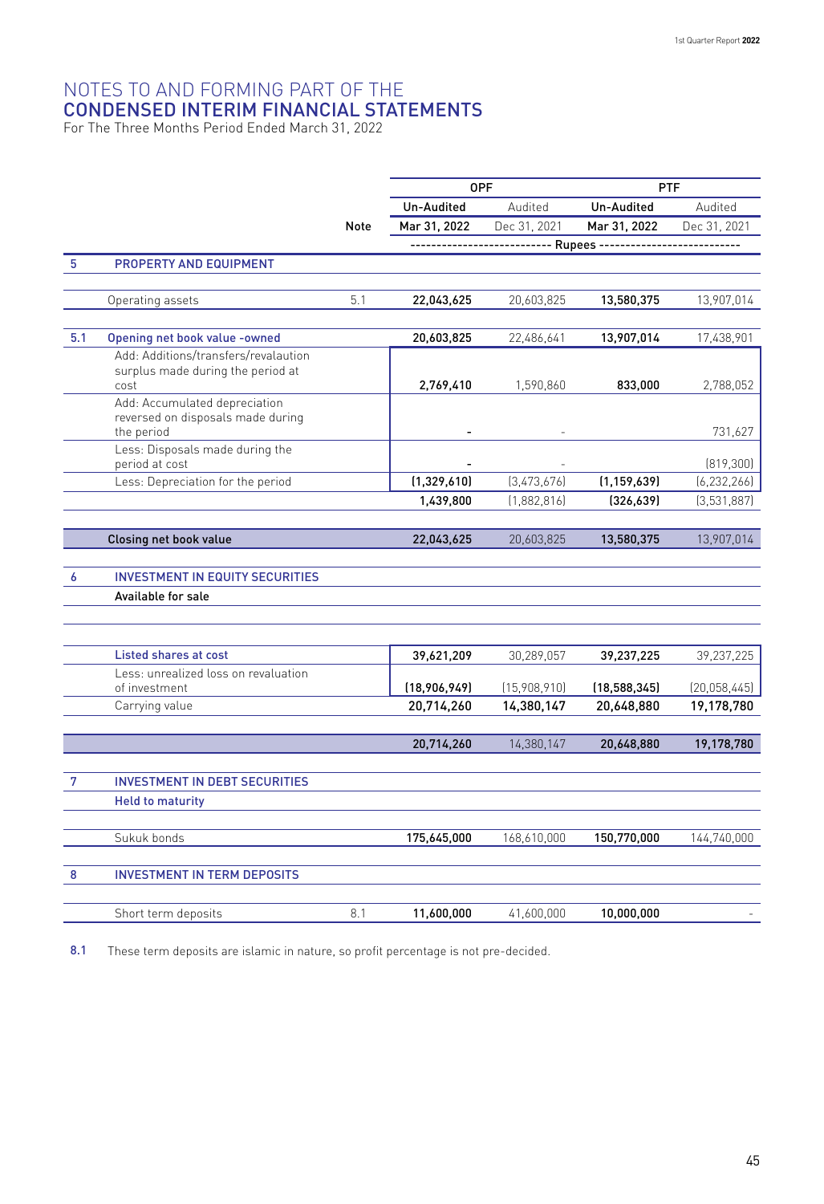# NOTES TO AND FORMING PART OF THE CONDENSED INTERIM FINANCIAL STATEMENTS

For The Three Months Period Ended March 31, 2022

| | | Note | OPF | | PTF | |
|---|---|---|---|---|---|---|
| | | | Un-Audited | Audited | Un-Audited | Audited |
| | | | Mar 31, 2022 | Dec 31, 2021 | Mar 31, 2022 | Dec 31, 2021 |
| | | | ---------------- Rupees | ---------------- | ---------------- | ---------------- |
| **5** | **PROPERTY AND EQUIPMENT** | | | | | |
| | Operating assets | 5.1 | **22,043,625** | 20,603,825 | **13,580,375** | 13,907,014 |
| **5.1** | **Opening net book value -owned** | | **20,603,825** | 22,486,641 | **13,907,014** | 17,438,901 |
| | Add: Additions/transfers/revalaution surplus made during the period at cost | | **2,769,410** | 1,590,860 | **833,000** | 2,788,052 |
| | Add: Accumulated depreciation reversed on disposals made during the period | | **-** | - | | 731,627 |
| | Less: Disposals made during the period at cost | | **-** | - | | (819,300) |
| | Less: Depreciation for the period | | **(1,329,610)** | (3,473,676) | **(1,159,639)** | (6,232,266) |
| | | | **1,439,800** | (1,882,816) | **(326,639)** | (3,531,887) |
| | **Closing net book value** | | **22,043,625** | 20,603,825 | **13,580,375** | 13,907,014 |
| **6** | **INVESTMENT IN EQUITY SECURITIES** | | | | | |
| | **Available for sale** | | | | | |
| | Listed shares at cost | | **39,621,209** | 30,289,057 | **39,237,225** | 39,237,225 |
| | Less: unrealized loss on revaluation of investment | | **(18,906,949)** | (15,908,910) | **(18,588,345)** | (20,058,445) |
| | Carrying value | | **20,714,260** | **14,380,147** | **20,648,880** | **19,178,780** |
| | | | **20,714,260** | 14,380,147 | **20,648,880** | **19,178,780** |
| **7** | **INVESTMENT IN DEBT SECURITIES** | | | | | |
| | **Held to maturity** | | | | | |
| | Sukuk bonds | | **175,645,000** | 168,610,000 | **150,770,000** | 144,740,000 |
| **8** | **INVESTMENT IN TERM DEPOSITS** | | | | | |
| | Short term deposits | 8.1 | **11,600,000** | 41,600,000 | **10,000,000** | - |

**8.1** These term deposits are islamic in nature, so profit percentage is not pre-decided.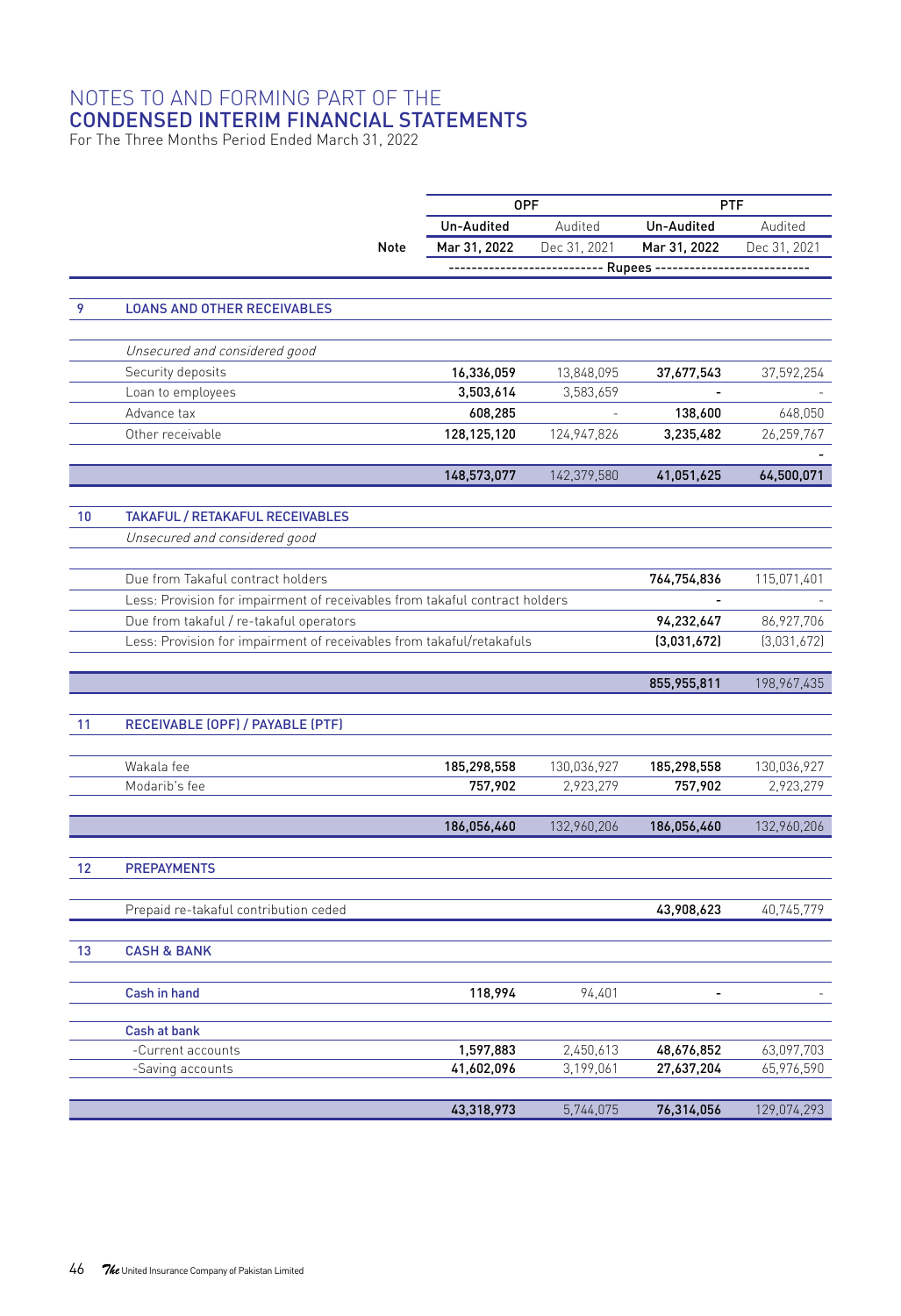# NOTES TO AND FORMING PART OF THE CONDENSED INTERIM FINANCIAL STATEMENTS

For The Three Months Period Ended March 31, 2022

| | | Note | OPF | | PTF | |
|---|---|---|---|---|---|---|
| | | | Un-Audited | Audited | Un-Audited | Audited |
| | | | Mar 31, 2022 | Dec 31, 2021 | Mar 31, 2022 | Dec 31, 2021 |
| | | | Rupees | | | |
| 9 | LOANS AND OTHER RECEIVABLES | | | | | |
| | *Unsecured and considered good* | | | | | |
| | Security deposits | | 16,336,059 | 13,848,095 | 37,677,543 | 37,592,254 |
| | Loan to employees | | 3,503,614 | 3,583,659 | - | - |
| | Advance tax | | 608,285 | - | 138,600 | 648,050 |
| | Other receivable | | 128,125,120 | 124,947,826 | 3,235,482 | 26,259,767 |
| | | | | | | - |
| | | | 148,573,077 | 142,379,580 | 41,051,625 | 64,500,071 |
| 10 | TAKAFUL / RETAKAFUL RECEIVABLES | | | | | |
| | *Unsecured and considered good* | | | | | |
| | Due from Takaful contract holders | | | | 764,754,836 | 115,071,401 |
| | Less: Provision for impairment of receivables from takaful contract holders | | | | - | - |
| | Due from takaful / re-takaful operators | | | | 94,232,647 | 86,927,706 |
| | Less: Provision for impairment of receivables from takaful/retakafuls | | | | (3,031,672) | (3,031,672) |
| | | | | | 855,955,811 | 198,967,435 |
| 11 | RECEIVABLE (OPF) / PAYABLE (PTF) | | | | | |
| | Wakala fee | | 185,298,558 | 130,036,927 | 185,298,558 | 130,036,927 |
| | Modarib's fee | | 757,902 | 2,923,279 | 757,902 | 2,923,279 |
| | | | 186,056,460 | 132,960,206 | 186,056,460 | 132,960,206 |
| 12 | PREPAYMENTS | | | | | |
| | Prepaid re-takaful contribution ceded | | | | 43,908,623 | 40,745,779 |
| 13 | CASH & BANK | | | | | |
| | Cash in hand | | 118,994 | 94,401 | - | - |
| | Cash at bank | | | | | |
| | -Current accounts | | 1,597,883 | 2,450,613 | 48,676,852 | 63,097,703 |
| | -Saving accounts | | 41,602,096 | 3,199,061 | 27,637,204 | 65,976,590 |
| | | | 43,318,973 | 5,744,075 | 76,314,056 | 129,074,293 |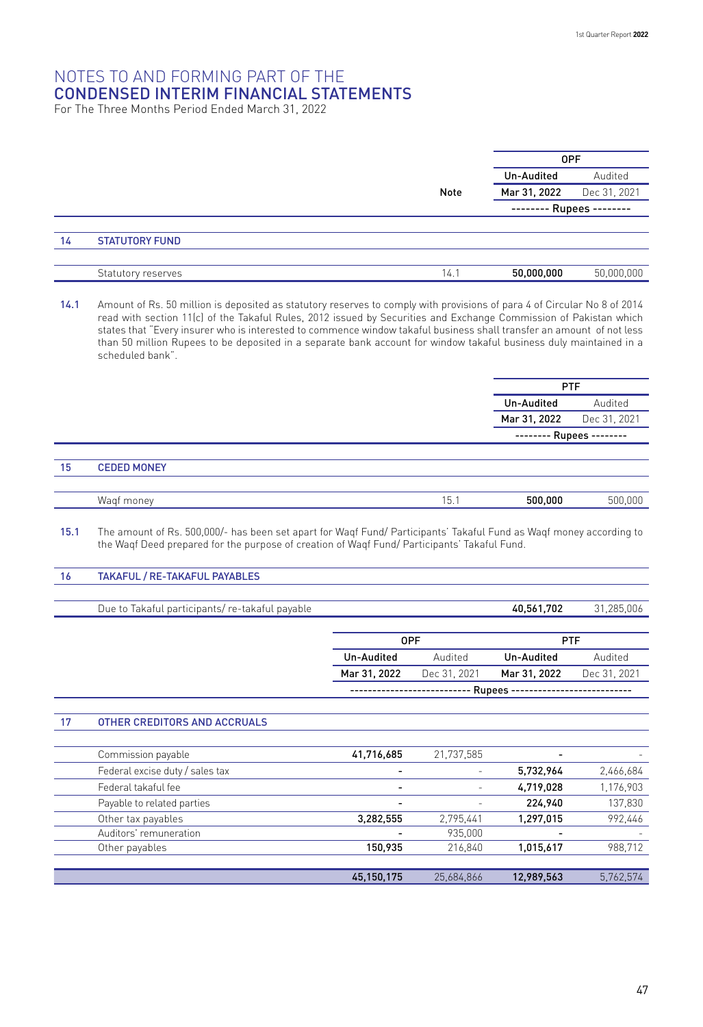# NOTES TO AND FORMING PART OF THE CONDENSED INTERIM FINANCIAL STATEMENTS

For The Three Months Period Ended March 31, 2022

| | | Note | OPF | |
|---|---|---|---|---|
| | | | Un-Audited | Audited |
| | | | Mar 31, 2022 | Dec 31, 2021 |
| | | | -------- Rupees -------- | |
| **14** | **STATUTORY FUND** | | | |
| | Statutory reserves | 14.1 | **50,000,000** | 50,000,000 |

**14.1** Amount of Rs. 50 million is deposited as statutory reserves to comply with provisions of para 4 of Circular No 8 of 2014 read with section 11(c) of the Takaful Rules, 2012 issued by Securities and Exchange Commission of Pakistan which states that "Every insurer who is interested to commence window takaful business shall transfer an amount of not less than 50 million Rupees to be deposited in a separate bank account for window takaful business duly maintained in a scheduled bank".

| | | Note | PTF | |
|---|---|---|---|---|
| | | | Un-Audited | Audited |
| | | | Mar 31, 2022 | Dec 31, 2021 |
| | | | -------- Rupees -------- | |
| **15** | **CEDED MONEY** | | | |
| | Waqf money | 15.1 | **500,000** | 500,000 |

**15.1** The amount of Rs. 500,000/- has been set apart for Waqf Fund/ Participants' Takaful Fund as Waqf money according to the Waqf Deed prepared for the purpose of creation of Waqf Fund/ Participants' Takaful Fund.

| | | | | |
|---|---|---|---|---|
| **16** | **TAKAFUL / RE-TAKAFUL PAYABLES** | | | |
| | Due to Takaful participants/ re-takaful payable | | **40,561,702** | 31,285,006 |

| | | OPF | | PTF | |
|---|---|---|---|---|---|
| | | Un-Audited | Audited | Un-Audited | Audited |
| | | Mar 31, 2022 | Dec 31, 2021 | Mar 31, 2022 | Dec 31, 2021 |
| | | -------------------------- Rupees -------------------------- | | | |
| **17** | **OTHER CREDITORS AND ACCRUALS** | | | | |
| | Commission payable | **41,716,685** | 21,737,585 | **-** | - |
| | Federal excise duty / sales tax | **-** | - | **5,732,964** | 2,466,684 |
| | Federal takaful fee | **-** | - | **4,719,028** | 1,176,903 |
| | Payable to related parties | **-** | - | **224,940** | 137,830 |
| | Other tax payables | **3,282,555** | 2,795,441 | **1,297,015** | 992,446 |
| | Auditors' remuneration | **-** | 935,000 | **-** | - |
| | Other payables | **150,935** | 216,840 | **1,015,617** | 988,712 |
| | | **45,150,175** | 25,684,866 | **12,989,563** | 5,762,574 |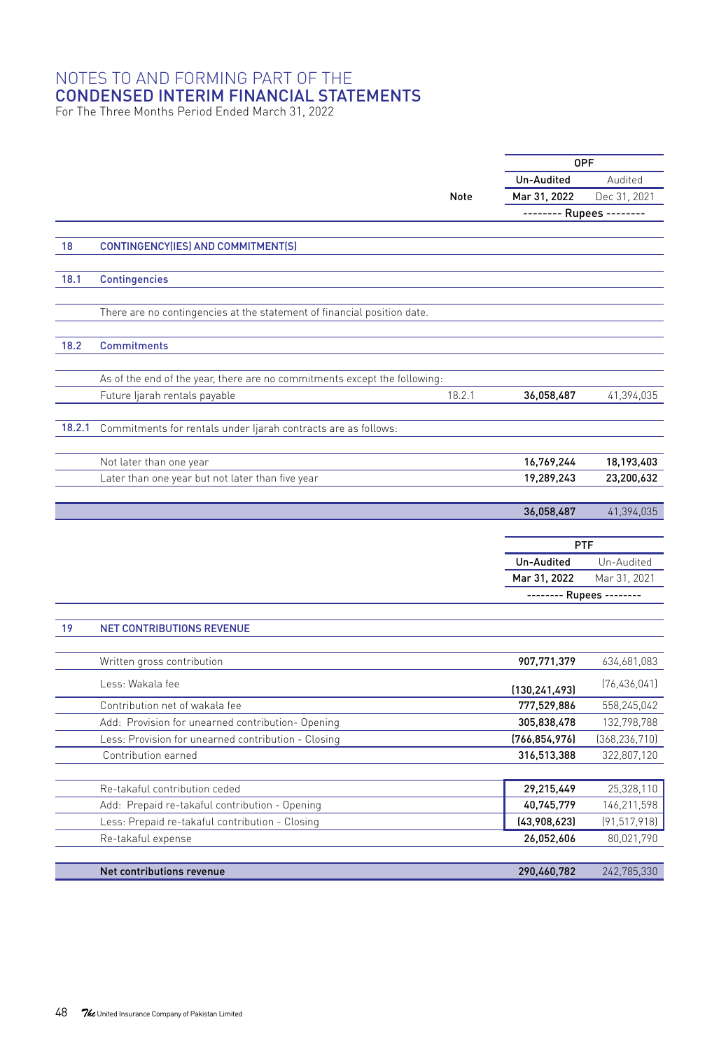# NOTES TO AND FORMING PART OF THE CONDENSED INTERIM FINANCIAL STATEMENTS

For The Three Months Period Ended March 31, 2022

| | | Note | OPF | |
|---|---|---|---|---|
| | | | Un-Audited | Audited |
| | | | Mar 31, 2022 | Dec 31, 2021 |
| | | | -------- Rupees -------- | |
| **18** | **CONTINGENCY(IES) AND COMMITMENT(S)** | | | |
| **18.1** | **Contingencies** | | | |
| | There are no contingencies at the statement of financial position date. | | | |
| **18.2** | **Commitments** | | | |
| | As of the end of the year, there are no commitments except the following: | | | |
| | Future Ijarah rentals payable | 18.2.1 | **36,058,487** | 41,394,035 |
| **18.2.1** | Commitments for rentals under Ijarah contracts are as follows: | | | |
| | Not later than one year | | **16,769,244** | **18,193,403** |
| | Later than one year but not later than five year | | **19,289,243** | **23,200,632** |
| | | | **36,058,487** | 41,394,035 |

| | | PTF | |
|---|---|---|---|
| | | Un-Audited | Un-Audited |
| | | Mar 31, 2022 | Mar 31, 2021 |
| | | -------- Rupees -------- | |
| **19** | **NET CONTRIBUTIONS REVENUE** | | |
| | Written gross contribution | **907,771,379** | 634,681,083 |
| | Less: Wakala fee | **(130,241,493)** | (76,436,041) |
| | Contribution net of wakala fee | **777,529,886** | 558,245,042 |
| | Add: Provision for unearned contribution- Opening | **305,838,478** | 132,798,788 |
| | Less: Provision for unearned contribution - Closing | **(766,854,976)** | (368,236,710) |
| | Contribution earned | **316,513,388** | 322,807,120 |
| | Re-takaful contribution ceded | **29,215,449** | 25,328,110 |
| | Add: Prepaid re-takaful contribution - Opening | **40,745,779** | 146,211,598 |
| | Less: Prepaid re-takaful contribution - Closing | **(43,908,623)** | (91,517,918) |
| | Re-takaful expense | **26,052,606** | 80,021,790 |
| | **Net contributions revenue** | **290,460,782** | 242,785,330 |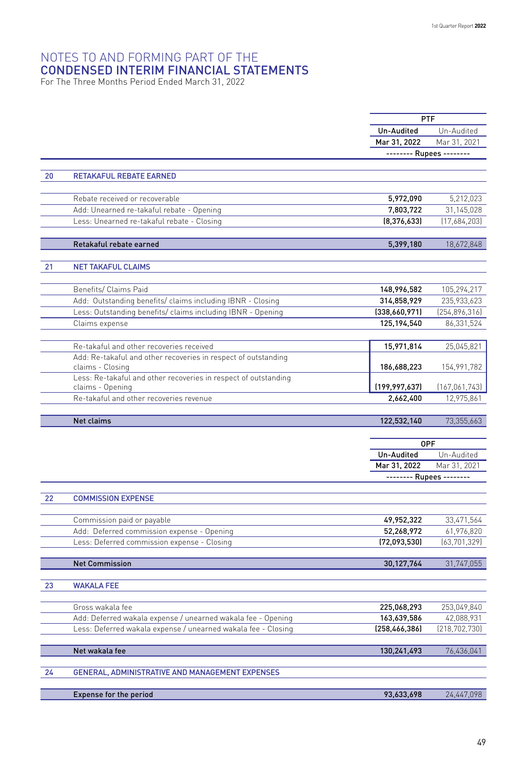# NOTES TO AND FORMING PART OF THE CONDENSED INTERIM FINANCIAL STATEMENTS

For The Three Months Period Ended March 31, 2022

| | | PTF | |
|---|---|---|---|
| | | Un-Audited | Un-Audited |
| | | Mar 31, 2022 | Mar 31, 2021 |
| | | -------- Rupees -------- | |
| **20** | **RETAKAFUL REBATE EARNED** | | |
| | Rebate received or recoverable | 5,972,090 | 5,212,023 |
| | Add: Unearned re-takaful rebate - Opening | 7,803,722 | 31,145,028 |
| | Less: Unearned re-takaful rebate - Closing | (8,376,633) | (17,684,203) |
| | **Retakaful rebate earned** | **5,399,180** | **18,672,848** |
| **21** | **NET TAKAFUL CLAIMS** | | |
| | Benefits/ Claims Paid | 148,996,582 | 105,294,217 |
| | Add: Outstanding benefits/ claims including IBNR - Closing | 314,858,929 | 235,933,623 |
| | Less: Outstanding benefits/ claims including IBNR - Opening | (338,660,971) | (254,896,316) |
| | Claims expense | 125,194,540 | 86,331,524 |
| | Re-takaful and other recoveries received | 15,971,814 | 25,045,821 |
| | Add: Re-takaful and other recoveries in respect of outstanding claims - Closing | 186,688,223 | 154,991,782 |
| | Less: Re-takaful and other recoveries in respect of outstanding claims - Opening | (199,997,637) | (167,061,743) |
| | Re-takaful and other recoveries revenue | 2,662,400 | 12,975,861 |
| | **Net claims** | **122,532,140** | **73,355,663** |

| | | OPF | |
|---|---|---|---|
| | | Un-Audited | Un-Audited |
| | | Mar 31, 2022 | Mar 31, 2021 |
| | | -------- Rupees -------- | |
| **22** | **COMMISSION EXPENSE** | | |
| | Commission paid or payable | 49,952,322 | 33,471,564 |
| | Add: Deferred commission expense - Opening | 52,268,972 | 61,976,820 |
| | Less: Deferred commission expense - Closing | (72,093,530) | (63,701,329) |
| | **Net Commission** | **30,127,764** | **31,747,055** |
| **23** | **WAKALA FEE** | | |
| | Gross wakala fee | 225,068,293 | 253,049,840 |
| | Add: Deferred wakala expense / unearned wakala fee - Opening | 163,639,586 | 42,088,931 |
| | Less: Deferred wakala expense / unearned wakala fee - Closing | (258,466,386) | (218,702,730) |
| | **Net wakala fee** | **130,241,493** | **76,436,041** |
| **24** | **GENERAL, ADMINISTRATIVE AND MANAGEMENT EXPENSES** | | |
| | **Expense for the period** | **93,633,698** | **24,447,098** |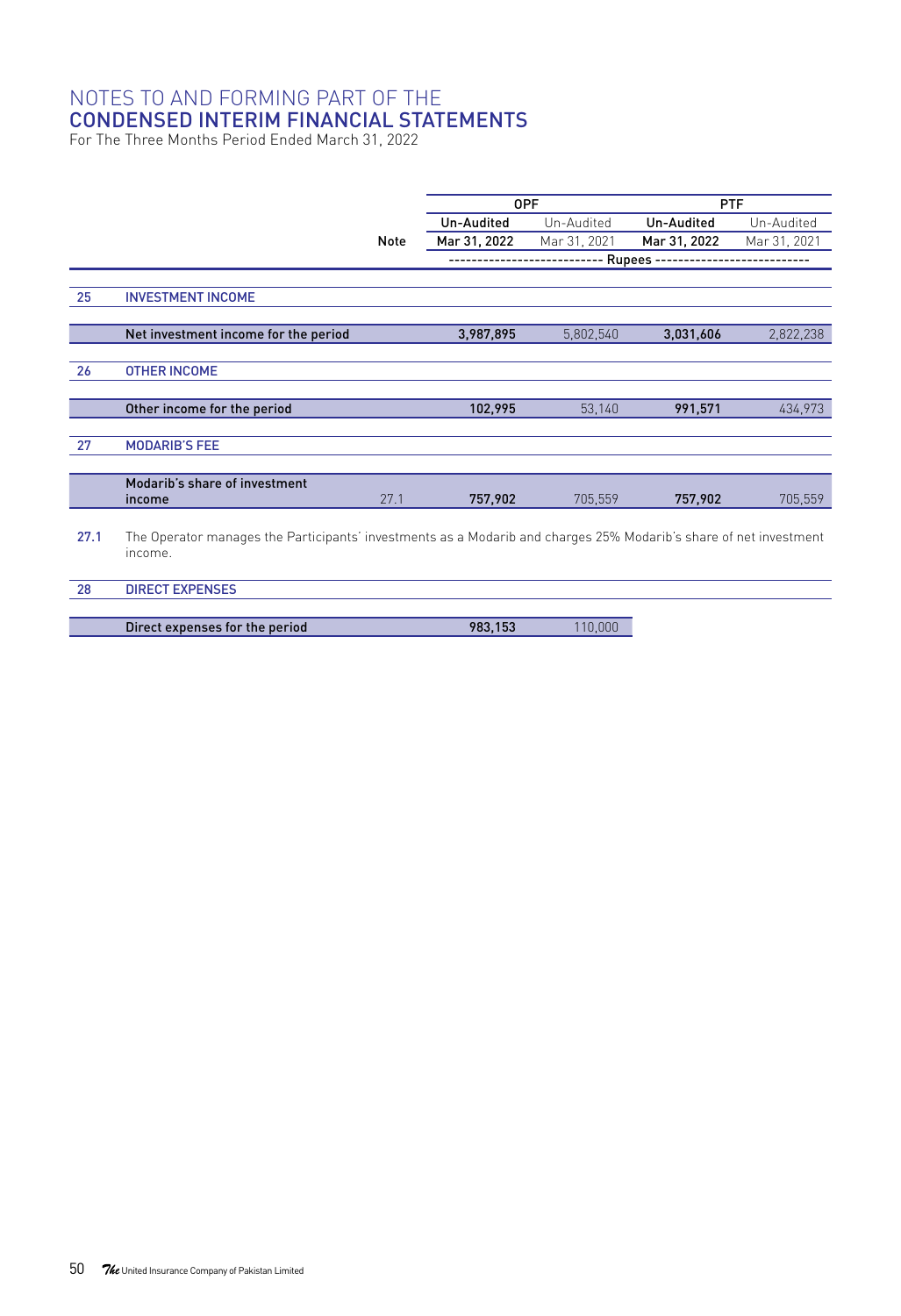# NOTES TO AND FORMING PART OF THE CONDENSED INTERIM FINANCIAL STATEMENTS

For The Three Months Period Ended March 31, 2022

| | | Note | OPF | | PTF | |
|---|---|---|---|---|---|---|
| | | | Un-Audited | Un-Audited | Un-Audited | Un-Audited |
| | | | Mar 31, 2022 | Mar 31, 2021 | Mar 31, 2022 | Mar 31, 2021 |
| | | | ------------- Rupees ------------- | | | |
| 25 | **INVESTMENT INCOME** | | | | | |
| | **Net investment income for the period** | | **3,987,895** | 5,802,540 | **3,031,606** | 2,822,238 |
| 26 | **OTHER INCOME** | | | | | |
| | **Other income for the period** | | **102,995** | 53,140 | **991,571** | 434,973 |
| 27 | **MODARIB'S FEE** | | | | | |
| | **Modarib's share of investment income** | 27.1 | **757,902** | 705,559 | **757,902** | 705,559 |

27.1 The Operator manages the Participants' investments as a Modarib and charges 25% Modarib's share of net investment income.

| 28 | **DIRECT EXPENSES** | | |
|---|---|---|---|
| | **Direct expenses for the period** | **983,153** | 110,000 |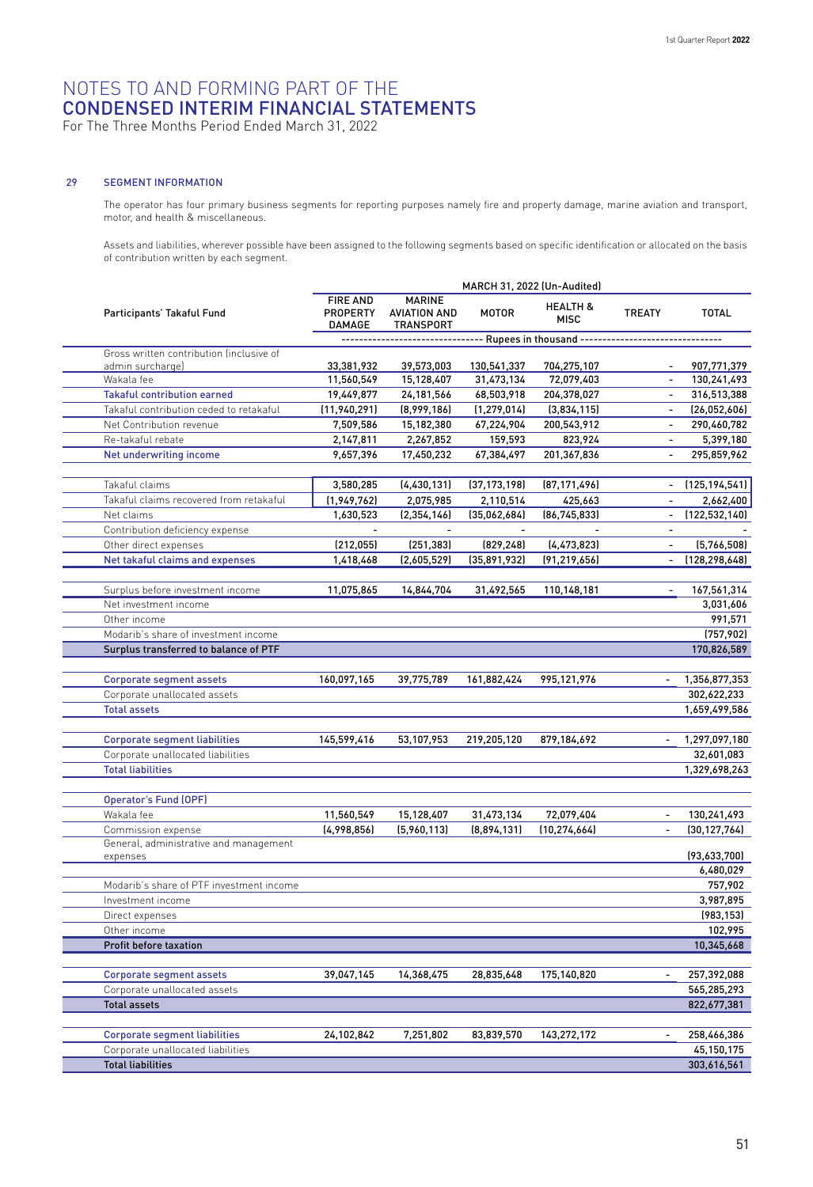# NOTES TO AND FORMING PART OF THE CONDENSED INTERIM FINANCIAL STATEMENTS

For The Three Months Period Ended March 31, 2022

## 29 SEGMENT INFORMATION

The operator has four primary business segments for reporting purposes namely fire and property damage, marine aviation and transport, motor, and health & miscellaneous.

Assets and liabilities, wherever possible have been assigned to the following segments based on specific identification or allocated on the basis of contribution written by each segment.

| | MARCH 31, 2022 (Un-Audited) | | | | | |
|---|---|---|---|---|---|---|
| Participants' Takaful Fund | FIRE AND PROPERTY DAMAGE | MARINE AVIATION AND TRANSPORT | MOTOR | HEALTH & MISC | TREATY | TOTAL |
| | Rupees in thousand | | | | | |
| Gross written contribution (inclusive of admin surcharge) | 33,381,932 | 39,573,003 | 130,541,337 | 704,275,107 | - | 907,771,379 |
| Wakala fee | 11,560,549 | 15,128,407 | 31,473,134 | 72,079,403 | - | 130,241,493 |
| Takaful contribution earned | 19,449,877 | 24,181,566 | 68,503,918 | 204,378,027 | - | 316,513,388 |
| Takaful contribution ceded to retakaful | (11,940,291) | (8,999,186) | (1,279,014) | (3,834,115) | - | (26,052,606) |
| Net Contribution revenue | 7,509,586 | 15,182,380 | 67,224,904 | 200,543,912 | - | 290,460,782 |
| Re-takaful rebate | 2,147,811 | 2,267,852 | 159,593 | 823,924 | - | 5,399,180 |
| Net underwriting income | 9,657,396 | 17,450,232 | 67,384,497 | 201,367,836 | - | 295,859,962 |
| | | | | | | |
| Takaful claims | 3,580,285 | (4,430,131) | (37,173,198) | (87,171,496) | - | (125,194,541) |
| Takaful claims recovered from retakaful | (1,949,762) | 2,075,985 | 2,110,514 | 425,663 | - | 2,662,400 |
| Net claims | 1,630,523 | (2,354,146) | (35,062,684) | (86,745,833) | - | (122,532,140) |
| Contribution deficiency expense | - | - | - | - | - | - |
| Other direct expenses | (212,055) | (251,383) | (829,248) | (4,473,823) | - | (5,766,508) |
| Net takaful claims and expenses | 1,418,468 | (2,605,529) | (35,891,932) | (91,219,656) | - | (128,298,648) |
| | | | | | | |
| Surplus before investment income | 11,075,865 | 14,844,704 | 31,492,565 | 110,148,181 | - | 167,561,314 |
| Net investment income | | | | | | 3,031,606 |
| Other income | | | | | | 991,571 |
| Modarib's share of investment income | | | | | | (757,902) |
| **Surplus transferred to balance of PTF** | | | | | | **170,826,589** |
| | | | | | | |
| Corporate segment assets | 160,097,165 | 39,775,789 | 161,882,424 | 995,121,976 | - | 1,356,877,353 |
| Corporate unallocated assets | | | | | | 302,622,233 |
| Total assets | | | | | | 1,659,499,586 |
| | | | | | | |
| Corporate segment liabilities | 145,599,416 | 53,107,953 | 219,205,120 | 879,184,692 | - | 1,297,097,180 |
| Corporate unallocated liabilities | | | | | | 32,601,083 |
| Total liabilities | | | | | | 1,329,698,263 |
| | | | | | | |
| Operator's Fund (OPF) | | | | | | |
| Wakala fee | 11,560,549 | 15,128,407 | 31,473,134 | 72,079,404 | - | 130,241,493 |
| Commission expense | (4,998,856) | (5,960,113) | (8,894,131) | (10,274,664) | - | (30,127,764) |
| General, administrative and management expenses | | | | | | (93,633,700) |
| | | | | | | 6,480,029 |
| Modarib's share of PTF investment income | | | | | | 757,902 |
| Investment income | | | | | | 3,987,895 |
| Direct expenses | | | | | | (983,153) |
| Other income | | | | | | 102,995 |
| **Profit before taxation** | | | | | | **10,345,668** |
| | | | | | | |
| Corporate segment assets | 39,047,145 | 14,368,475 | 28,835,648 | 175,140,820 | - | 257,392,088 |
| Corporate unallocated assets | | | | | | 565,285,293 |
| **Total assets** | | | | | | **822,677,381** |
| | | | | | | |
| Corporate segment liabilities | 24,102,842 | 7,251,802 | 83,839,570 | 143,272,172 | - | 258,466,386 |
| Corporate unallocated liabilities | | | | | | 45,150,175 |
| **Total liabilities** | | | | | | **303,616,561** |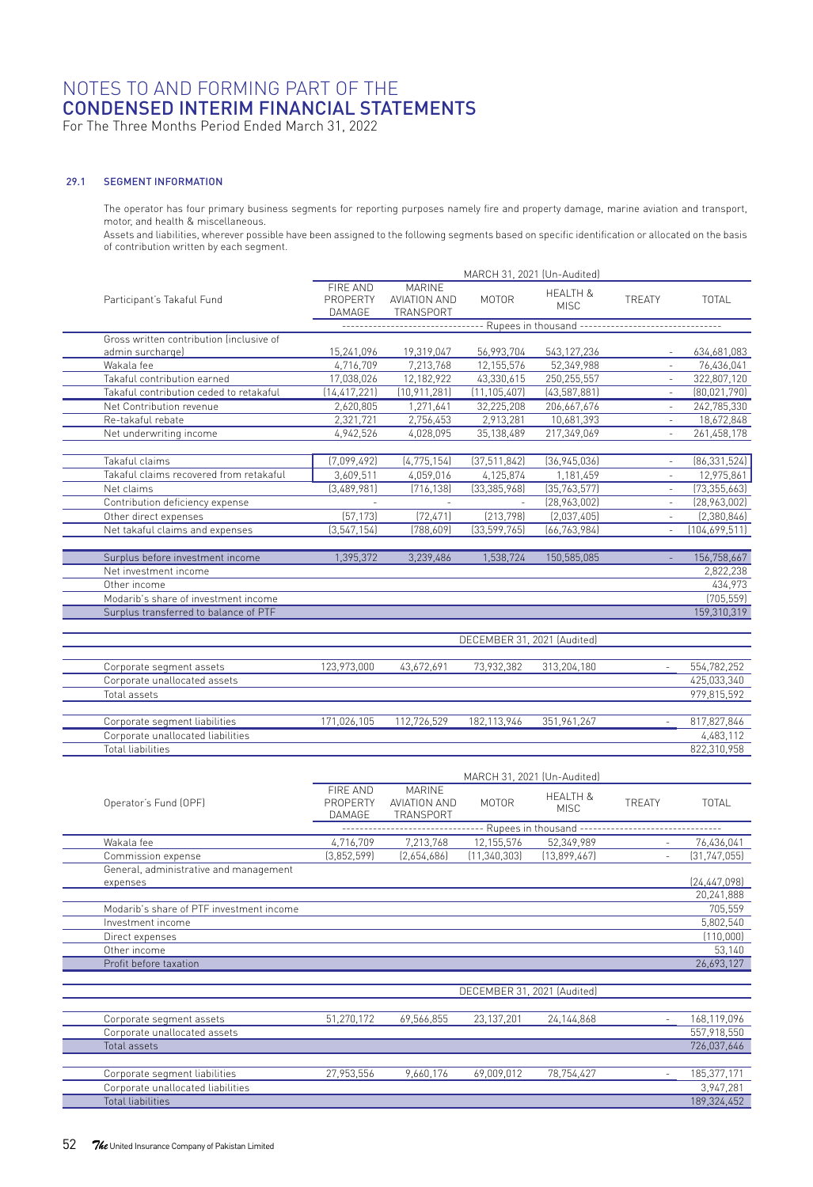# NOTES TO AND FORMING PART OF THE CONDENSED INTERIM FINANCIAL STATEMENTS

For The Three Months Period Ended March 31, 2022

## 29.1 SEGMENT INFORMATION

The operator has four primary business segments for reporting purposes namely fire and property damage, marine aviation and transport, motor, and health & miscellaneous.

Assets and liabilities, wherever possible have been assigned to the following segments based on specific identification or allocated on the basis of contribution written by each segment.

| Participant's Takaful Fund | FIRE AND PROPERTY DAMAGE | MARINE AVIATION AND TRANSPORT | MOTOR | HEALTH & MISC | TREATY | TOTAL |
|---|---|---|---|---|---|---|
| | MARCH 31, 2021 (Un-Audited) | | | | | |
| | Rupees in thousand | | | | | |
| Gross written contribution (inclusive of admin surcharge) | 15,241,096 | 19,319,047 | 56,993,704 | 543,127,236 | - | 634,681,083 |
| Wakala fee | 4,716,709 | 7,213,768 | 12,155,576 | 52,349,988 | - | 76,436,041 |
| Takaful contribution earned | 17,038,026 | 12,182,922 | 43,330,615 | 250,255,557 | - | 322,807,120 |
| Takaful contribution ceded to retakaful | (14,417,221) | (10,911,281) | (11,105,407) | (43,587,881) | - | (80,021,790) |
| Net Contribution revenue | 2,620,805 | 1,271,641 | 32,225,208 | 206,667,676 | - | 242,785,330 |
| Re-takaful rebate | 2,321,721 | 2,756,453 | 2,913,281 | 10,681,393 | - | 18,672,848 |
| Net underwriting income | 4,942,526 | 4,028,095 | 35,138,489 | 217,349,069 | - | 261,458,178 |
| Takaful claims | (7,099,492) | (4,775,154) | (37,511,842) | (36,945,036) | - | (86,331,524) |
| Takaful claims recovered from retakaful | 3,609,511 | 4,059,016 | 4,125,874 | 1,181,459 | - | 12,975,861 |
| Net claims | (3,489,981) | (716,138) | (33,385,968) | (35,763,577) | - | (73,355,663) |
| Contribution deficiency expense | - | - | - | (28,963,002) | - | (28,963,002) |
| Other direct expenses | (57,173) | (72,471) | (213,798) | (2,037,405) | - | (2,380,846) |
| Net takaful claims and expenses | (3,547,154) | (788,609) | (33,599,765) | (66,763,984) | - | (104,699,511) |
| Surplus before investment income | 1,395,372 | 3,239,486 | 1,538,724 | 150,585,085 | - | 156,758,667 |
| Net investment income | | | | | | 2,822,238 |
| Other income | | | | | | 434,973 |
| Modarib's share of investment income | | | | | | (705,559) |
| Surplus transferred to balance of PTF | | | | | | 159,310,319 |
| | DECEMBER 31, 2021 (Audited) | | | | | |
| Corporate segment assets | 123,973,000 | 43,672,691 | 73,932,382 | 313,204,180 | - | 554,782,252 |
| Corporate unallocated assets | | | | | | 425,033,340 |
| Total assets | | | | | | 979,815,592 |
| Corporate segment liabilities | 171,026,105 | 112,726,529 | 182,113,946 | 351,961,267 | - | 817,827,846 |
| Corporate unallocated liabilities | | | | | | 4,483,112 |
| Total liabilities | | | | | | 822,310,958 |

| Operator's Fund (OPF) | FIRE AND PROPERTY DAMAGE | MARINE AVIATION AND TRANSPORT | MOTOR | HEALTH & MISC | TREATY | TOTAL |
|---|---|---|---|---|---|---|
| | MARCH 31, 2021 (Un-Audited) | | | | | |
| | Rupees in thousand | | | | | |
| Wakala fee | 4,716,709 | 7,213,768 | 12,155,576 | 52,349,989 | - | 76,436,041 |
| Commission expense | (3,852,599) | (2,654,686) | (11,340,303) | (13,899,467) | - | (31,747,055) |
| General, administrative and management expenses | | | | | | (24,447,098) |
| | | | | | | 20,241,888 |
| Modarib's share of PTF investment income | | | | | | 705,559 |
| Investment income | | | | | | 5,802,540 |
| Direct expenses | | | | | | (110,000) |
| Other income | | | | | | 53,140 |
| Profit before taxation | | | | | | 26,693,127 |
| | DECEMBER 31, 2021 (Audited) | | | | | |
| Corporate segment assets | 51,270,172 | 69,566,855 | 23,137,201 | 24,144,868 | - | 168,119,096 |
| Corporate unallocated assets | | | | | | 557,918,550 |
| Total assets | | | | | | 726,037,646 |
| Corporate segment liabilities | 27,953,556 | 9,660,176 | 69,009,012 | 78,754,427 | - | 185,377,171 |
| Corporate unallocated liabilities | | | | | | 3,947,281 |
| Total liabilities | | | | | | 189,324,452 |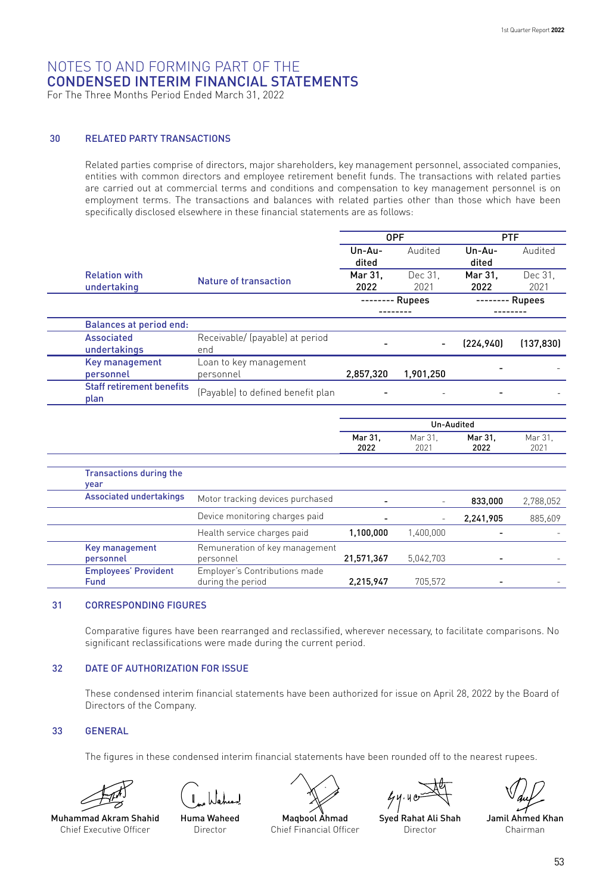# NOTES TO AND FORMING PART OF THE CONDENSED INTERIM FINANCIAL STATEMENTS

For The Three Months Period Ended March 31, 2022

## 30 RELATED PARTY TRANSACTIONS

Related parties comprise of directors, major shareholders, key management personnel, associated companies, entities with common directors and employee retirement benefit funds. The transactions with related parties are carried out at commercial terms and conditions and compensation to key management personnel is on employment terms. The transactions and balances with related parties other than those which have been specifically disclosed elsewhere in these financial statements are as follows:

| Relation with undertaking | Nature of transaction | OPF | | PTF | |
|---|---|---|---|---|---|
| | | Un-Audited | Audited | Un-Audited | Audited |
| | | Mar 31, 2022 | Dec 31, 2021 | Mar 31, 2022 | Dec 31, 2021 |
| | | -------- Rupees -------- | | -------- Rupees -------- | |
| **Balances at period end:** | | | | | |
| Associated undertakings | Receivable/ (payable) at period end | - | - | (224,940) | (137,830) |
| Key management personnel | Loan to key management personnel | 2,857,320 | 1,901,250 | - | - |
| Staff retirement benefits plan | (Payable) to defined benefit plan | - | - | - | - |

| | | Un-Audited | | | |
|---|---|---|---|---|---|
| | | Mar 31, 2022 | Mar 31, 2021 | Mar 31, 2022 | Mar 31, 2021 |
| **Transactions during the year** | | | | | |
| Associated undertakings | Motor tracking devices purchased | - | - | 833,000 | 2,788,052 |
| | Device monitoring charges paid | - | - | 2,241,905 | 885,609 |
| | Health service charges paid | 1,100,000 | 1,400,000 | - | - |
| Key management personnel | Remuneration of key management personnel | 21,571,367 | 5,042,703 | - | - |
| Employees' Provident Fund | Employer's Contributions made during the period | 2,215,947 | 705,572 | - | - |

## 31 CORRESPONDING FIGURES

Comparative figures have been rearranged and reclassified, wherever necessary, to facilitate comparisons. No significant reclassifications were made during the current period.

## 32 DATE OF AUTHORIZATION FOR ISSUE

These condensed interim financial statements have been authorized for issue on April 28, 2022 by the Board of Directors of the Company.

## 33 GENERAL

The figures in these condensed interim financial statements have been rounded off to the nearest rupees.

| Muhammad Akram Shahid | Huma Waheed | Maqbool Ahmad | Syed Rahat Ali Shah | Jamil Ahmed Khan |
|---|---|---|---|---|
| Chief Executive Officer | Director | Chief Financial Officer | Director | Chairman |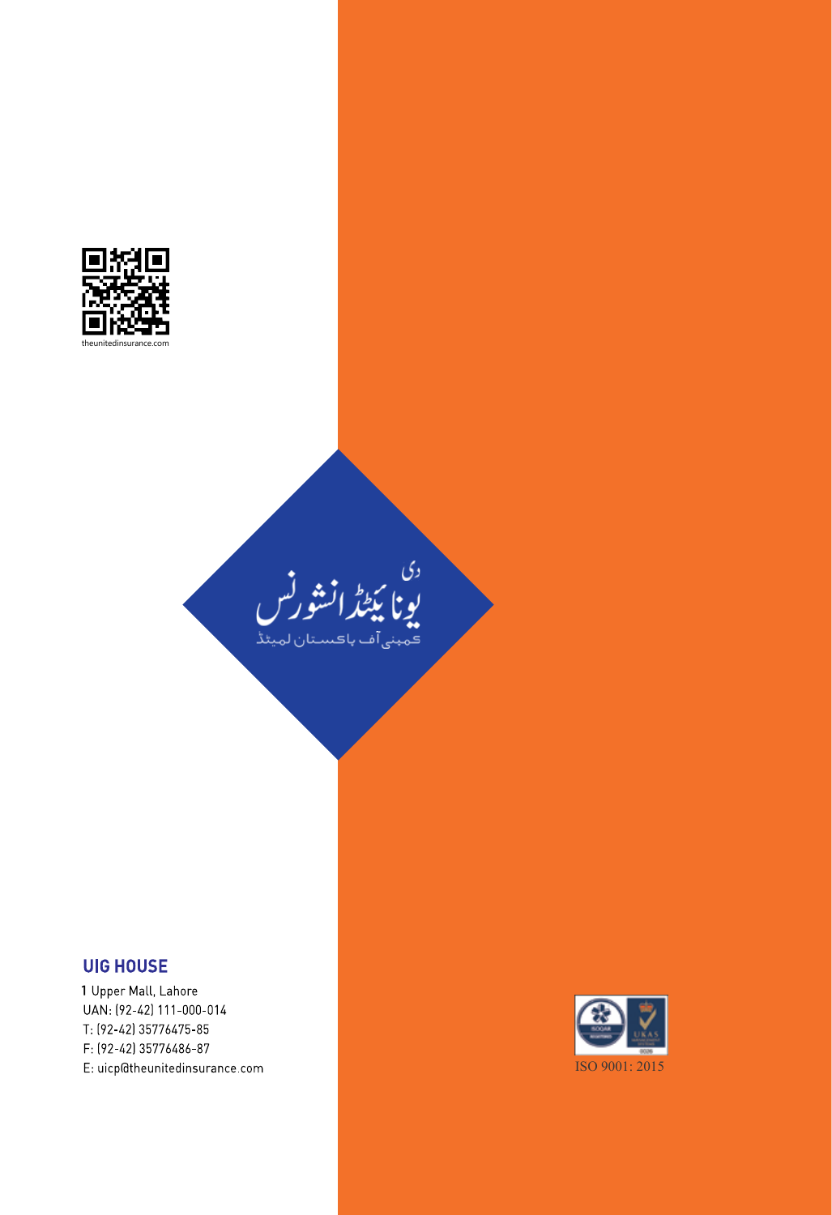theunitedinsurance.com

دی
یونائیٹڈ انشورنس
کمپنی آف پاکستان لمیٹڈ

**UIG HOUSE**

1 Upper Mall, Lahore
UAN: (92-42) 111-000-014
T: (92-42) 35776475-85
F: (92-42) 35776486-87
E: uicp@theunitedinsurance.com

ISO 9001: 2015